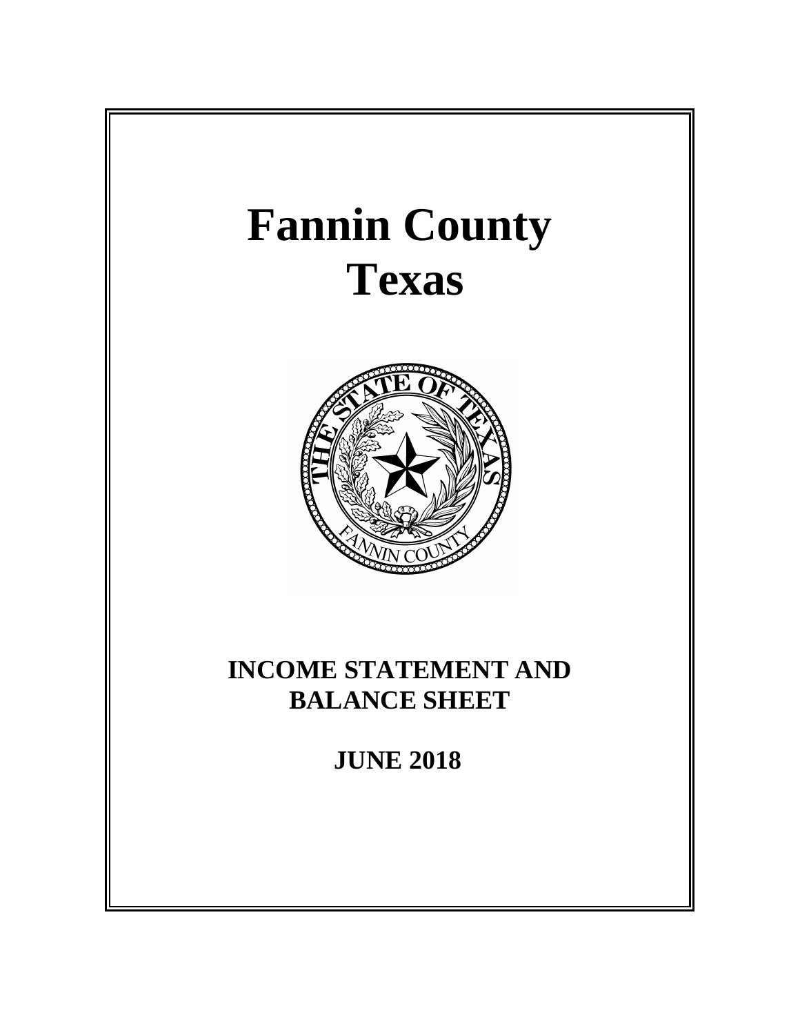# Fannin County
# Texas

## INCOME STATEMENT AND BALANCE SHEET

## JUNE 2018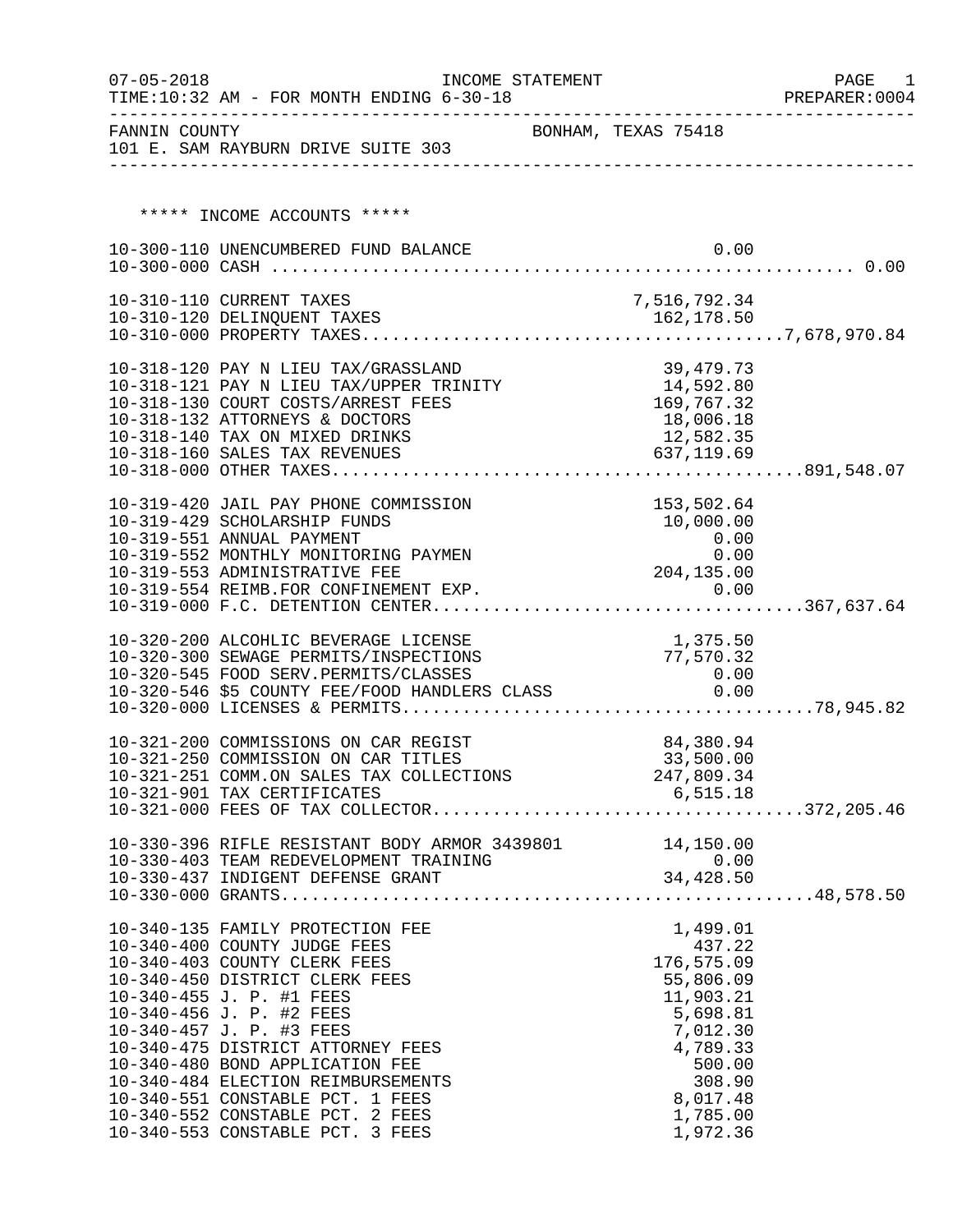07-05-2018 INCOME STATEMENT PAGE 1
TIME:10:32 AM - FOR MONTH ENDING 6-30-18 PREPARER:0004

FANNIN COUNTY BONHAM, TEXAS 75418
101 E. SAM RAYBURN DRIVE SUITE 303

## ***** INCOME ACCOUNTS *****

| Account | Description | Amount | Total |
|---|---|---|---|
| 10-300-110 | UNENCUMBERED FUND BALANCE | 0.00 | |
| 10-300-000 | CASH | | 0.00 |
| 10-310-110 | CURRENT TAXES | 7,516,792.34 | |
| 10-310-120 | DELINQUENT TAXES | 162,178.50 | |
| 10-310-000 | PROPERTY TAXES | | 7,678,970.84 |
| 10-318-120 | PAY N LIEU TAX/GRASSLAND | 39,479.73 | |
| 10-318-121 | PAY N LIEU TAX/UPPER TRINITY | 14,592.80 | |
| 10-318-130 | COURT COSTS/ARREST FEES | 169,767.32 | |
| 10-318-132 | ATTORNEYS & DOCTORS | 18,006.18 | |
| 10-318-140 | TAX ON MIXED DRINKS | 12,582.35 | |
| 10-318-160 | SALES TAX REVENUES | 637,119.69 | |
| 10-318-000 | OTHER TAXES | | 891,548.07 |
| 10-319-420 | JAIL PAY PHONE COMMISSION | 153,502.64 | |
| 10-319-429 | SCHOLARSHIP FUNDS | 10,000.00 | |
| 10-319-551 | ANNUAL PAYMENT | 0.00 | |
| 10-319-552 | MONTHLY MONITORING PAYMEN | 0.00 | |
| 10-319-553 | ADMINISTRATIVE FEE | 204,135.00 | |
| 10-319-554 | REIMB.FOR CONFINEMENT EXP. | 0.00 | |
| 10-319-000 | F.C. DETENTION CENTER | | 367,637.64 |
| 10-320-200 | ALCOHLIC BEVERAGE LICENSE | 1,375.50 | |
| 10-320-300 | SEWAGE PERMITS/INSPECTIONS | 77,570.32 | |
| 10-320-545 | FOOD SERV.PERMITS/CLASSES | 0.00 | |
| 10-320-546 | $5 COUNTY FEE/FOOD HANDLERS CLASS | 0.00 | |
| 10-320-000 | LICENSES & PERMITS | | 78,945.82 |
| 10-321-200 | COMMISSIONS ON CAR REGIST | 84,380.94 | |
| 10-321-250 | COMMISSION ON CAR TITLES | 33,500.00 | |
| 10-321-251 | COMM.ON SALES TAX COLLECTIONS | 247,809.34 | |
| 10-321-901 | TAX CERTIFICATES | 6,515.18 | |
| 10-321-000 | FEES OF TAX COLLECTOR | | 372,205.46 |
| 10-330-396 | RIFLE RESISTANT BODY ARMOR 3439801 | 14,150.00 | |
| 10-330-403 | TEAM REDEVELOPMENT TRAINING | 0.00 | |
| 10-330-437 | INDIGENT DEFENSE GRANT | 34,428.50 | |
| 10-330-000 | GRANTS | | 48,578.50 |
| 10-340-135 | FAMILY PROTECTION FEE | 1,499.01 | |
| 10-340-400 | COUNTY JUDGE FEES | 437.22 | |
| 10-340-403 | COUNTY CLERK FEES | 176,575.09 | |
| 10-340-450 | DISTRICT CLERK FEES | 55,806.09 | |
| 10-340-455 | J. P. #1 FEES | 11,903.21 | |
| 10-340-456 | J. P. #2 FEES | 5,698.81 | |
| 10-340-457 | J. P. #3 FEES | 7,012.30 | |
| 10-340-475 | DISTRICT ATTORNEY FEES | 4,789.33 | |
| 10-340-480 | BOND APPLICATION FEE | 500.00 | |
| 10-340-484 | ELECTION REIMBURSEMENTS | 308.90 | |
| 10-340-551 | CONSTABLE PCT. 1 FEES | 8,017.48 | |
| 10-340-552 | CONSTABLE PCT. 2 FEES | 1,785.00 | |
| 10-340-553 | CONSTABLE PCT. 3 FEES | 1,972.36 | |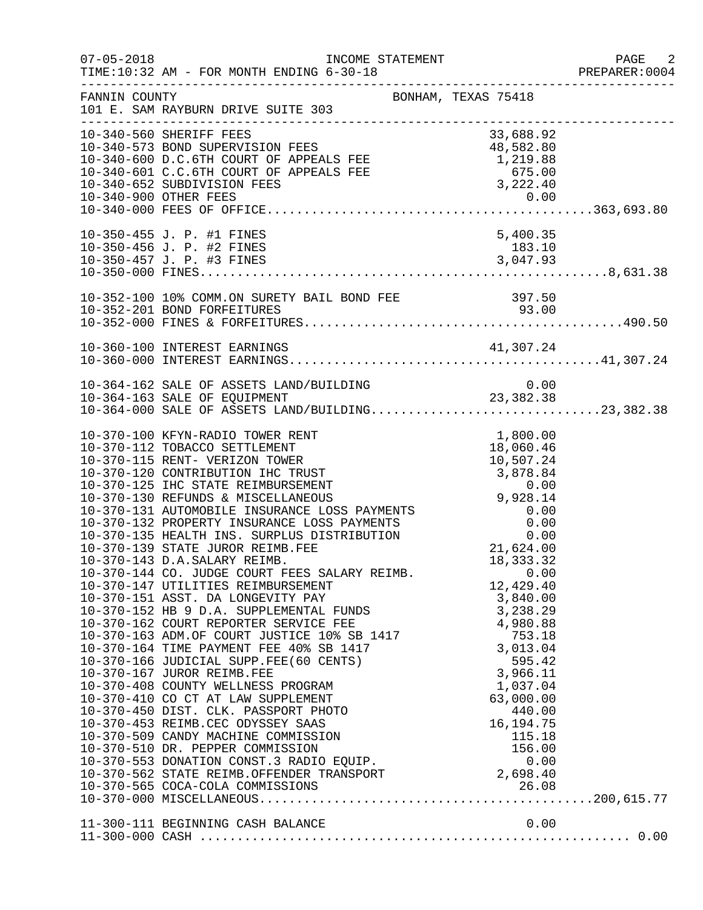FANNIN COUNTY — BONHAM, TEXAS 75418
101 E. SAM RAYBURN DRIVE SUITE 303

INCOME STATEMENT — FOR MONTH ENDING 6-30-18

| Account | Description | Amount | Total |
|---|---|---|---|
| 10-340-560 | SHERIFF FEES | 33,688.92 | |
| 10-340-573 | BOND SUPERVISION FEES | 48,582.80 | |
| 10-340-600 | D.C.6TH COURT OF APPEALS FEE | 1,219.88 | |
| 10-340-601 | C.C.6TH COURT OF APPEALS FEE | 675.00 | |
| 10-340-652 | SUBDIVISION FEES | 3,222.40 | |
| 10-340-900 | OTHER FEES | 0.00 | |
| 10-340-000 | FEES OF OFFICE | | 363,693.80 |
| 10-350-455 | J. P. #1 FINES | 5,400.35 | |
| 10-350-456 | J. P. #2 FINES | 183.10 | |
| 10-350-457 | J. P. #3 FINES | 3,047.93 | |
| 10-350-000 | FINES | | 8,631.38 |
| 10-352-100 | 10% COMM.ON SURETY BAIL BOND FEE | 397.50 | |
| 10-352-201 | BOND FORFEITURES | 93.00 | |
| 10-352-000 | FINES & FORFEITURES | | 490.50 |
| 10-360-100 | INTEREST EARNINGS | 41,307.24 | |
| 10-360-000 | INTEREST EARNINGS | | 41,307.24 |
| 10-364-162 | SALE OF ASSETS LAND/BUILDING | 0.00 | |
| 10-364-163 | SALE OF EQUIPMENT | 23,382.38 | |
| 10-364-000 | SALE OF ASSETS LAND/BUILDING | | 23,382.38 |
| 10-370-100 | KFYN-RADIO TOWER RENT | 1,800.00 | |
| 10-370-112 | TOBACCO SETTLEMENT | 18,060.46 | |
| 10-370-115 | RENT- VERIZON TOWER | 10,507.24 | |
| 10-370-120 | CONTRIBUTION IHC TRUST | 3,878.84 | |
| 10-370-125 | IHC STATE REIMBURSEMENT | 0.00 | |
| 10-370-130 | REFUNDS & MISCELLANEOUS | 9,928.14 | |
| 10-370-131 | AUTOMOBILE INSURANCE LOSS PAYMENTS | 0.00 | |
| 10-370-132 | PROPERTY INSURANCE LOSS PAYMENTS | 0.00 | |
| 10-370-135 | HEALTH INS. SURPLUS DISTRIBUTION | 0.00 | |
| 10-370-139 | STATE JUROR REIMB.FEE | 21,624.00 | |
| 10-370-143 | D.A.SALARY REIMB. | 18,333.32 | |
| 10-370-144 | CO. JUDGE COURT FEES SALARY REIMB. | 0.00 | |
| 10-370-147 | UTILITIES REIMBURSEMENT | 12,429.40 | |
| 10-370-151 | ASST. DA LONGEVITY PAY | 3,840.00 | |
| 10-370-152 | HB 9 D.A. SUPPLEMENTAL FUNDS | 3,238.29 | |
| 10-370-162 | COURT REPORTER SERVICE FEE | 4,980.88 | |
| 10-370-163 | ADM.OF COURT JUSTICE 10% SB 1417 | 753.18 | |
| 10-370-164 | TIME PAYMENT FEE 40% SB 1417 | 3,013.04 | |
| 10-370-166 | JUDICIAL SUPP.FEE(60 CENTS) | 595.42 | |
| 10-370-167 | JUROR REIMB.FEE | 3,966.11 | |
| 10-370-408 | COUNTY WELLNESS PROGRAM | 1,037.04 | |
| 10-370-410 | CO CT AT LAW SUPPLEMENT | 63,000.00 | |
| 10-370-450 | DIST. CLK. PASSPORT PHOTO | 440.00 | |
| 10-370-453 | REIMB.CEC ODYSSEY SAAS | 16,194.75 | |
| 10-370-509 | CANDY MACHINE COMMISSION | 115.18 | |
| 10-370-510 | DR. PEPPER COMMISSION | 156.00 | |
| 10-370-553 | DONATION CONST.3 RADIO EQUIP. | 0.00 | |
| 10-370-562 | STATE REIMB.OFFENDER TRANSPORT | 2,698.40 | |
| 10-370-565 | COCA-COLA COMMISSIONS | 26.08 | |
| 10-370-000 | MISCELLANEOUS | | 200,615.77 |
| 11-300-111 | BEGINNING CASH BALANCE | 0.00 | |
| 11-300-000 | CASH | | 0.00 |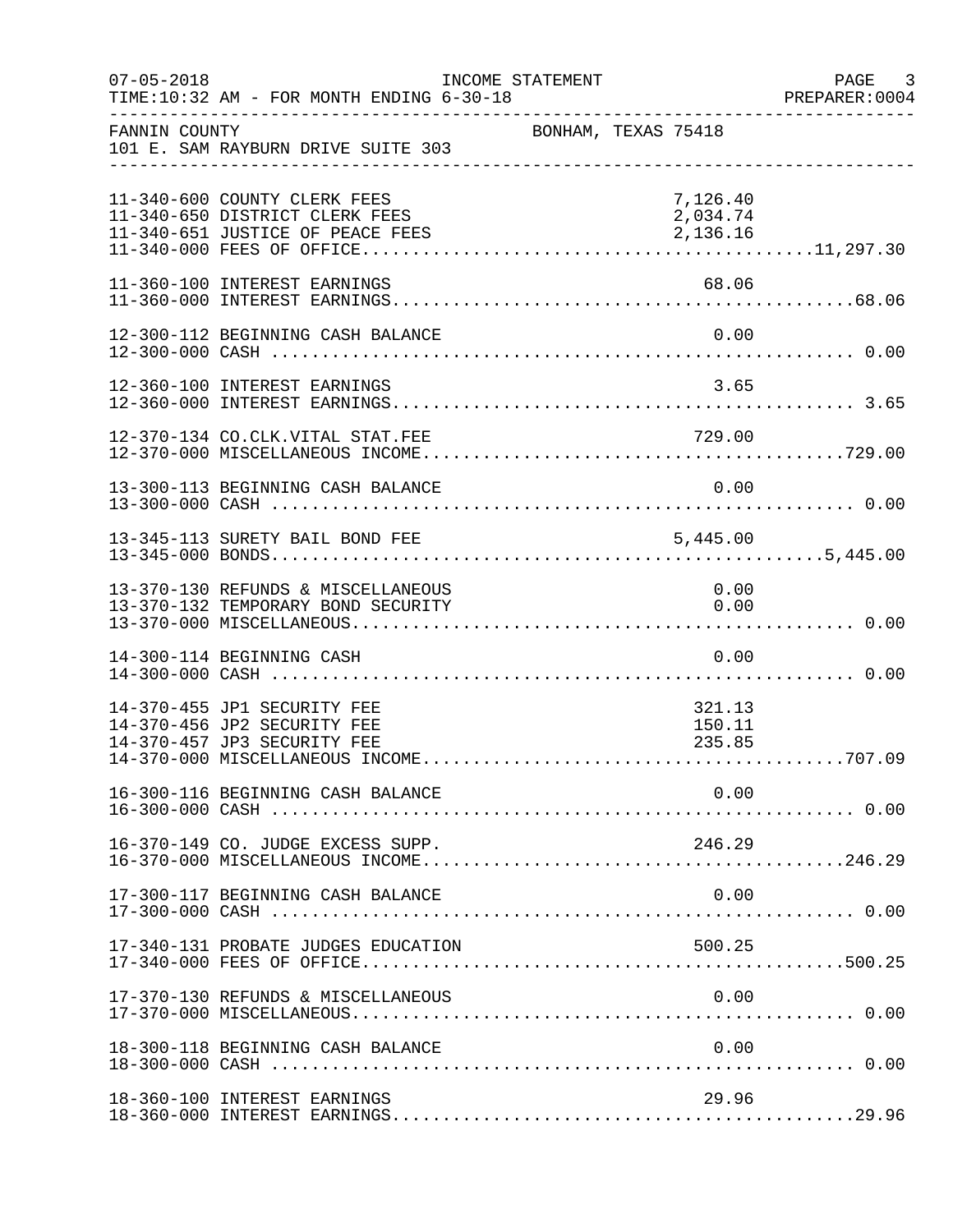FANNIN COUNTY — BONHAM, TEXAS 75418
101 E. SAM RAYBURN DRIVE SUITE 303

INCOME STATEMENT — FOR MONTH ENDING 6-30-18

| Account | Description | Amount | Total |
|---|---|---|---|
| 11-340-600 | COUNTY CLERK FEES | 7,126.40 | |
| 11-340-650 | DISTRICT CLERK FEES | 2,034.74 | |
| 11-340-651 | JUSTICE OF PEACE FEES | 2,136.16 | |
| 11-340-000 | FEES OF OFFICE | | 11,297.30 |
| 11-360-100 | INTEREST EARNINGS | 68.06 | |
| 11-360-000 | INTEREST EARNINGS | | 68.06 |
| 12-300-112 | BEGINNING CASH BALANCE | 0.00 | |
| 12-300-000 | CASH | | 0.00 |
| 12-360-100 | INTEREST EARNINGS | 3.65 | |
| 12-360-000 | INTEREST EARNINGS | | 3.65 |
| 12-370-134 | CO.CLK.VITAL STAT.FEE | 729.00 | |
| 12-370-000 | MISCELLANEOUS INCOME | | 729.00 |
| 13-300-113 | BEGINNING CASH BALANCE | 0.00 | |
| 13-300-000 | CASH | | 0.00 |
| 13-345-113 | SURETY BAIL BOND FEE | 5,445.00 | |
| 13-345-000 | BONDS | | 5,445.00 |
| 13-370-130 | REFUNDS & MISCELLANEOUS | 0.00 | |
| 13-370-132 | TEMPORARY BOND SECURITY | 0.00 | |
| 13-370-000 | MISCELLANEOUS | | 0.00 |
| 14-300-114 | BEGINNING CASH | 0.00 | |
| 14-300-000 | CASH | | 0.00 |
| 14-370-455 | JP1 SECURITY FEE | 321.13 | |
| 14-370-456 | JP2 SECURITY FEE | 150.11 | |
| 14-370-457 | JP3 SECURITY FEE | 235.85 | |
| 14-370-000 | MISCELLANEOUS INCOME | | 707.09 |
| 16-300-116 | BEGINNING CASH BALANCE | 0.00 | |
| 16-300-000 | CASH | | 0.00 |
| 16-370-149 | CO. JUDGE EXCESS SUPP. | 246.29 | |
| 16-370-000 | MISCELLANEOUS INCOME | | 246.29 |
| 17-300-117 | BEGINNING CASH BALANCE | 0.00 | |
| 17-300-000 | CASH | | 0.00 |
| 17-340-131 | PROBATE JUDGES EDUCATION | 500.25 | |
| 17-340-000 | FEES OF OFFICE | | 500.25 |
| 17-370-130 | REFUNDS & MISCELLANEOUS | 0.00 | |
| 17-370-000 | MISCELLANEOUS | | 0.00 |
| 18-300-118 | BEGINNING CASH BALANCE | 0.00 | |
| 18-300-000 | CASH | | 0.00 |
| 18-360-100 | INTEREST EARNINGS | 29.96 | |
| 18-360-000 | INTEREST EARNINGS | | 29.96 |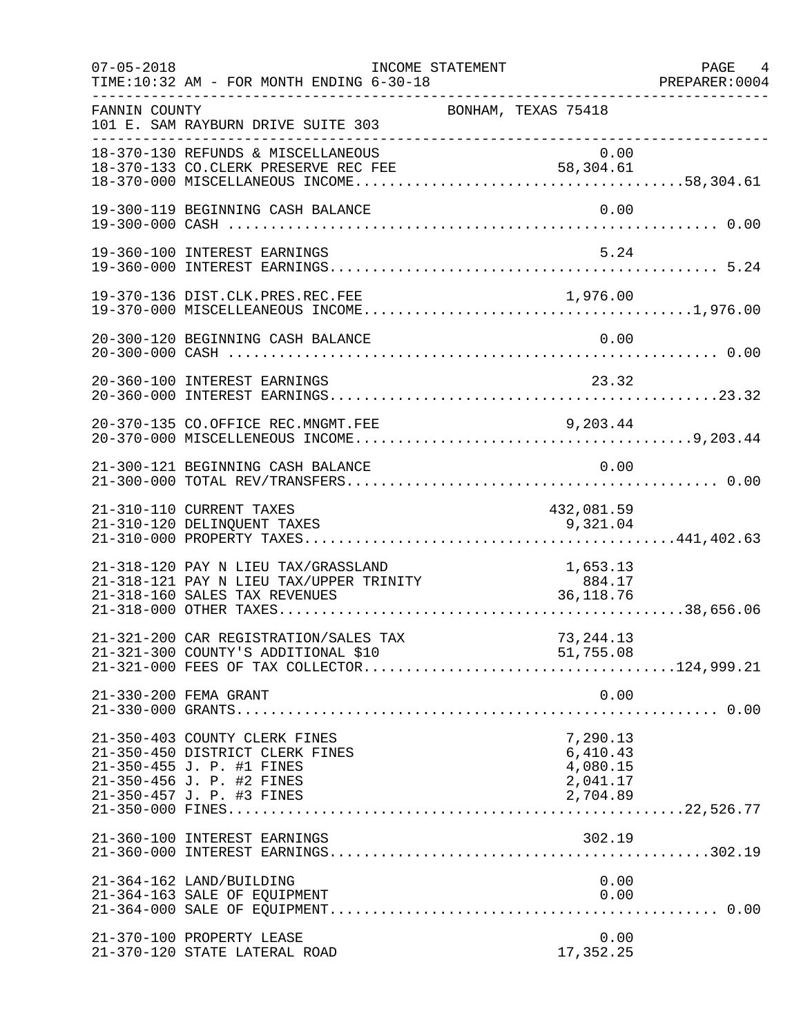07-05-2018 INCOME STATEMENT PAGE 4
TIME:10:32 AM - FOR MONTH ENDING 6-30-18 PREPARER:0004

FANNIN COUNTY BONHAM, TEXAS 75418
101 E. SAM RAYBURN DRIVE SUITE 303

| Account | Description | Amount | Total |
|---|---|---|---|
| 18-370-130 | REFUNDS & MISCELLANEOUS | 0.00 | |
| 18-370-133 | CO.CLERK PRESERVE REC FEE | 58,304.61 | |
| 18-370-000 | MISCELLANEOUS INCOME | | 58,304.61 |
| 19-300-119 | BEGINNING CASH BALANCE | 0.00 | |
| 19-300-000 | CASH | | 0.00 |
| 19-360-100 | INTEREST EARNINGS | 5.24 | |
| 19-360-000 | INTEREST EARNINGS | | 5.24 |
| 19-370-136 | DIST.CLK.PRES.REC.FEE | 1,976.00 | |
| 19-370-000 | MISCELLEANEOUS INCOME | | 1,976.00 |
| 20-300-120 | BEGINNING CASH BALANCE | 0.00 | |
| 20-300-000 | CASH | | 0.00 |
| 20-360-100 | INTEREST EARNINGS | 23.32 | |
| 20-360-000 | INTEREST EARNINGS | | 23.32 |
| 20-370-135 | CO.OFFICE REC.MNGMT.FEE | 9,203.44 | |
| 20-370-000 | MISCELLENEOUS INCOME | | 9,203.44 |
| 21-300-121 | BEGINNING CASH BALANCE | 0.00 | |
| 21-300-000 | TOTAL REV/TRANSFERS | | 0.00 |
| 21-310-110 | CURRENT TAXES | 432,081.59 | |
| 21-310-120 | DELINQUENT TAXES | 9,321.04 | |
| 21-310-000 | PROPERTY TAXES | | 441,402.63 |
| 21-318-120 | PAY N LIEU TAX/GRASSLAND | 1,653.13 | |
| 21-318-121 | PAY N LIEU TAX/UPPER TRINITY | 884.17 | |
| 21-318-160 | SALES TAX REVENUES | 36,118.76 | |
| 21-318-000 | OTHER TAXES | | 38,656.06 |
| 21-321-200 | CAR REGISTRATION/SALES TAX | 73,244.13 | |
| 21-321-300 | COUNTY'S ADDITIONAL $10 | 51,755.08 | |
| 21-321-000 | FEES OF TAX COLLECTOR | | 124,999.21 |
| 21-330-200 | FEMA GRANT | 0.00 | |
| 21-330-000 | GRANTS | | 0.00 |
| 21-350-403 | COUNTY CLERK FINES | 7,290.13 | |
| 21-350-450 | DISTRICT CLERK FINES | 6,410.43 | |
| 21-350-455 | J. P. #1 FINES | 4,080.15 | |
| 21-350-456 | J. P. #2 FINES | 2,041.17 | |
| 21-350-457 | J. P. #3 FINES | 2,704.89 | |
| 21-350-000 | FINES | | 22,526.77 |
| 21-360-100 | INTEREST EARNINGS | 302.19 | |
| 21-360-000 | INTEREST EARNINGS | | 302.19 |
| 21-364-162 | LAND/BUILDING | 0.00 | |
| 21-364-163 | SALE OF EQUIPMENT | 0.00 | |
| 21-364-000 | SALE OF EQUIPMENT | | 0.00 |
| 21-370-100 | PROPERTY LEASE | 0.00 | |
| 21-370-120 | STATE LATERAL ROAD | 17,352.25 | |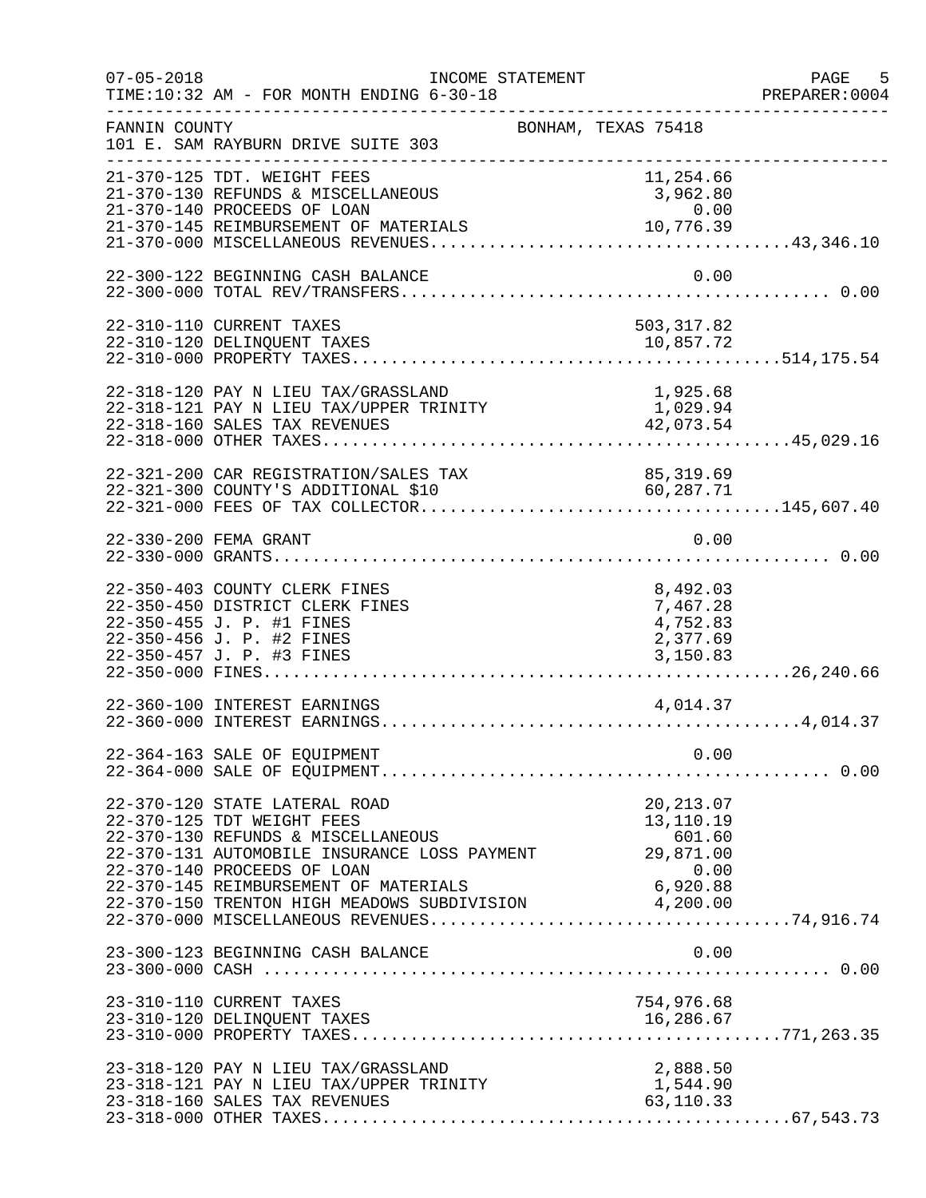FANNIN COUNTY — BONHAM, TEXAS 75418
101 E. SAM RAYBURN DRIVE SUITE 303

INCOME STATEMENT — FOR MONTH ENDING 6-30-18

| Account | Description | Amount | Total |
|---|---|---|---|
| 21-370-125 | TDT. WEIGHT FEES | 11,254.66 | |
| 21-370-130 | REFUNDS & MISCELLANEOUS | 3,962.80 | |
| 21-370-140 | PROCEEDS OF LOAN | 0.00 | |
| 21-370-145 | REIMBURSEMENT OF MATERIALS | 10,776.39 | |
| 21-370-000 | MISCELLANEOUS REVENUES | | 43,346.10 |
| 22-300-122 | BEGINNING CASH BALANCE | 0.00 | |
| 22-300-000 | TOTAL REV/TRANSFERS | | 0.00 |
| 22-310-110 | CURRENT TAXES | 503,317.82 | |
| 22-310-120 | DELINQUENT TAXES | 10,857.72 | |
| 22-310-000 | PROPERTY TAXES | | 514,175.54 |
| 22-318-120 | PAY N LIEU TAX/GRASSLAND | 1,925.68 | |
| 22-318-121 | PAY N LIEU TAX/UPPER TRINITY | 1,029.94 | |
| 22-318-160 | SALES TAX REVENUES | 42,073.54 | |
| 22-318-000 | OTHER TAXES | | 45,029.16 |
| 22-321-200 | CAR REGISTRATION/SALES TAX | 85,319.69 | |
| 22-321-300 | COUNTY'S ADDITIONAL $10 | 60,287.71 | |
| 22-321-000 | FEES OF TAX COLLECTOR | | 145,607.40 |
| 22-330-200 | FEMA GRANT | 0.00 | |
| 22-330-000 | GRANTS | | 0.00 |
| 22-350-403 | COUNTY CLERK FINES | 8,492.03 | |
| 22-350-450 | DISTRICT CLERK FINES | 7,467.28 | |
| 22-350-455 | J. P. #1 FINES | 4,752.83 | |
| 22-350-456 | J. P. #2 FINES | 2,377.69 | |
| 22-350-457 | J. P. #3 FINES | 3,150.83 | |
| 22-350-000 | FINES | | 26,240.66 |
| 22-360-100 | INTEREST EARNINGS | 4,014.37 | |
| 22-360-000 | INTEREST EARNINGS | | 4,014.37 |
| 22-364-163 | SALE OF EQUIPMENT | 0.00 | |
| 22-364-000 | SALE OF EQUIPMENT | | 0.00 |
| 22-370-120 | STATE LATERAL ROAD | 20,213.07 | |
| 22-370-125 | TDT WEIGHT FEES | 13,110.19 | |
| 22-370-130 | REFUNDS & MISCELLANEOUS | 601.60 | |
| 22-370-131 | AUTOMOBILE INSURANCE LOSS PAYMENT | 29,871.00 | |
| 22-370-140 | PROCEEDS OF LOAN | 0.00 | |
| 22-370-145 | REIMBURSEMENT OF MATERIALS | 6,920.88 | |
| 22-370-150 | TRENTON HIGH MEADOWS SUBDIVISION | 4,200.00 | |
| 22-370-000 | MISCELLANEOUS REVENUES | | 74,916.74 |
| 23-300-123 | BEGINNING CASH BALANCE | 0.00 | |
| 23-300-000 | CASH | | 0.00 |
| 23-310-110 | CURRENT TAXES | 754,976.68 | |
| 23-310-120 | DELINQUENT TAXES | 16,286.67 | |
| 23-310-000 | PROPERTY TAXES | | 771,263.35 |
| 23-318-120 | PAY N LIEU TAX/GRASSLAND | 2,888.50 | |
| 23-318-121 | PAY N LIEU TAX/UPPER TRINITY | 1,544.90 | |
| 23-318-160 | SALES TAX REVENUES | 63,110.33 | |
| 23-318-000 | OTHER TAXES | | 67,543.73 |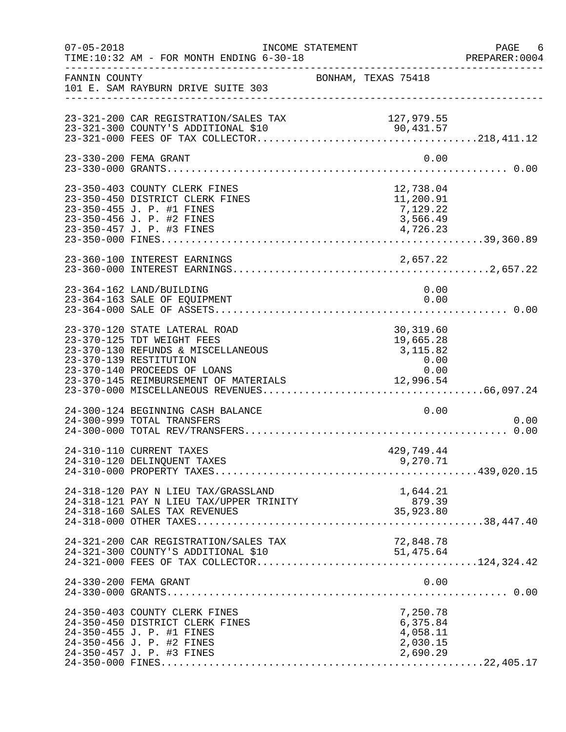FANNIN COUNTY — BONHAM, TEXAS 75418
101 E. SAM RAYBURN DRIVE SUITE 303

INCOME STATEMENT — FOR MONTH ENDING 6-30-18

| Account | Description | Amount | Total |
|---|---|---|---|
| 23-321-200 | CAR REGISTRATION/SALES TAX | 127,979.55 | |
| 23-321-300 | COUNTY'S ADDITIONAL $10 | 90,431.57 | |
| 23-321-000 | FEES OF TAX COLLECTOR | | 218,411.12 |
| 23-330-200 | FEMA GRANT | 0.00 | |
| 23-330-000 | GRANTS | | 0.00 |
| 23-350-403 | COUNTY CLERK FINES | 12,738.04 | |
| 23-350-450 | DISTRICT CLERK FINES | 11,200.91 | |
| 23-350-455 | J. P. #1 FINES | 7,129.22 | |
| 23-350-456 | J. P. #2 FINES | 3,566.49 | |
| 23-350-457 | J. P. #3 FINES | 4,726.23 | |
| 23-350-000 | FINES | | 39,360.89 |
| 23-360-100 | INTEREST EARNINGS | 2,657.22 | |
| 23-360-000 | INTEREST EARNINGS | | 2,657.22 |
| 23-364-162 | LAND/BUILDING | 0.00 | |
| 23-364-163 | SALE OF EQUIPMENT | 0.00 | |
| 23-364-000 | SALE OF ASSETS | | 0.00 |
| 23-370-120 | STATE LATERAL ROAD | 30,319.60 | |
| 23-370-125 | TDT WEIGHT FEES | 19,665.28 | |
| 23-370-130 | REFUNDS & MISCELLANEOUS | 3,115.82 | |
| 23-370-139 | RESTITUTION | 0.00 | |
| 23-370-140 | PROCEEDS OF LOANS | 0.00 | |
| 23-370-145 | REIMBURSEMENT OF MATERIALS | 12,996.54 | |
| 23-370-000 | MISCELLANEOUS REVENUES | | 66,097.24 |
| 24-300-124 | BEGINNING CASH BALANCE | 0.00 | |
| 24-300-999 | TOTAL TRANSFERS | | 0.00 |
| 24-300-000 | TOTAL REV/TRANSFERS | | 0.00 |
| 24-310-110 | CURRENT TAXES | 429,749.44 | |
| 24-310-120 | DELINQUENT TAXES | 9,270.71 | |
| 24-310-000 | PROPERTY TAXES | | 439,020.15 |
| 24-318-120 | PAY N LIEU TAX/GRASSLAND | 1,644.21 | |
| 24-318-121 | PAY N LIEU TAX/UPPER TRINITY | 879.39 | |
| 24-318-160 | SALES TAX REVENUES | 35,923.80 | |
| 24-318-000 | OTHER TAXES | | 38,447.40 |
| 24-321-200 | CAR REGISTRATION/SALES TAX | 72,848.78 | |
| 24-321-300 | COUNTY'S ADDITIONAL $10 | 51,475.64 | |
| 24-321-000 | FEES OF TAX COLLECTOR | | 124,324.42 |
| 24-330-200 | FEMA GRANT | 0.00 | |
| 24-330-000 | GRANTS | | 0.00 |
| 24-350-403 | COUNTY CLERK FINES | 7,250.78 | |
| 24-350-450 | DISTRICT CLERK FINES | 6,375.84 | |
| 24-350-455 | J. P. #1 FINES | 4,058.11 | |
| 24-350-456 | J. P. #2 FINES | 2,030.15 | |
| 24-350-457 | J. P. #3 FINES | 2,690.29 | |
| 24-350-000 | FINES | | 22,405.17 |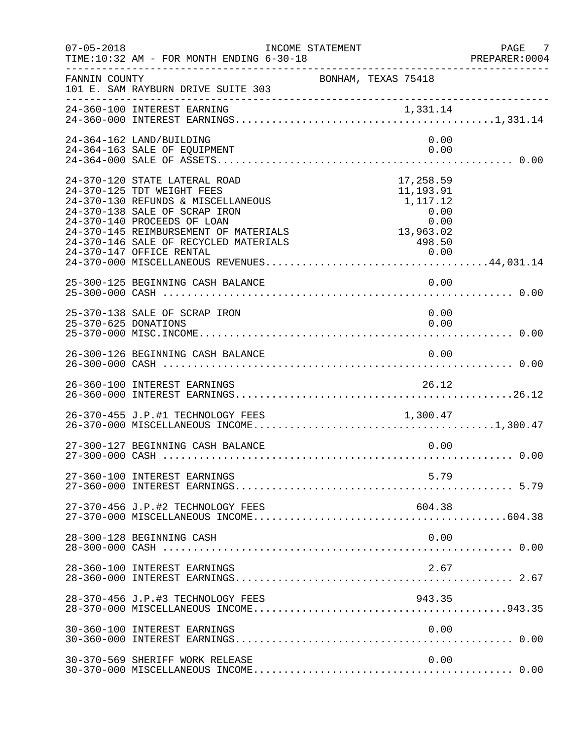FANNIN COUNTY — BONHAM, TEXAS 75418
101 E. SAM RAYBURN DRIVE SUITE 303

INCOME STATEMENT — FOR MONTH ENDING 6-30-18

| Account | Description | Detail | Total |
|---|---|---|---|
| 24-360-100 | INTEREST EARNING | 1,331.14 | |
| 24-360-000 | INTEREST EARNINGS | | 1,331.14 |
| 24-364-162 | LAND/BUILDING | 0.00 | |
| 24-364-163 | SALE OF EQUIPMENT | 0.00 | |
| 24-364-000 | SALE OF ASSETS | | 0.00 |
| 24-370-120 | STATE LATERAL ROAD | 17,258.59 | |
| 24-370-125 | TDT WEIGHT FEES | 11,193.91 | |
| 24-370-130 | REFUNDS & MISCELLANEOUS | 1,117.12 | |
| 24-370-138 | SALE OF SCRAP IRON | 0.00 | |
| 24-370-140 | PROCEEDS OF LOAN | 0.00 | |
| 24-370-145 | REIMBURSEMENT OF MATERIALS | 13,963.02 | |
| 24-370-146 | SALE OF RECYCLED MATERIALS | 498.50 | |
| 24-370-147 | OFFICE RENTAL | 0.00 | |
| 24-370-000 | MISCELLANEOUS REVENUES | | 44,031.14 |
| 25-300-125 | BEGINNING CASH BALANCE | 0.00 | |
| 25-300-000 | CASH | | 0.00 |
| 25-370-138 | SALE OF SCRAP IRON | 0.00 | |
| 25-370-625 | DONATIONS | 0.00 | |
| 25-370-000 | MISC.INCOME | | 0.00 |
| 26-300-126 | BEGINNING CASH BALANCE | 0.00 | |
| 26-300-000 | CASH | | 0.00 |
| 26-360-100 | INTEREST EARNINGS | 26.12 | |
| 26-360-000 | INTEREST EARNINGS | | 26.12 |
| 26-370-455 | J.P.#1 TECHNOLOGY FEES | 1,300.47 | |
| 26-370-000 | MISCELLANEOUS INCOME | | 1,300.47 |
| 27-300-127 | BEGINNING CASH BALANCE | 0.00 | |
| 27-300-000 | CASH | | 0.00 |
| 27-360-100 | INTEREST EARNINGS | 5.79 | |
| 27-360-000 | INTEREST EARNINGS | | 5.79 |
| 27-370-456 | J.P.#2 TECHNOLOGY FEES | 604.38 | |
| 27-370-000 | MISCELLANEOUS INCOME | | 604.38 |
| 28-300-128 | BEGINNING CASH | 0.00 | |
| 28-300-000 | CASH | | 0.00 |
| 28-360-100 | INTEREST EARNINGS | 2.67 | |
| 28-360-000 | INTEREST EARNINGS | | 2.67 |
| 28-370-456 | J.P.#3 TECHNOLOGY FEES | 943.35 | |
| 28-370-000 | MISCELLANEOUS INCOME | | 943.35 |
| 30-360-100 | INTEREST EARNINGS | 0.00 | |
| 30-360-000 | INTEREST EARNINGS | | 0.00 |
| 30-370-569 | SHERIFF WORK RELEASE | 0.00 | |
| 30-370-000 | MISCELLANEOUS INCOME | | 0.00 |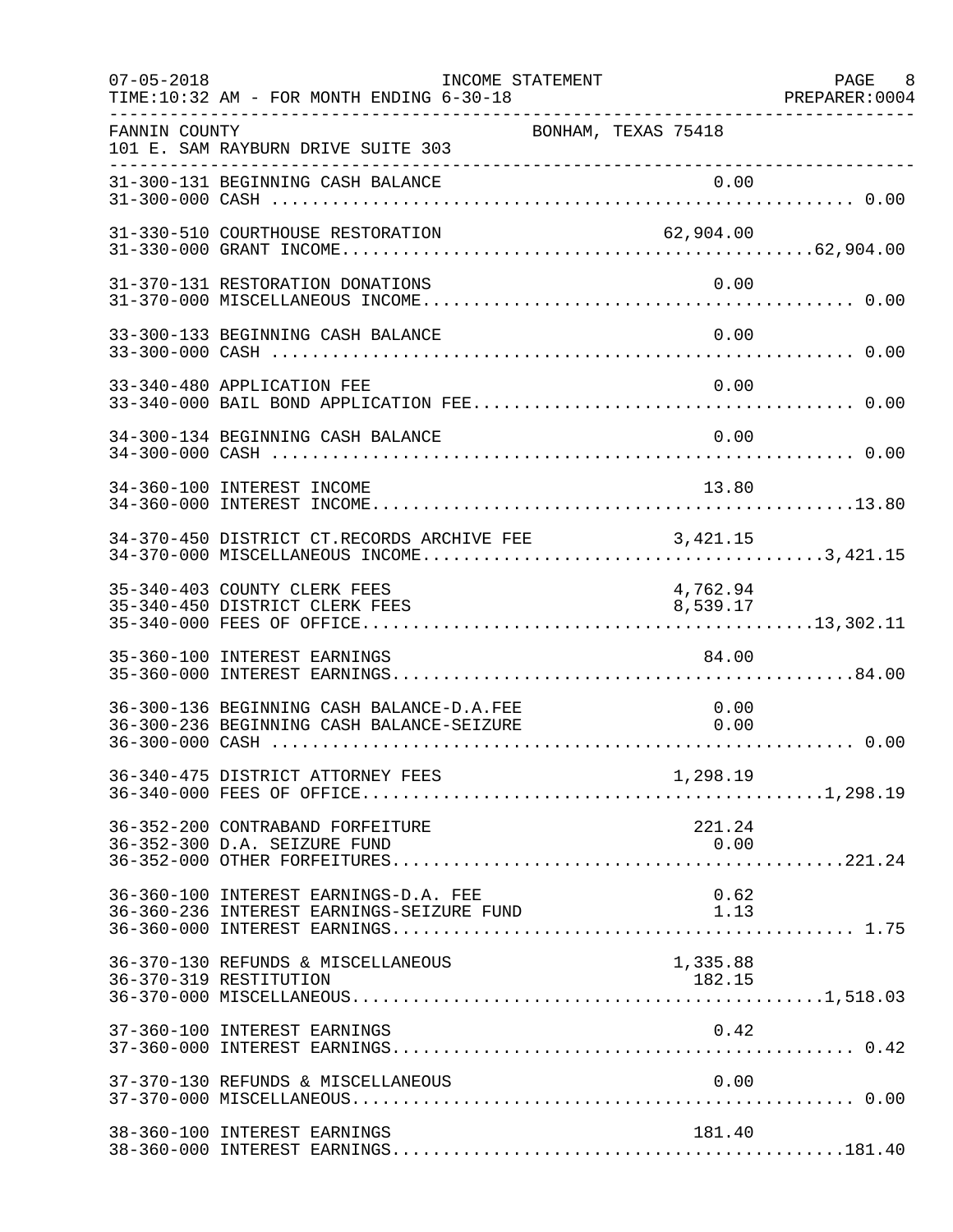07-05-2018 INCOME STATEMENT
TIME:10:32 AM - FOR MONTH ENDING 6-30-18 PREPARER:0004

FANNIN COUNTY BONHAM, TEXAS 75418
101 E. SAM RAYBURN DRIVE SUITE 303

| Account | Description | Detail | Total |
|---|---|---|---|
| 31-300-131 | BEGINNING CASH BALANCE | 0.00 | |
| 31-300-000 | CASH | | 0.00 |
| 31-330-510 | COURTHOUSE RESTORATION | 62,904.00 | |
| 31-330-000 | GRANT INCOME | | 62,904.00 |
| 31-370-131 | RESTORATION DONATIONS | 0.00 | |
| 31-370-000 | MISCELLANEOUS INCOME | | 0.00 |
| 33-300-133 | BEGINNING CASH BALANCE | 0.00 | |
| 33-300-000 | CASH | | 0.00 |
| 33-340-480 | APPLICATION FEE | 0.00 | |
| 33-340-000 | BAIL BOND APPLICATION FEE | | 0.00 |
| 34-300-134 | BEGINNING CASH BALANCE | 0.00 | |
| 34-300-000 | CASH | | 0.00 |
| 34-360-100 | INTEREST INCOME | 13.80 | |
| 34-360-000 | INTEREST INCOME | | 13.80 |
| 34-370-450 | DISTRICT CT.RECORDS ARCHIVE FEE | 3,421.15 | |
| 34-370-000 | MISCELLANEOUS INCOME | | 3,421.15 |
| 35-340-403 | COUNTY CLERK FEES | 4,762.94 | |
| 35-340-450 | DISTRICT CLERK FEES | 8,539.17 | |
| 35-340-000 | FEES OF OFFICE | | 13,302.11 |
| 35-360-100 | INTEREST EARNINGS | 84.00 | |
| 35-360-000 | INTEREST EARNINGS | | 84.00 |
| 36-300-136 | BEGINNING CASH BALANCE-D.A.FEE | 0.00 | |
| 36-300-236 | BEGINNING CASH BALANCE-SEIZURE | 0.00 | |
| 36-300-000 | CASH | | 0.00 |
| 36-340-475 | DISTRICT ATTORNEY FEES | 1,298.19 | |
| 36-340-000 | FEES OF OFFICE | | 1,298.19 |
| 36-352-200 | CONTRABAND FORFEITURE | 221.24 | |
| 36-352-300 | D.A. SEIZURE FUND | 0.00 | |
| 36-352-000 | OTHER FORFEITURES | | 221.24 |
| 36-360-100 | INTEREST EARNINGS-D.A. FEE | 0.62 | |
| 36-360-236 | INTEREST EARNINGS-SEIZURE FUND | 1.13 | |
| 36-360-000 | INTEREST EARNINGS | | 1.75 |
| 36-370-130 | REFUNDS & MISCELLANEOUS | 1,335.88 | |
| 36-370-319 | RESTITUTION | 182.15 | |
| 36-370-000 | MISCELLANEOUS | | 1,518.03 |
| 37-360-100 | INTEREST EARNINGS | 0.42 | |
| 37-360-000 | INTEREST EARNINGS | | 0.42 |
| 37-370-130 | REFUNDS & MISCELLANEOUS | 0.00 | |
| 37-370-000 | MISCELLANEOUS | | 0.00 |
| 38-360-100 | INTEREST EARNINGS | 181.40 | |
| 38-360-000 | INTEREST EARNINGS | | 181.40 |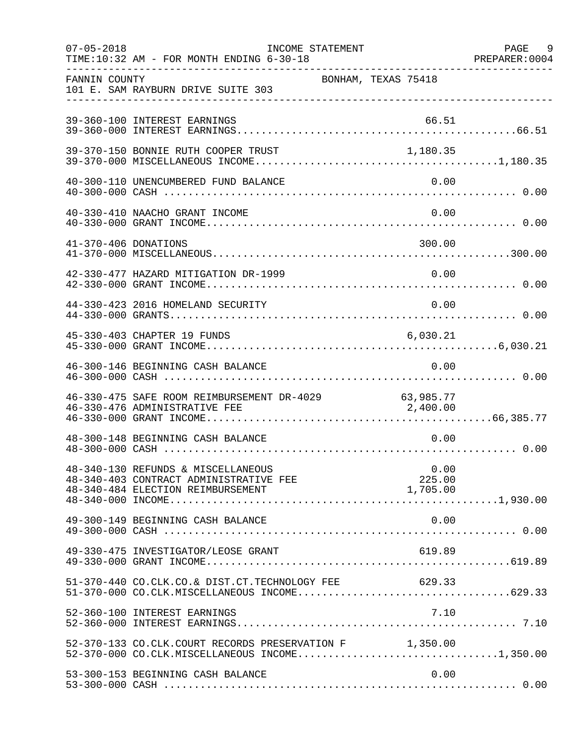FANNIN COUNTY BONHAM, TEXAS 75418
101 E. SAM RAYBURN DRIVE SUITE 303

INCOME STATEMENT
07-05-2018
TIME:10:32 AM - FOR MONTH ENDING 6-30-18
PREPARER:0004

| Account | Description | Amount | Total |
|---|---|---|---|
| 39-360-100 | INTEREST EARNINGS | 66.51 | |
| 39-360-000 | INTEREST EARNINGS | | 66.51 |
| 39-370-150 | BONNIE RUTH COOPER TRUST | 1,180.35 | |
| 39-370-000 | MISCELLANEOUS INCOME | | 1,180.35 |
| 40-300-110 | UNENCUMBERED FUND BALANCE | 0.00 | |
| 40-300-000 | CASH | | 0.00 |
| 40-330-410 | NAACHO GRANT INCOME | 0.00 | |
| 40-330-000 | GRANT INCOME | | 0.00 |
| 41-370-406 | DONATIONS | 300.00 | |
| 41-370-000 | MISCELLANEOUS | | 300.00 |
| 42-330-477 | HAZARD MITIGATION DR-1999 | 0.00 | |
| 42-330-000 | GRANT INCOME | | 0.00 |
| 44-330-423 | 2016 HOMELAND SECURITY | 0.00 | |
| 44-330-000 | GRANTS | | 0.00 |
| 45-330-403 | CHAPTER 19 FUNDS | 6,030.21 | |
| 45-330-000 | GRANT INCOME | | 6,030.21 |
| 46-300-146 | BEGINNING CASH BALANCE | 0.00 | |
| 46-300-000 | CASH | | 0.00 |
| 46-330-475 | SAFE ROOM REIMBURSEMENT DR-4029 | 63,985.77 | |
| 46-330-476 | ADMINISTRATIVE FEE | 2,400.00 | |
| 46-330-000 | GRANT INCOME | | 66,385.77 |
| 48-300-148 | BEGINNING CASH BALANCE | 0.00 | |
| 48-300-000 | CASH | | 0.00 |
| 48-340-130 | REFUNDS & MISCELLANEOUS | 0.00 | |
| 48-340-403 | CONTRACT ADMINISTRATIVE FEE | 225.00 | |
| 48-340-484 | ELECTION REIMBURSEMENT | 1,705.00 | |
| 48-340-000 | INCOME | | 1,930.00 |
| 49-300-149 | BEGINNING CASH BALANCE | 0.00 | |
| 49-300-000 | CASH | | 0.00 |
| 49-330-475 | INVESTIGATOR/LEOSE GRANT | 619.89 | |
| 49-330-000 | GRANT INCOME | | 619.89 |
| 51-370-440 | CO.CLK.CO.& DIST.CT.TECHNOLOGY FEE | 629.33 | |
| 51-370-000 | CO.CLK.MISCELLANEOUS INCOME | | 629.33 |
| 52-360-100 | INTEREST EARNINGS | 7.10 | |
| 52-360-000 | INTEREST EARNINGS | | 7.10 |
| 52-370-133 | CO.CLK.COURT RECORDS PRESERVATION F | 1,350.00 | |
| 52-370-000 | CO.CLK.MISCELLANEOUS INCOME | | 1,350.00 |
| 53-300-153 | BEGINNING CASH BALANCE | 0.00 | |
| 53-300-000 | CASH | | 0.00 |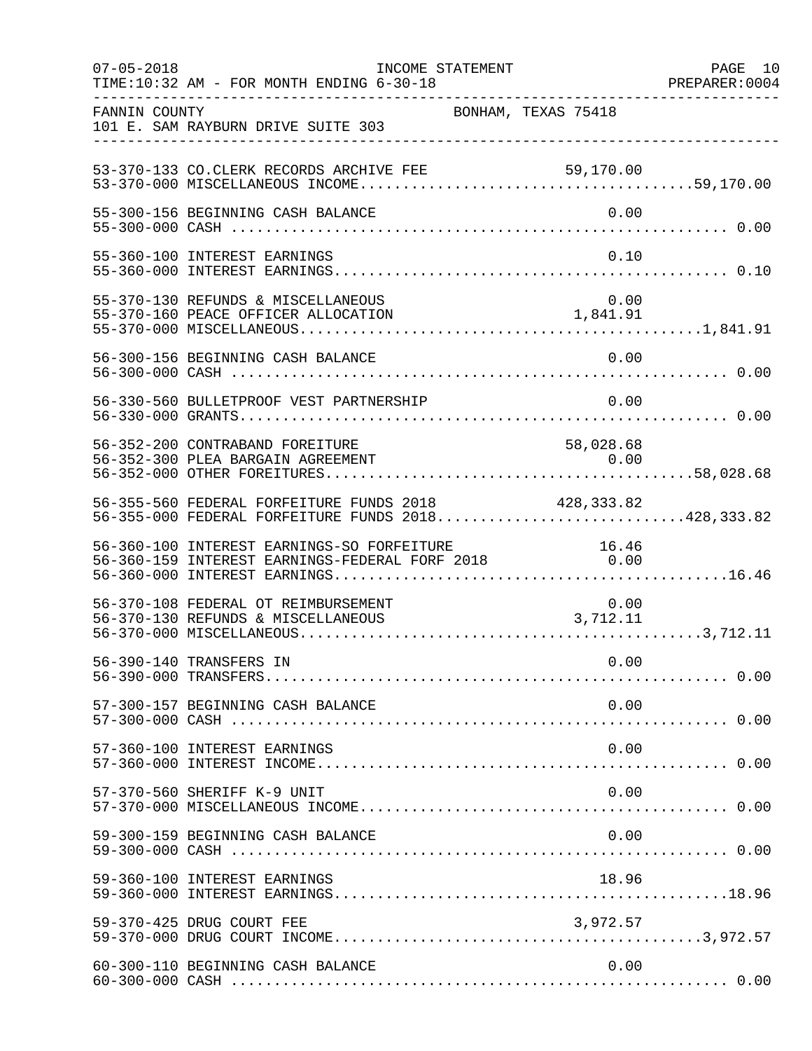FANNIN COUNTY — BONHAM, TEXAS 75418
101 E. SAM RAYBURN DRIVE SUITE 303

INCOME STATEMENT
TIME:10:32 AM - FOR MONTH ENDING 6-30-18

| Account | Description | Detail | Total |
|---|---|---|---|
| 53-370-133 | CO.CLERK RECORDS ARCHIVE FEE | 59,170.00 | |
| 53-370-000 | MISCELLANEOUS INCOME | | 59,170.00 |
| 55-300-156 | BEGINNING CASH BALANCE | 0.00 | |
| 55-300-000 | CASH | | 0.00 |
| 55-360-100 | INTEREST EARNINGS | 0.10 | |
| 55-360-000 | INTEREST EARNINGS | | 0.10 |
| 55-370-130 | REFUNDS & MISCELLANEOUS | 0.00 | |
| 55-370-160 | PEACE OFFICER ALLOCATION | 1,841.91 | |
| 55-370-000 | MISCELLANEOUS | | 1,841.91 |
| 56-300-156 | BEGINNING CASH BALANCE | 0.00 | |
| 56-300-000 | CASH | | 0.00 |
| 56-330-560 | BULLETPROOF VEST PARTNERSHIP | 0.00 | |
| 56-330-000 | GRANTS | | 0.00 |
| 56-352-200 | CONTRABAND FOREITURE | 58,028.68 | |
| 56-352-300 | PLEA BARGAIN AGREEMENT | 0.00 | |
| 56-352-000 | OTHER FOREITURES | | 58,028.68 |
| 56-355-560 | FEDERAL FORFEITURE FUNDS 2018 | 428,333.82 | |
| 56-355-000 | FEDERAL FORFEITURE FUNDS 2018 | | 428,333.82 |
| 56-360-100 | INTEREST EARNINGS-SO FORFEITURE | 16.46 | |
| 56-360-159 | INTEREST EARNINGS-FEDERAL FORF 2018 | 0.00 | |
| 56-360-000 | INTEREST EARNINGS | | 16.46 |
| 56-370-108 | FEDERAL OT REIMBURSEMENT | 0.00 | |
| 56-370-130 | REFUNDS & MISCELLANEOUS | 3,712.11 | |
| 56-370-000 | MISCELLANEOUS | | 3,712.11 |
| 56-390-140 | TRANSFERS IN | 0.00 | |
| 56-390-000 | TRANSFERS | | 0.00 |
| 57-300-157 | BEGINNING CASH BALANCE | 0.00 | |
| 57-300-000 | CASH | | 0.00 |
| 57-360-100 | INTEREST EARNINGS | 0.00 | |
| 57-360-000 | INTEREST INCOME | | 0.00 |
| 57-370-560 | SHERIFF K-9 UNIT | 0.00 | |
| 57-370-000 | MISCELLANEOUS INCOME | | 0.00 |
| 59-300-159 | BEGINNING CASH BALANCE | 0.00 | |
| 59-300-000 | CASH | | 0.00 |
| 59-360-100 | INTEREST EARNINGS | 18.96 | |
| 59-360-000 | INTEREST EARNINGS | | 18.96 |
| 59-370-425 | DRUG COURT FEE | 3,972.57 | |
| 59-370-000 | DRUG COURT INCOME | | 3,972.57 |
| 60-300-110 | BEGINNING CASH BALANCE | 0.00 | |
| 60-300-000 | CASH | | 0.00 |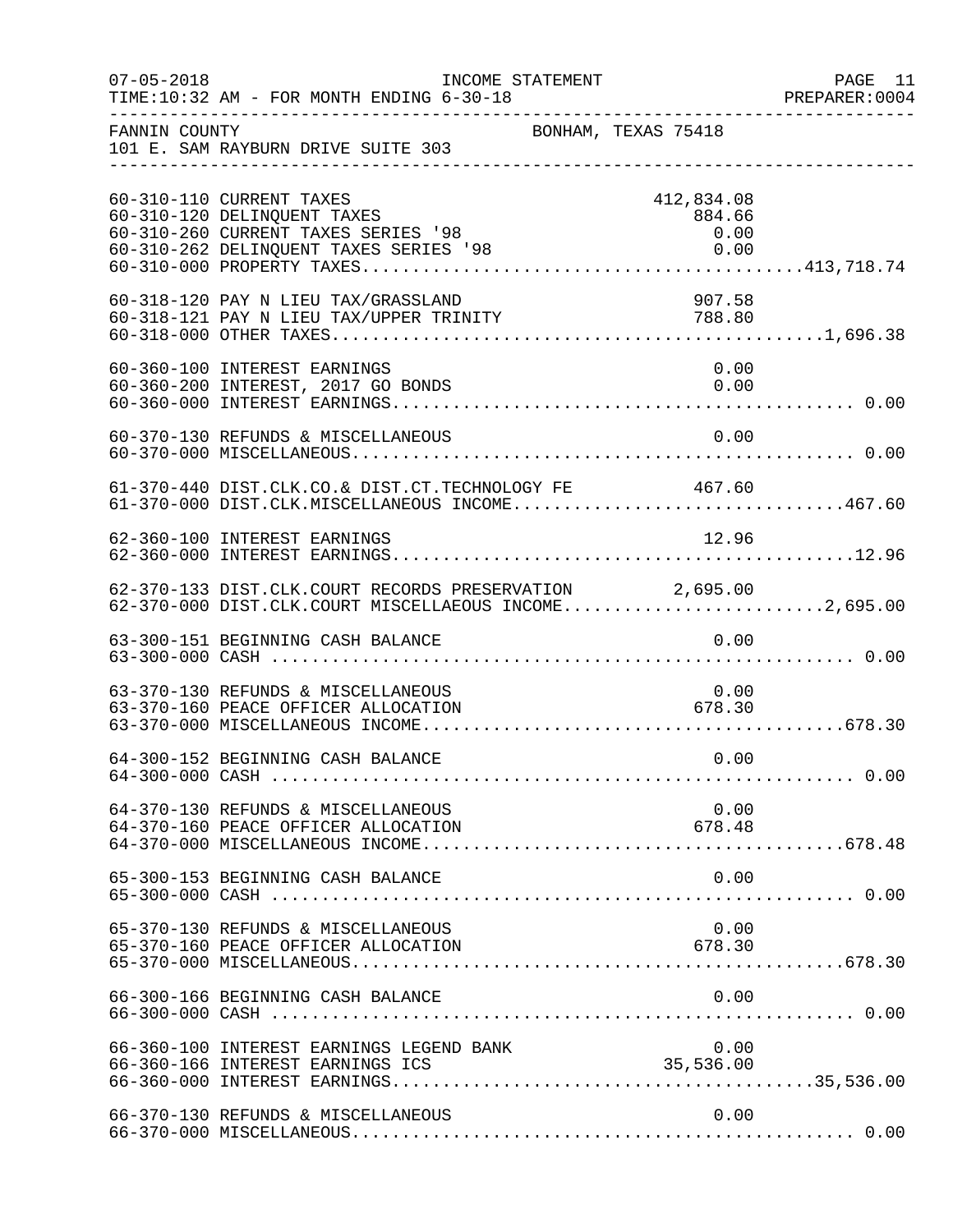FANNIN COUNTY — BONHAM, TEXAS 75418
101 E. SAM RAYBURN DRIVE SUITE 303

INCOME STATEMENT — FOR MONTH ENDING 6-30-18

| Account | Description | Detail | Total |
|---|---|---|---|
| 60-310-110 | CURRENT TAXES | 412,834.08 | |
| 60-310-120 | DELINQUENT TAXES | 884.66 | |
| 60-310-260 | CURRENT TAXES SERIES '98 | 0.00 | |
| 60-310-262 | DELINQUENT TAXES SERIES '98 | 0.00 | |
| 60-310-000 | PROPERTY TAXES | | 413,718.74 |
| 60-318-120 | PAY N LIEU TAX/GRASSLAND | 907.58 | |
| 60-318-121 | PAY N LIEU TAX/UPPER TRINITY | 788.80 | |
| 60-318-000 | OTHER TAXES | | 1,696.38 |
| 60-360-100 | INTEREST EARNINGS | 0.00 | |
| 60-360-200 | INTEREST, 2017 GO BONDS | 0.00 | |
| 60-360-000 | INTEREST EARNINGS | | 0.00 |
| 60-370-130 | REFUNDS & MISCELLANEOUS | 0.00 | |
| 60-370-000 | MISCELLANEOUS | | 0.00 |
| 61-370-440 | DIST.CLK.CO.& DIST.CT.TECHNOLOGY FE | 467.60 | |
| 61-370-000 | DIST.CLK.MISCELLANEOUS INCOME | | 467.60 |
| 62-360-100 | INTEREST EARNINGS | 12.96 | |
| 62-360-000 | INTEREST EARNINGS | | 12.96 |
| 62-370-133 | DIST.CLK.COURT RECORDS PRESERVATION | 2,695.00 | |
| 62-370-000 | DIST.CLK.COURT MISCELLAEOUS INCOME | | 2,695.00 |
| 63-300-151 | BEGINNING CASH BALANCE | 0.00 | |
| 63-300-000 | CASH | | 0.00 |
| 63-370-130 | REFUNDS & MISCELLANEOUS | 0.00 | |
| 63-370-160 | PEACE OFFICER ALLOCATION | 678.30 | |
| 63-370-000 | MISCELLANEOUS INCOME | | 678.30 |
| 64-300-152 | BEGINNING CASH BALANCE | 0.00 | |
| 64-300-000 | CASH | | 0.00 |
| 64-370-130 | REFUNDS & MISCELLANEOUS | 0.00 | |
| 64-370-160 | PEACE OFFICER ALLOCATION | 678.48 | |
| 64-370-000 | MISCELLANEOUS INCOME | | 678.48 |
| 65-300-153 | BEGINNING CASH BALANCE | 0.00 | |
| 65-300-000 | CASH | | 0.00 |
| 65-370-130 | REFUNDS & MISCELLANEOUS | 0.00 | |
| 65-370-160 | PEACE OFFICER ALLOCATION | 678.30 | |
| 65-370-000 | MISCELLANEOUS | | 678.30 |
| 66-300-166 | BEGINNING CASH BALANCE | 0.00 | |
| 66-300-000 | CASH | | 0.00 |
| 66-360-100 | INTEREST EARNINGS LEGEND BANK | 0.00 | |
| 66-360-166 | INTEREST EARNINGS ICS | 35,536.00 | |
| 66-360-000 | INTEREST EARNINGS | | 35,536.00 |
| 66-370-130 | REFUNDS & MISCELLANEOUS | 0.00 | |
| 66-370-000 | MISCELLANEOUS | | 0.00 |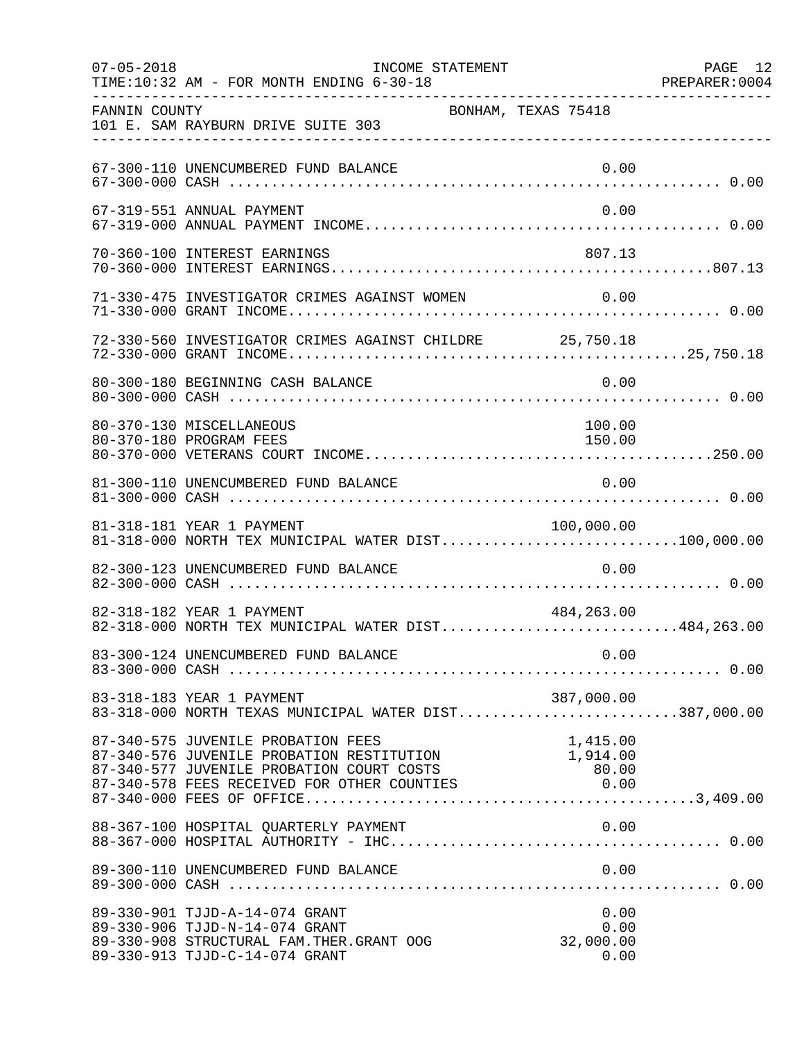FANNIN COUNTY BONHAM, TEXAS 75418
101 E. SAM RAYBURN DRIVE SUITE 303

INCOME STATEMENT — FOR MONTH ENDING 6-30-18

| Account | Description | Amount | Total |
|---|---|---|---|
| 67-300-110 | UNENCUMBERED FUND BALANCE | 0.00 | |
| 67-300-000 | CASH | | 0.00 |
| 67-319-551 | ANNUAL PAYMENT | 0.00 | |
| 67-319-000 | ANNUAL PAYMENT INCOME | | 0.00 |
| 70-360-100 | INTEREST EARNINGS | 807.13 | |
| 70-360-000 | INTEREST EARNINGS | | 807.13 |
| 71-330-475 | INVESTIGATOR CRIMES AGAINST WOMEN | 0.00 | |
| 71-330-000 | GRANT INCOME | | 0.00 |
| 72-330-560 | INVESTIGATOR CRIMES AGAINST CHILDRE | 25,750.18 | |
| 72-330-000 | GRANT INCOME | | 25,750.18 |
| 80-300-180 | BEGINNING CASH BALANCE | 0.00 | |
| 80-300-000 | CASH | | 0.00 |
| 80-370-130 | MISCELLANEOUS | 100.00 | |
| 80-370-180 | PROGRAM FEES | 150.00 | |
| 80-370-000 | VETERANS COURT INCOME | | 250.00 |
| 81-300-110 | UNENCUMBERED FUND BALANCE | 0.00 | |
| 81-300-000 | CASH | | 0.00 |
| 81-318-181 | YEAR 1 PAYMENT | 100,000.00 | |
| 81-318-000 | NORTH TEX MUNICIPAL WATER DIST | | 100,000.00 |
| 82-300-123 | UNENCUMBERED FUND BALANCE | 0.00 | |
| 82-300-000 | CASH | | 0.00 |
| 82-318-182 | YEAR 1 PAYMENT | 484,263.00 | |
| 82-318-000 | NORTH TEX MUNICIPAL WATER DIST | | 484,263.00 |
| 83-300-124 | UNENCUMBERED FUND BALANCE | 0.00 | |
| 83-300-000 | CASH | | 0.00 |
| 83-318-183 | YEAR 1 PAYMENT | 387,000.00 | |
| 83-318-000 | NORTH TEXAS MUNICIPAL WATER DIST | | 387,000.00 |
| 87-340-575 | JUVENILE PROBATION FEES | 1,415.00 | |
| 87-340-576 | JUVENILE PROBATION RESTITUTION | 1,914.00 | |
| 87-340-577 | JUVENILE PROBATION COURT COSTS | 80.00 | |
| 87-340-578 | FEES RECEIVED FOR OTHER COUNTIES | 0.00 | |
| 87-340-000 | FEES OF OFFICE | | 3,409.00 |
| 88-367-100 | HOSPITAL QUARTERLY PAYMENT | 0.00 | |
| 88-367-000 | HOSPITAL AUTHORITY - IHC | | 0.00 |
| 89-300-110 | UNENCUMBERED FUND BALANCE | 0.00 | |
| 89-300-000 | CASH | | 0.00 |
| 89-330-901 | TJJD-A-14-074 GRANT | 0.00 | |
| 89-330-906 | TJJD-N-14-074 GRANT | 0.00 | |
| 89-330-908 | STRUCTURAL FAM.THER.GRANT OOG | 32,000.00 | |
| 89-330-913 | TJJD-C-14-074 GRANT | 0.00 | |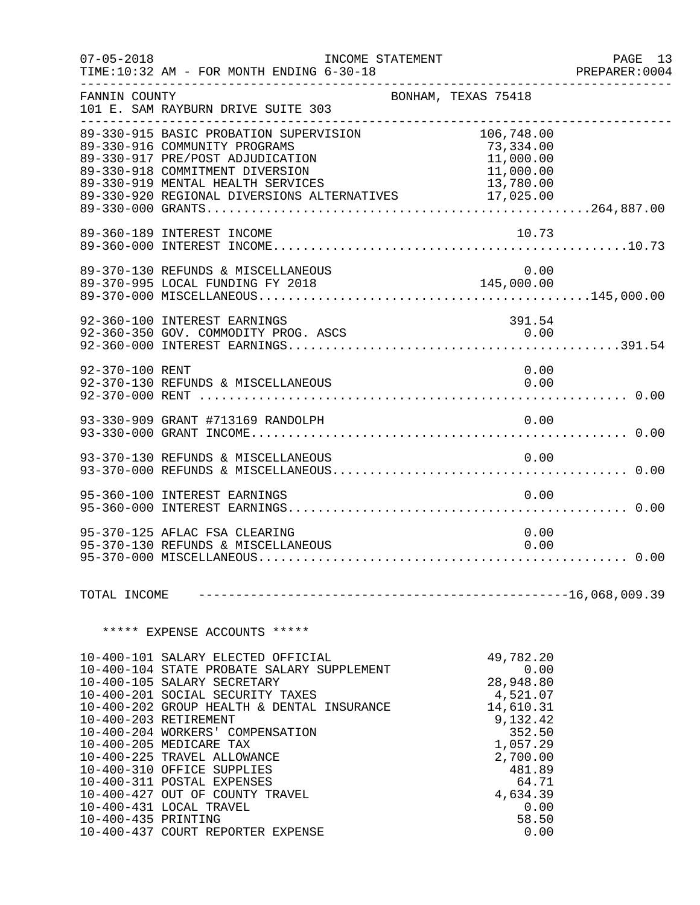07-05-2018 INCOME STATEMENT
TIME:10:32 AM - FOR MONTH ENDING 6-30-18

FANNIN COUNTY BONHAM, TEXAS 75418
101 E. SAM RAYBURN DRIVE SUITE 303

| Account | Description | Amount | Total |
|---|---|---|---|
| 89-330-915 | BASIC PROBATION SUPERVISION | 106,748.00 | |
| 89-330-916 | COMMUNITY PROGRAMS | 73,334.00 | |
| 89-330-917 | PRE/POST ADJUDICATION | 11,000.00 | |
| 89-330-918 | COMMITMENT DIVERSION | 11,000.00 | |
| 89-330-919 | MENTAL HEALTH SERVICES | 13,780.00 | |
| 89-330-920 | REGIONAL DIVERSIONS ALTERNATIVES | 17,025.00 | |
| 89-330-000 | GRANTS | | 264,887.00 |
| 89-360-189 | INTEREST INCOME | 10.73 | |
| 89-360-000 | INTEREST INCOME | | 10.73 |
| 89-370-130 | REFUNDS & MISCELLANEOUS | 0.00 | |
| 89-370-995 | LOCAL FUNDING FY 2018 | 145,000.00 | |
| 89-370-000 | MISCELLANEOUS | | 145,000.00 |
| 92-360-100 | INTEREST EARNINGS | 391.54 | |
| 92-360-350 | GOV. COMMODITY PROG. ASCS | 0.00 | |
| 92-360-000 | INTEREST EARNINGS | | 391.54 |
| 92-370-100 | RENT | 0.00 | |
| 92-370-130 | REFUNDS & MISCELLANEOUS | 0.00 | |
| 92-370-000 | RENT | | 0.00 |
| 93-330-909 | GRANT #713169 RANDOLPH | 0.00 | |
| 93-330-000 | GRANT INCOME | | 0.00 |
| 93-370-130 | REFUNDS & MISCELLANEOUS | 0.00 | |
| 93-370-000 | REFUNDS & MISCELLANEOUS | | 0.00 |
| 95-360-100 | INTEREST EARNINGS | 0.00 | |
| 95-360-000 | INTEREST EARNINGS | | 0.00 |
| 95-370-125 | AFLAC FSA CLEARING | 0.00 | |
| 95-370-130 | REFUNDS & MISCELLANEOUS | 0.00 | |
| 95-370-000 | MISCELLANEOUS | | 0.00 |
| TOTAL INCOME | | | 16,068,009.39 |

***** EXPENSE ACCOUNTS *****

| Account | Description | Amount |
|---|---|---|
| 10-400-101 | SALARY ELECTED OFFICIAL | 49,782.20 |
| 10-400-104 | STATE PROBATE SALARY SUPPLEMENT | 0.00 |
| 10-400-105 | SALARY SECRETARY | 28,948.80 |
| 10-400-201 | SOCIAL SECURITY TAXES | 4,521.07 |
| 10-400-202 | GROUP HEALTH & DENTAL INSURANCE | 14,610.31 |
| 10-400-203 | RETIREMENT | 9,132.42 |
| 10-400-204 | WORKERS' COMPENSATION | 352.50 |
| 10-400-205 | MEDICARE TAX | 1,057.29 |
| 10-400-225 | TRAVEL ALLOWANCE | 2,700.00 |
| 10-400-310 | OFFICE SUPPLIES | 481.89 |
| 10-400-311 | POSTAL EXPENSES | 64.71 |
| 10-400-427 | OUT OF COUNTY TRAVEL | 4,634.39 |
| 10-400-431 | LOCAL TRAVEL | 0.00 |
| 10-400-435 | PRINTING | 58.50 |
| 10-400-437 | COURT REPORTER EXPENSE | 0.00 |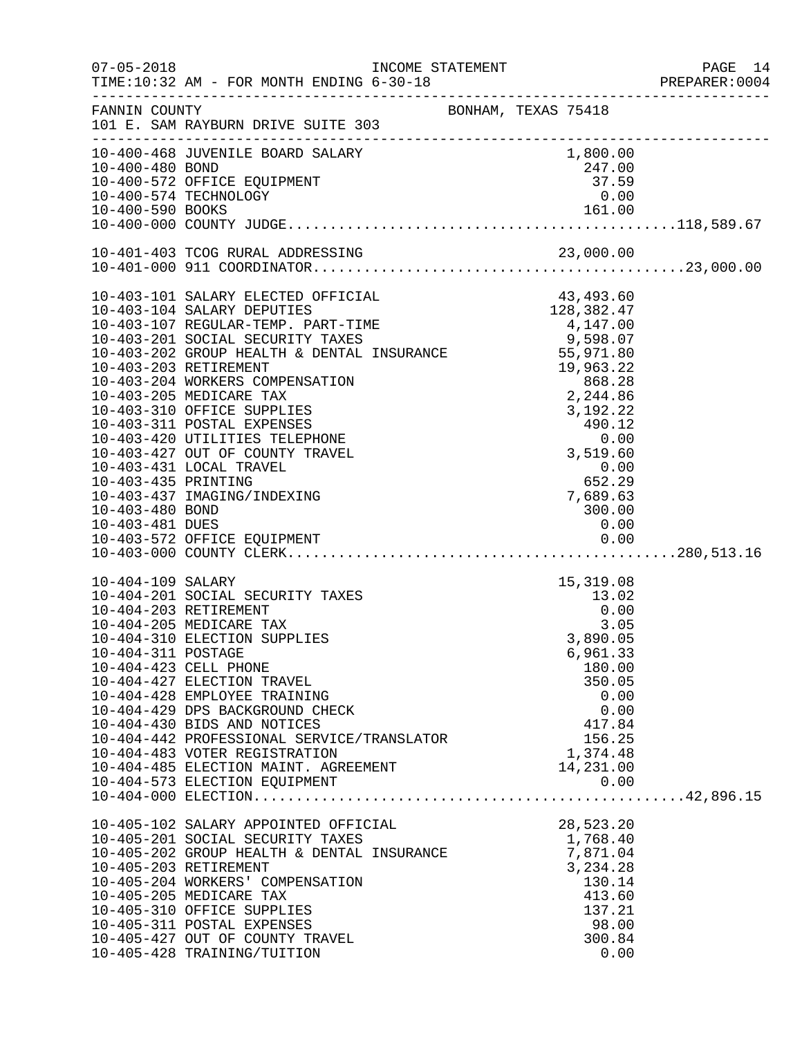FANNIN COUNTY — BONHAM, TEXAS 75418
101 E. SAM RAYBURN DRIVE SUITE 303

INCOME STATEMENT — FOR MONTH ENDING 6-30-18

| Account | Description | Amount | Total |
|---|---|---|---|
| 10-400-468 | JUVENILE BOARD SALARY | 1,800.00 | |
| 10-400-480 | BOND | 247.00 | |
| 10-400-572 | OFFICE EQUIPMENT | 37.59 | |
| 10-400-574 | TECHNOLOGY | 0.00 | |
| 10-400-590 | BOOKS | 161.00 | |
| 10-400-000 | COUNTY JUDGE | | 118,589.67 |
| 10-401-403 | TCOG RURAL ADDRESSING | 23,000.00 | |
| 10-401-000 | 911 COORDINATOR | | 23,000.00 |
| 10-403-101 | SALARY ELECTED OFFICIAL | 43,493.60 | |
| 10-403-104 | SALARY DEPUTIES | 128,382.47 | |
| 10-403-107 | REGULAR-TEMP. PART-TIME | 4,147.00 | |
| 10-403-201 | SOCIAL SECURITY TAXES | 9,598.07 | |
| 10-403-202 | GROUP HEALTH & DENTAL INSURANCE | 55,971.80 | |
| 10-403-203 | RETIREMENT | 19,963.22 | |
| 10-403-204 | WORKERS COMPENSATION | 868.28 | |
| 10-403-205 | MEDICARE TAX | 2,244.86 | |
| 10-403-310 | OFFICE SUPPLIES | 3,192.22 | |
| 10-403-311 | POSTAL EXPENSES | 490.12 | |
| 10-403-420 | UTILITIES TELEPHONE | 0.00 | |
| 10-403-427 | OUT OF COUNTY TRAVEL | 3,519.60 | |
| 10-403-431 | LOCAL TRAVEL | 0.00 | |
| 10-403-435 | PRINTING | 652.29 | |
| 10-403-437 | IMAGING/INDEXING | 7,689.63 | |
| 10-403-480 | BOND | 300.00 | |
| 10-403-481 | DUES | 0.00 | |
| 10-403-572 | OFFICE EQUIPMENT | 0.00 | |
| 10-403-000 | COUNTY CLERK | | 280,513.16 |
| 10-404-109 | SALARY | 15,319.08 | |
| 10-404-201 | SOCIAL SECURITY TAXES | 13.02 | |
| 10-404-203 | RETIREMENT | 0.00 | |
| 10-404-205 | MEDICARE TAX | 3.05 | |
| 10-404-310 | ELECTION SUPPLIES | 3,890.05 | |
| 10-404-311 | POSTAGE | 6,961.33 | |
| 10-404-423 | CELL PHONE | 180.00 | |
| 10-404-427 | ELECTION TRAVEL | 350.05 | |
| 10-404-428 | EMPLOYEE TRAINING | 0.00 | |
| 10-404-429 | DPS BACKGROUND CHECK | 0.00 | |
| 10-404-430 | BIDS AND NOTICES | 417.84 | |
| 10-404-442 | PROFESSIONAL SERVICE/TRANSLATOR | 156.25 | |
| 10-404-483 | VOTER REGISTRATION | 1,374.48 | |
| 10-404-485 | ELECTION MAINT. AGREEMENT | 14,231.00 | |
| 10-404-573 | ELECTION EQUIPMENT | 0.00 | |
| 10-404-000 | ELECTION | | 42,896.15 |
| 10-405-102 | SALARY APPOINTED OFFICIAL | 28,523.20 | |
| 10-405-201 | SOCIAL SECURITY TAXES | 1,768.40 | |
| 10-405-202 | GROUP HEALTH & DENTAL INSURANCE | 7,871.04 | |
| 10-405-203 | RETIREMENT | 3,234.28 | |
| 10-405-204 | WORKERS' COMPENSATION | 130.14 | |
| 10-405-205 | MEDICARE TAX | 413.60 | |
| 10-405-310 | OFFICE SUPPLIES | 137.21 | |
| 10-405-311 | POSTAL EXPENSES | 98.00 | |
| 10-405-427 | OUT OF COUNTY TRAVEL | 300.84 | |
| 10-405-428 | TRAINING/TUITION | 0.00 | |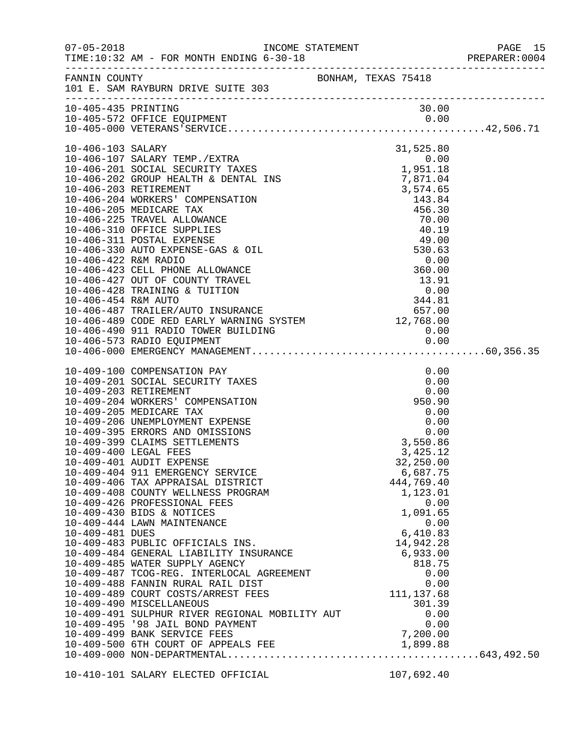FANNIN COUNTY — BONHAM, TEXAS 75418
101 E. SAM RAYBURN DRIVE SUITE 303

INCOME STATEMENT
FOR MONTH ENDING 6-30-18

| Account | Description | Amount | Total |
|---|---|---|---|
| 10-405-435 | PRINTING | 30.00 | |
| 10-405-572 | OFFICE EQUIPMENT | 0.00 | |
| 10-405-000 | VETERANS'SERVICE | | 42,506.71 |
| 10-406-103 | SALARY | 31,525.80 | |
| 10-406-107 | SALARY TEMP./EXTRA | 0.00 | |
| 10-406-201 | SOCIAL SECURITY TAXES | 1,951.18 | |
| 10-406-202 | GROUP HEALTH & DENTAL INS | 7,871.04 | |
| 10-406-203 | RETIREMENT | 3,574.65 | |
| 10-406-204 | WORKERS' COMPENSATION | 143.84 | |
| 10-406-205 | MEDICARE TAX | 456.30 | |
| 10-406-225 | TRAVEL ALLOWANCE | 70.00 | |
| 10-406-310 | OFFICE SUPPLIES | 40.19 | |
| 10-406-311 | POSTAL EXPENSE | 49.00 | |
| 10-406-330 | AUTO EXPENSE-GAS & OIL | 530.63 | |
| 10-406-422 | R&M RADIO | 0.00 | |
| 10-406-423 | CELL PHONE ALLOWANCE | 360.00 | |
| 10-406-427 | OUT OF COUNTY TRAVEL | 13.91 | |
| 10-406-428 | TRAINING & TUITION | 0.00 | |
| 10-406-454 | R&M AUTO | 344.81 | |
| 10-406-487 | TRAILER/AUTO INSURANCE | 657.00 | |
| 10-406-489 | CODE RED EARLY WARNING SYSTEM | 12,768.00 | |
| 10-406-490 | 911 RADIO TOWER BUILDING | 0.00 | |
| 10-406-573 | RADIO EQUIPMENT | 0.00 | |
| 10-406-000 | EMERGENCY MANAGEMENT | | 60,356.35 |
| 10-409-100 | COMPENSATION PAY | 0.00 | |
| 10-409-201 | SOCIAL SECURITY TAXES | 0.00 | |
| 10-409-203 | RETIREMENT | 0.00 | |
| 10-409-204 | WORKERS' COMPENSATION | 950.90 | |
| 10-409-205 | MEDICARE TAX | 0.00 | |
| 10-409-206 | UNEMPLOYMENT EXPENSE | 0.00 | |
| 10-409-395 | ERRORS AND OMISSIONS | 0.00 | |
| 10-409-399 | CLAIMS SETTLEMENTS | 3,550.86 | |
| 10-409-400 | LEGAL FEES | 3,425.12 | |
| 10-409-401 | AUDIT EXPENSE | 32,250.00 | |
| 10-409-404 | 911 EMERGENCY SERVICE | 6,687.75 | |
| 10-409-406 | TAX APPRAISAL DISTRICT | 444,769.40 | |
| 10-409-408 | COUNTY WELLNESS PROGRAM | 1,123.01 | |
| 10-409-426 | PROFESSIONAL FEES | 0.00 | |
| 10-409-430 | BIDS & NOTICES | 1,091.65 | |
| 10-409-444 | LAWN MAINTENANCE | 0.00 | |
| 10-409-481 | DUES | 6,410.83 | |
| 10-409-483 | PUBLIC OFFICIALS INS. | 14,942.28 | |
| 10-409-484 | GENERAL LIABILITY INSURANCE | 6,933.00 | |
| 10-409-485 | WATER SUPPLY AGENCY | 818.75 | |
| 10-409-487 | TCOG-REG. INTERLOCAL AGREEMENT | 0.00 | |
| 10-409-488 | FANNIN RURAL RAIL DIST | 0.00 | |
| 10-409-489 | COURT COSTS/ARREST FEES | 111,137.68 | |
| 10-409-490 | MISCELLANEOUS | 301.39 | |
| 10-409-491 | SULPHUR RIVER REGIONAL MOBILITY AUT | 0.00 | |
| 10-409-495 | '98 JAIL BOND PAYMENT | 0.00 | |
| 10-409-499 | BANK SERVICE FEES | 7,200.00 | |
| 10-409-500 | 6TH COURT OF APPEALS FEE | 1,899.88 | |
| 10-409-000 | NON-DEPARTMENTAL | | 643,492.50 |
| 10-410-101 | SALARY ELECTED OFFICIAL | 107,692.40 | |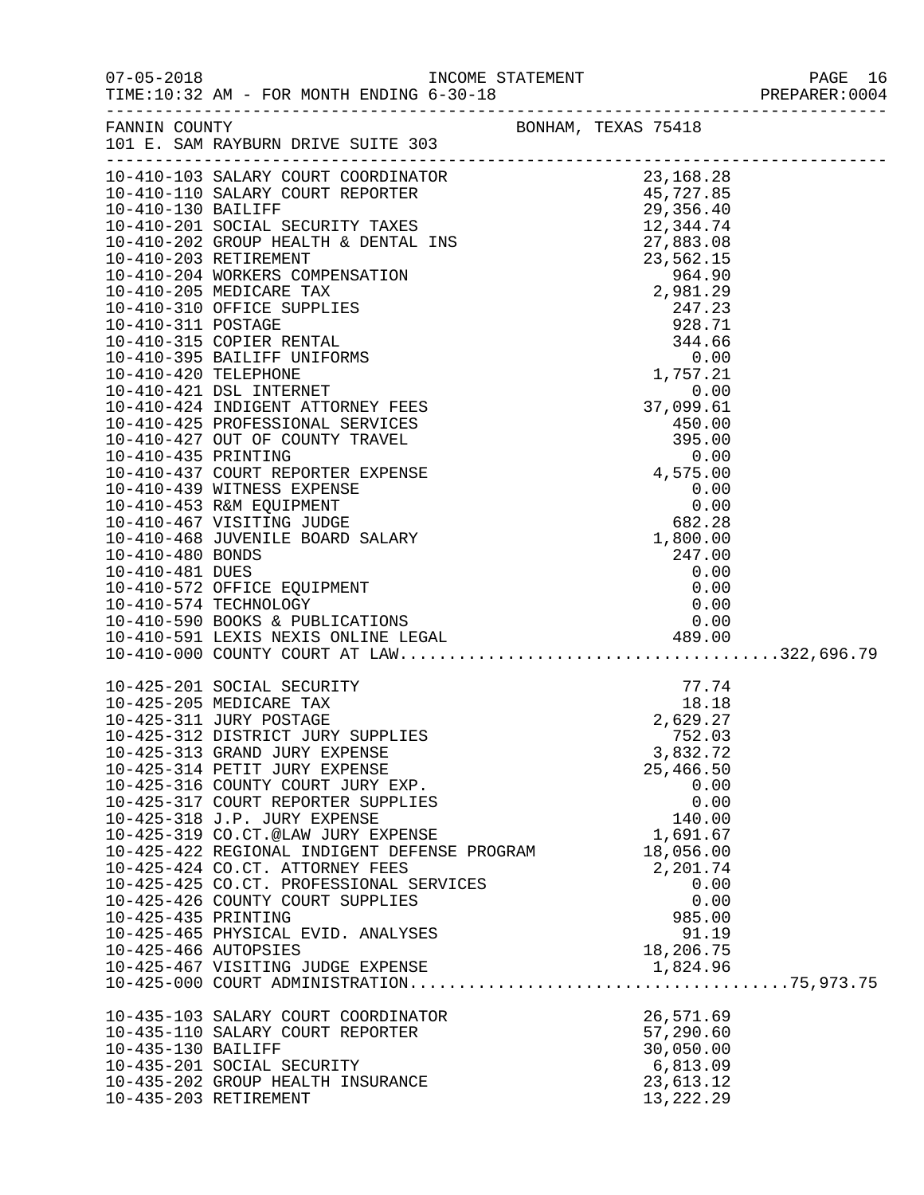INCOME STATEMENT

07-05-2018
TIME:10:32 AM - FOR MONTH ENDING 6-30-18
PREPARER:0004

FANNIN COUNTY
101 E. SAM RAYBURN DRIVE SUITE 303
BONHAM, TEXAS 75418

| Account | Description | Amount | Total |
|---|---|---|---|
| 10-410-103 | SALARY COURT COORDINATOR | 23,168.28 | |
| 10-410-110 | SALARY COURT REPORTER | 45,727.85 | |
| 10-410-130 | BAILIFF | 29,356.40 | |
| 10-410-201 | SOCIAL SECURITY TAXES | 12,344.74 | |
| 10-410-202 | GROUP HEALTH & DENTAL INS | 27,883.08 | |
| 10-410-203 | RETIREMENT | 23,562.15 | |
| 10-410-204 | WORKERS COMPENSATION | 964.90 | |
| 10-410-205 | MEDICARE TAX | 2,981.29 | |
| 10-410-310 | OFFICE SUPPLIES | 247.23 | |
| 10-410-311 | POSTAGE | 928.71 | |
| 10-410-315 | COPIER RENTAL | 344.66 | |
| 10-410-395 | BAILIFF UNIFORMS | 0.00 | |
| 10-410-420 | TELEPHONE | 1,757.21 | |
| 10-410-421 | DSL INTERNET | 0.00 | |
| 10-410-424 | INDIGENT ATTORNEY FEES | 37,099.61 | |
| 10-410-425 | PROFESSIONAL SERVICES | 450.00 | |
| 10-410-427 | OUT OF COUNTY TRAVEL | 395.00 | |
| 10-410-435 | PRINTING | 0.00 | |
| 10-410-437 | COURT REPORTER EXPENSE | 4,575.00 | |
| 10-410-439 | WITNESS EXPENSE | 0.00 | |
| 10-410-453 | R&M EQUIPMENT | 0.00 | |
| 10-410-467 | VISITING JUDGE | 682.28 | |
| 10-410-468 | JUVENILE BOARD SALARY | 1,800.00 | |
| 10-410-480 | BONDS | 247.00 | |
| 10-410-481 | DUES | 0.00 | |
| 10-410-572 | OFFICE EQUIPMENT | 0.00 | |
| 10-410-574 | TECHNOLOGY | 0.00 | |
| 10-410-590 | BOOKS & PUBLICATIONS | 0.00 | |
| 10-410-591 | LEXIS NEXIS ONLINE LEGAL | 489.00 | |
| 10-410-000 | COUNTY COURT AT LAW | | 322,696.79 |
| 10-425-201 | SOCIAL SECURITY | 77.74 | |
| 10-425-205 | MEDICARE TAX | 18.18 | |
| 10-425-311 | JURY POSTAGE | 2,629.27 | |
| 10-425-312 | DISTRICT JURY SUPPLIES | 752.03 | |
| 10-425-313 | GRAND JURY EXPENSE | 3,832.72 | |
| 10-425-314 | PETIT JURY EXPENSE | 25,466.50 | |
| 10-425-316 | COUNTY COURT JURY EXP. | 0.00 | |
| 10-425-317 | COURT REPORTER SUPPLIES | 0.00 | |
| 10-425-318 | J.P. JURY EXPENSE | 140.00 | |
| 10-425-319 | CO.CT.@LAW JURY EXPENSE | 1,691.67 | |
| 10-425-422 | REGIONAL INDIGENT DEFENSE PROGRAM | 18,056.00 | |
| 10-425-424 | CO.CT. ATTORNEY FEES | 2,201.74 | |
| 10-425-425 | CO.CT. PROFESSIONAL SERVICES | 0.00 | |
| 10-425-426 | COUNTY COURT SUPPLIES | 0.00 | |
| 10-425-435 | PRINTING | 985.00 | |
| 10-425-465 | PHYSICAL EVID. ANALYSES | 91.19 | |
| 10-425-466 | AUTOPSIES | 18,206.75 | |
| 10-425-467 | VISITING JUDGE EXPENSE | 1,824.96 | |
| 10-425-000 | COURT ADMINISTRATION | | 75,973.75 |
| 10-435-103 | SALARY COURT COORDINATOR | 26,571.69 | |
| 10-435-110 | SALARY COURT REPORTER | 57,290.60 | |
| 10-435-130 | BAILIFF | 30,050.00 | |
| 10-435-201 | SOCIAL SECURITY | 6,813.09 | |
| 10-435-202 | GROUP HEALTH INSURANCE | 23,613.12 | |
| 10-435-203 | RETIREMENT | 13,222.29 | |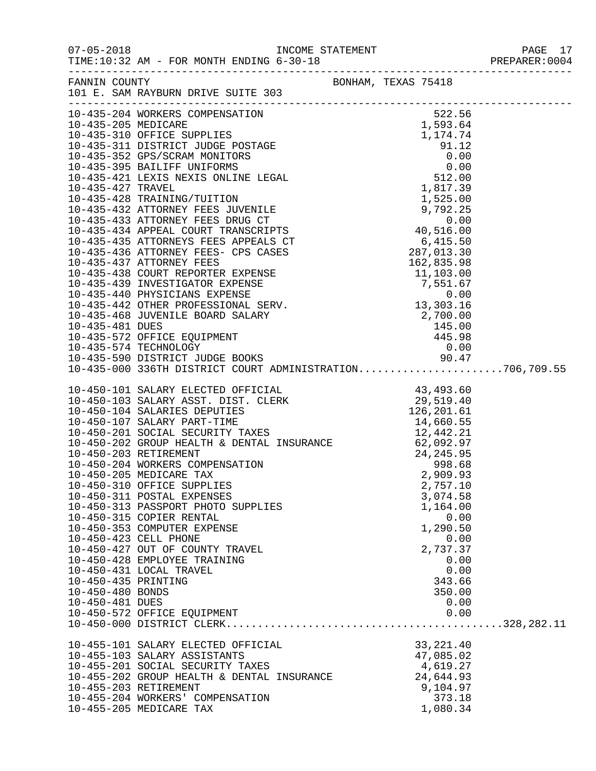FANNIN COUNTY — BONHAM, TEXAS 75418
101 E. SAM RAYBURN DRIVE SUITE 303

INCOME STATEMENT
TIME:10:32 AM - FOR MONTH ENDING 6-30-18

| Account | Description | Amount | Total |
|---|---|---|---|
| 10-435-204 | WORKERS COMPENSATION | 522.56 | |
| 10-435-205 | MEDICARE | 1,593.64 | |
| 10-435-310 | OFFICE SUPPLIES | 1,174.74 | |
| 10-435-311 | DISTRICT JUDGE POSTAGE | 91.12 | |
| 10-435-352 | GPS/SCRAM MONITORS | 0.00 | |
| 10-435-395 | BAILIFF UNIFORMS | 0.00 | |
| 10-435-421 | LEXIS NEXIS ONLINE LEGAL | 512.00 | |
| 10-435-427 | TRAVEL | 1,817.39 | |
| 10-435-428 | TRAINING/TUITION | 1,525.00 | |
| 10-435-432 | ATTORNEY FEES JUVENILE | 9,792.25 | |
| 10-435-433 | ATTORNEY FEES DRUG CT | 0.00 | |
| 10-435-434 | APPEAL COURT TRANSCRIPTS | 40,516.00 | |
| 10-435-435 | ATTORNEYS FEES APPEALS CT | 6,415.50 | |
| 10-435-436 | ATTORNEY FEES- CPS CASES | 287,013.30 | |
| 10-435-437 | ATTORNEY FEES | 162,835.98 | |
| 10-435-438 | COURT REPORTER EXPENSE | 11,103.00 | |
| 10-435-439 | INVESTIGATOR EXPENSE | 7,551.67 | |
| 10-435-440 | PHYSICIANS EXPENSE | 0.00 | |
| 10-435-442 | OTHER PROFESSIONAL SERV. | 13,303.16 | |
| 10-435-468 | JUVENILE BOARD SALARY | 2,700.00 | |
| 10-435-481 | DUES | 145.00 | |
| 10-435-572 | OFFICE EQUIPMENT | 445.98 | |
| 10-435-574 | TECHNOLOGY | 0.00 | |
| 10-435-590 | DISTRICT JUDGE BOOKS | 90.47 | |
| 10-435-000 | 336TH DISTRICT COURT ADMINISTRATION | | 706,709.55 |
| 10-450-101 | SALARY ELECTED OFFICIAL | 43,493.60 | |
| 10-450-103 | SALARY ASST. DIST. CLERK | 29,519.40 | |
| 10-450-104 | SALARIES DEPUTIES | 126,201.61 | |
| 10-450-107 | SALARY PART-TIME | 14,660.55 | |
| 10-450-201 | SOCIAL SECURITY TAXES | 12,442.21 | |
| 10-450-202 | GROUP HEALTH & DENTAL INSURANCE | 62,092.97 | |
| 10-450-203 | RETIREMENT | 24,245.95 | |
| 10-450-204 | WORKERS COMPENSATION | 998.68 | |
| 10-450-205 | MEDICARE TAX | 2,909.93 | |
| 10-450-310 | OFFICE SUPPLIES | 2,757.10 | |
| 10-450-311 | POSTAL EXPENSES | 3,074.58 | |
| 10-450-313 | PASSPORT PHOTO SUPPLIES | 1,164.00 | |
| 10-450-315 | COPIER RENTAL | 0.00 | |
| 10-450-353 | COMPUTER EXPENSE | 1,290.50 | |
| 10-450-423 | CELL PHONE | 0.00 | |
| 10-450-427 | OUT OF COUNTY TRAVEL | 2,737.37 | |
| 10-450-428 | EMPLOYEE TRAINING | 0.00 | |
| 10-450-431 | LOCAL TRAVEL | 0.00 | |
| 10-450-435 | PRINTING | 343.66 | |
| 10-450-480 | BONDS | 350.00 | |
| 10-450-481 | DUES | 0.00 | |
| 10-450-572 | OFFICE EQUIPMENT | 0.00 | |
| 10-450-000 | DISTRICT CLERK | | 328,282.11 |
| 10-455-101 | SALARY ELECTED OFFICIAL | 33,221.40 | |
| 10-455-103 | SALARY ASSISTANTS | 47,085.02 | |
| 10-455-201 | SOCIAL SECURITY TAXES | 4,619.27 | |
| 10-455-202 | GROUP HEALTH & DENTAL INSURANCE | 24,644.93 | |
| 10-455-203 | RETIREMENT | 9,104.97 | |
| 10-455-204 | WORKERS' COMPENSATION | 373.18 | |
| 10-455-205 | MEDICARE TAX | 1,080.34 | |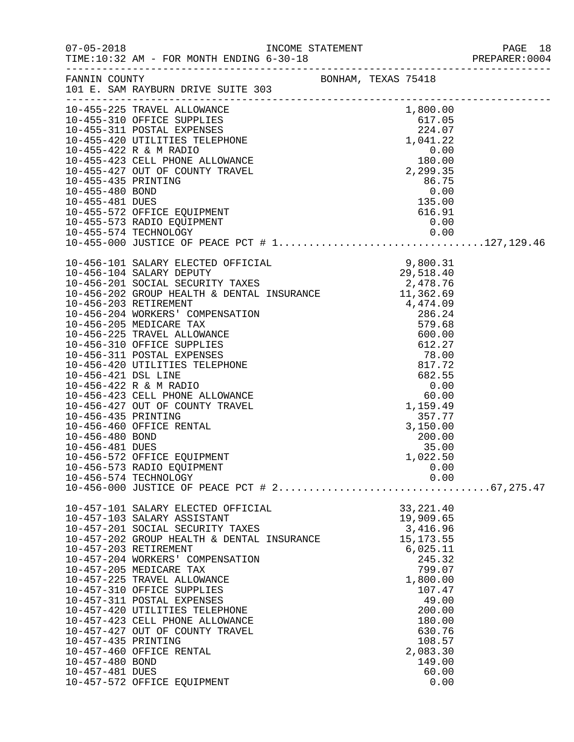07-05-2018 INCOME STATEMENT PAGE 18
TIME:10:32 AM - FOR MONTH ENDING 6-30-18 PREPARER:0004

FANNIN COUNTY BONHAM, TEXAS 75418
101 E. SAM RAYBURN DRIVE SUITE 303

| Account | Description | Amount | Total |
|---|---|---|---|
| 10-455-225 | TRAVEL ALLOWANCE | 1,800.00 | |
| 10-455-310 | OFFICE SUPPLIES | 617.05 | |
| 10-455-311 | POSTAL EXPENSES | 224.07 | |
| 10-455-420 | UTILITIES TELEPHONE | 1,041.22 | |
| 10-455-422 | R & M RADIO | 0.00 | |
| 10-455-423 | CELL PHONE ALLOWANCE | 180.00 | |
| 10-455-427 | OUT OF COUNTY TRAVEL | 2,299.35 | |
| 10-455-435 | PRINTING | 86.75 | |
| 10-455-480 | BOND | 0.00 | |
| 10-455-481 | DUES | 135.00 | |
| 10-455-572 | OFFICE EQUIPMENT | 616.91 | |
| 10-455-573 | RADIO EQUIPMENT | 0.00 | |
| 10-455-574 | TECHNOLOGY | 0.00 | |
| 10-455-000 | JUSTICE OF PEACE PCT # 1 | | 127,129.46 |
| 10-456-101 | SALARY ELECTED OFFICIAL | 9,800.31 | |
| 10-456-104 | SALARY DEPUTY | 29,518.40 | |
| 10-456-201 | SOCIAL SECURITY TAXES | 2,478.76 | |
| 10-456-202 | GROUP HEALTH & DENTAL INSURANCE | 11,362.69 | |
| 10-456-203 | RETIREMENT | 4,474.09 | |
| 10-456-204 | WORKERS' COMPENSATION | 286.24 | |
| 10-456-205 | MEDICARE TAX | 579.68 | |
| 10-456-225 | TRAVEL ALLOWANCE | 600.00 | |
| 10-456-310 | OFFICE SUPPLIES | 612.27 | |
| 10-456-311 | POSTAL EXPENSES | 78.00 | |
| 10-456-420 | UTILITIES TELEPHONE | 817.72 | |
| 10-456-421 | DSL LINE | 682.55 | |
| 10-456-422 | R & M RADIO | 0.00 | |
| 10-456-423 | CELL PHONE ALLOWANCE | 60.00 | |
| 10-456-427 | OUT OF COUNTY TRAVEL | 1,159.49 | |
| 10-456-435 | PRINTING | 357.77 | |
| 10-456-460 | OFFICE RENTAL | 3,150.00 | |
| 10-456-480 | BOND | 200.00 | |
| 10-456-481 | DUES | 35.00 | |
| 10-456-572 | OFFICE EQUIPMENT | 1,022.50 | |
| 10-456-573 | RADIO EQUIPMENT | 0.00 | |
| 10-456-574 | TECHNOLOGY | 0.00 | |
| 10-456-000 | JUSTICE OF PEACE PCT # 2 | | 67,275.47 |
| 10-457-101 | SALARY ELECTED OFFICIAL | 33,221.40 | |
| 10-457-103 | SALARY ASSISTANT | 19,909.65 | |
| 10-457-201 | SOCIAL SECURITY TAXES | 3,416.96 | |
| 10-457-202 | GROUP HEALTH & DENTAL INSURANCE | 15,173.55 | |
| 10-457-203 | RETIREMENT | 6,025.11 | |
| 10-457-204 | WORKERS' COMPENSATION | 245.32 | |
| 10-457-205 | MEDICARE TAX | 799.07 | |
| 10-457-225 | TRAVEL ALLOWANCE | 1,800.00 | |
| 10-457-310 | OFFICE SUPPLIES | 107.47 | |
| 10-457-311 | POSTAL EXPENSES | 49.00 | |
| 10-457-420 | UTILITIES TELEPHONE | 200.00 | |
| 10-457-423 | CELL PHONE ALLOWANCE | 180.00 | |
| 10-457-427 | OUT OF COUNTY TRAVEL | 630.76 | |
| 10-457-435 | PRINTING | 108.57 | |
| 10-457-460 | OFFICE RENTAL | 2,083.30 | |
| 10-457-480 | BOND | 149.00 | |
| 10-457-481 | DUES | 60.00 | |
| 10-457-572 | OFFICE EQUIPMENT | 0.00 | |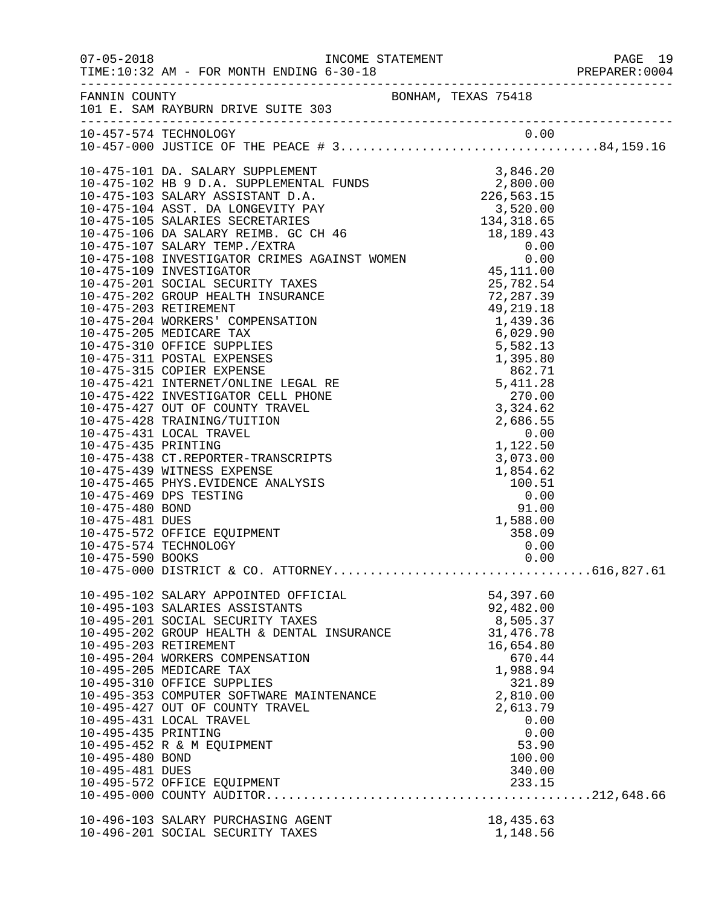FANNIN COUNTY — BONHAM, TEXAS 75418
101 E. SAM RAYBURN DRIVE SUITE 303

INCOME STATEMENT — TIME:10:32 AM - FOR MONTH ENDING 6-30-18

| Account | Description | Amount | Total |
|---|---|---|---|
| 10-457-574 | TECHNOLOGY | 0.00 | |
| 10-457-000 | JUSTICE OF THE PEACE # 3 | | 84,159.16 |
| 10-475-101 | DA. SALARY SUPPLEMENT | 3,846.20 | |
| 10-475-102 | HB 9 D.A. SUPPLEMENTAL FUNDS | 2,800.00 | |
| 10-475-103 | SALARY ASSISTANT D.A. | 226,563.15 | |
| 10-475-104 | ASST. DA LONGEVITY PAY | 3,520.00 | |
| 10-475-105 | SALARIES SECRETARIES | 134,318.65 | |
| 10-475-106 | DA SALARY REIMB. GC CH 46 | 18,189.43 | |
| 10-475-107 | SALARY TEMP./EXTRA | 0.00 | |
| 10-475-108 | INVESTIGATOR CRIMES AGAINST WOMEN | 0.00 | |
| 10-475-109 | INVESTIGATOR | 45,111.00 | |
| 10-475-201 | SOCIAL SECURITY TAXES | 25,782.54 | |
| 10-475-202 | GROUP HEALTH INSURANCE | 72,287.39 | |
| 10-475-203 | RETIREMENT | 49,219.18 | |
| 10-475-204 | WORKERS' COMPENSATION | 1,439.36 | |
| 10-475-205 | MEDICARE TAX | 6,029.90 | |
| 10-475-310 | OFFICE SUPPLIES | 5,582.13 | |
| 10-475-311 | POSTAL EXPENSES | 1,395.80 | |
| 10-475-315 | COPIER EXPENSE | 862.71 | |
| 10-475-421 | INTERNET/ONLINE LEGAL RE | 5,411.28 | |
| 10-475-422 | INVESTIGATOR CELL PHONE | 270.00 | |
| 10-475-427 | OUT OF COUNTY TRAVEL | 3,324.62 | |
| 10-475-428 | TRAINING/TUITION | 2,686.55 | |
| 10-475-431 | LOCAL TRAVEL | 0.00 | |
| 10-475-435 | PRINTING | 1,122.50 | |
| 10-475-438 | CT.REPORTER-TRANSCRIPTS | 3,073.00 | |
| 10-475-439 | WITNESS EXPENSE | 1,854.62 | |
| 10-475-465 | PHYS.EVIDENCE ANALYSIS | 100.51 | |
| 10-475-469 | DPS TESTING | 0.00 | |
| 10-475-480 | BOND | 91.00 | |
| 10-475-481 | DUES | 1,588.00 | |
| 10-475-572 | OFFICE EQUIPMENT | 358.09 | |
| 10-475-574 | TECHNOLOGY | 0.00 | |
| 10-475-590 | BOOKS | 0.00 | |
| 10-475-000 | DISTRICT & CO. ATTORNEY | | 616,827.61 |
| 10-495-102 | SALARY APPOINTED OFFICIAL | 54,397.60 | |
| 10-495-103 | SALARIES ASSISTANTS | 92,482.00 | |
| 10-495-201 | SOCIAL SECURITY TAXES | 8,505.37 | |
| 10-495-202 | GROUP HEALTH & DENTAL INSURANCE | 31,476.78 | |
| 10-495-203 | RETIREMENT | 16,654.80 | |
| 10-495-204 | WORKERS COMPENSATION | 670.44 | |
| 10-495-205 | MEDICARE TAX | 1,988.94 | |
| 10-495-310 | OFFICE SUPPLIES | 321.89 | |
| 10-495-353 | COMPUTER SOFTWARE MAINTENANCE | 2,810.00 | |
| 10-495-427 | OUT OF COUNTY TRAVEL | 2,613.79 | |
| 10-495-431 | LOCAL TRAVEL | 0.00 | |
| 10-495-435 | PRINTING | 0.00 | |
| 10-495-452 | R & M EQUIPMENT | 53.90 | |
| 10-495-480 | BOND | 100.00 | |
| 10-495-481 | DUES | 340.00 | |
| 10-495-572 | OFFICE EQUIPMENT | 233.15 | |
| 10-495-000 | COUNTY AUDITOR | | 212,648.66 |
| 10-496-103 | SALARY PURCHASING AGENT | 18,435.63 | |
| 10-496-201 | SOCIAL SECURITY TAXES | 1,148.56 | |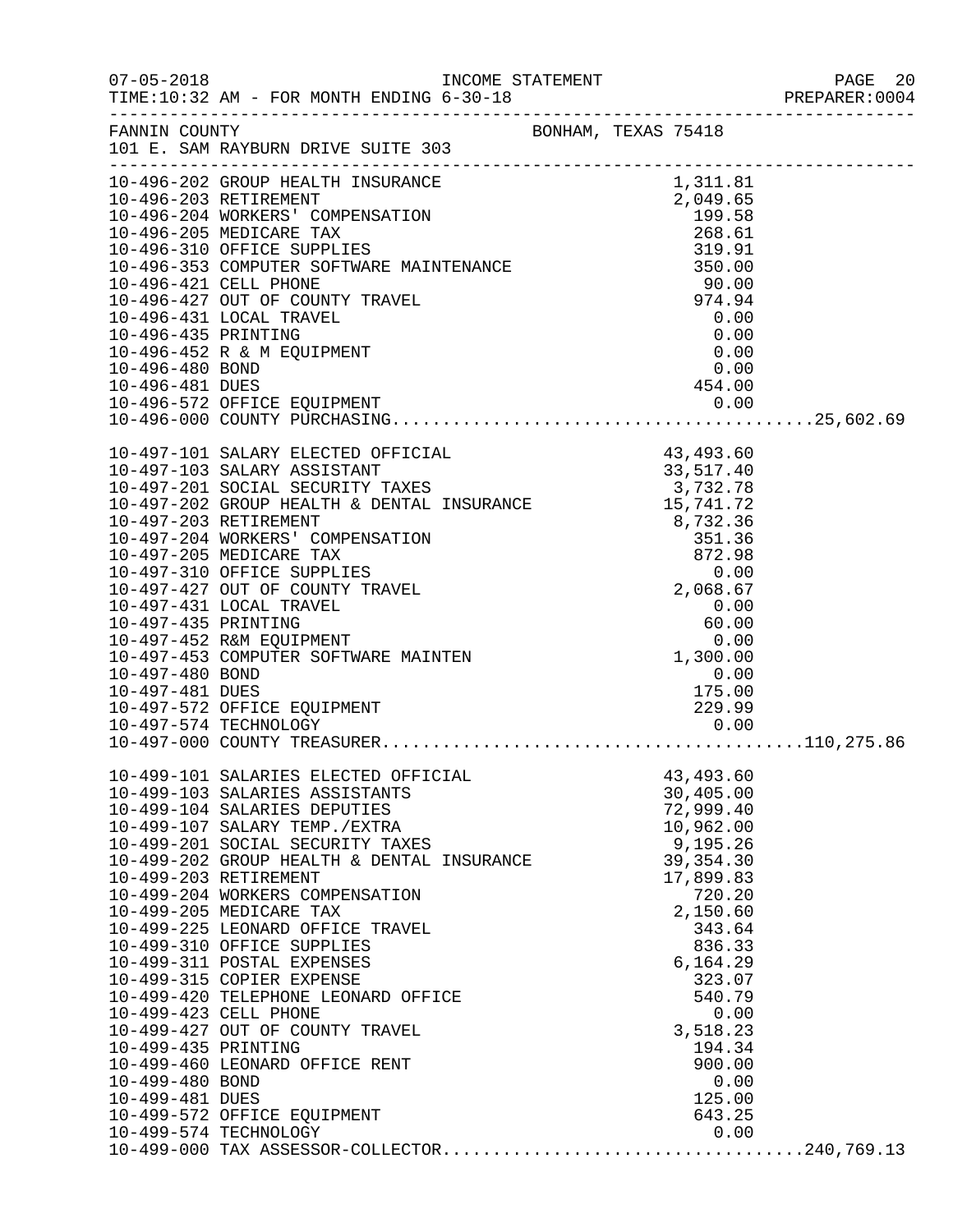FANNIN COUNTY — BONHAM, TEXAS 75418
101 E. SAM RAYBURN DRIVE SUITE 303

INCOME STATEMENT — FOR MONTH ENDING 6-30-18

| Account | Description | Amount | Total |
|---|---|---|---|
| 10-496-202 | GROUP HEALTH INSURANCE | 1,311.81 | |
| 10-496-203 | RETIREMENT | 2,049.65 | |
| 10-496-204 | WORKERS' COMPENSATION | 199.58 | |
| 10-496-205 | MEDICARE TAX | 268.61 | |
| 10-496-310 | OFFICE SUPPLIES | 319.91 | |
| 10-496-353 | COMPUTER SOFTWARE MAINTENANCE | 350.00 | |
| 10-496-421 | CELL PHONE | 90.00 | |
| 10-496-427 | OUT OF COUNTY TRAVEL | 974.94 | |
| 10-496-431 | LOCAL TRAVEL | 0.00 | |
| 10-496-435 | PRINTING | 0.00 | |
| 10-496-452 | R & M EQUIPMENT | 0.00 | |
| 10-496-480 | BOND | 0.00 | |
| 10-496-481 | DUES | 454.00 | |
| 10-496-572 | OFFICE EQUIPMENT | 0.00 | |
| 10-496-000 | COUNTY PURCHASING | | 25,602.69 |
| 10-497-101 | SALARY ELECTED OFFICIAL | 43,493.60 | |
| 10-497-103 | SALARY ASSISTANT | 33,517.40 | |
| 10-497-201 | SOCIAL SECURITY TAXES | 3,732.78 | |
| 10-497-202 | GROUP HEALTH & DENTAL INSURANCE | 15,741.72 | |
| 10-497-203 | RETIREMENT | 8,732.36 | |
| 10-497-204 | WORKERS' COMPENSATION | 351.36 | |
| 10-497-205 | MEDICARE TAX | 872.98 | |
| 10-497-310 | OFFICE SUPPLIES | 0.00 | |
| 10-497-427 | OUT OF COUNTY TRAVEL | 2,068.67 | |
| 10-497-431 | LOCAL TRAVEL | 0.00 | |
| 10-497-435 | PRINTING | 60.00 | |
| 10-497-452 | R&M EQUIPMENT | 0.00 | |
| 10-497-453 | COMPUTER SOFTWARE MAINTEN | 1,300.00 | |
| 10-497-480 | BOND | 0.00 | |
| 10-497-481 | DUES | 175.00 | |
| 10-497-572 | OFFICE EQUIPMENT | 229.99 | |
| 10-497-574 | TECHNOLOGY | 0.00 | |
| 10-497-000 | COUNTY TREASURER | | 110,275.86 |
| 10-499-101 | SALARIES ELECTED OFFICIAL | 43,493.60 | |
| 10-499-103 | SALARIES ASSISTANTS | 30,405.00 | |
| 10-499-104 | SALARIES DEPUTIES | 72,999.40 | |
| 10-499-107 | SALARY TEMP./EXTRA | 10,962.00 | |
| 10-499-201 | SOCIAL SECURITY TAXES | 9,195.26 | |
| 10-499-202 | GROUP HEALTH & DENTAL INSURANCE | 39,354.30 | |
| 10-499-203 | RETIREMENT | 17,899.83 | |
| 10-499-204 | WORKERS COMPENSATION | 720.20 | |
| 10-499-205 | MEDICARE TAX | 2,150.60 | |
| 10-499-225 | LEONARD OFFICE TRAVEL | 343.64 | |
| 10-499-310 | OFFICE SUPPLIES | 836.33 | |
| 10-499-311 | POSTAL EXPENSES | 6,164.29 | |
| 10-499-315 | COPIER EXPENSE | 323.07 | |
| 10-499-420 | TELEPHONE LEONARD OFFICE | 540.79 | |
| 10-499-423 | CELL PHONE | 0.00 | |
| 10-499-427 | OUT OF COUNTY TRAVEL | 3,518.23 | |
| 10-499-435 | PRINTING | 194.34 | |
| 10-499-460 | LEONARD OFFICE RENT | 900.00 | |
| 10-499-480 | BOND | 0.00 | |
| 10-499-481 | DUES | 125.00 | |
| 10-499-572 | OFFICE EQUIPMENT | 643.25 | |
| 10-499-574 | TECHNOLOGY | 0.00 | |
| 10-499-000 | TAX ASSESSOR-COLLECTOR | | 240,769.13 |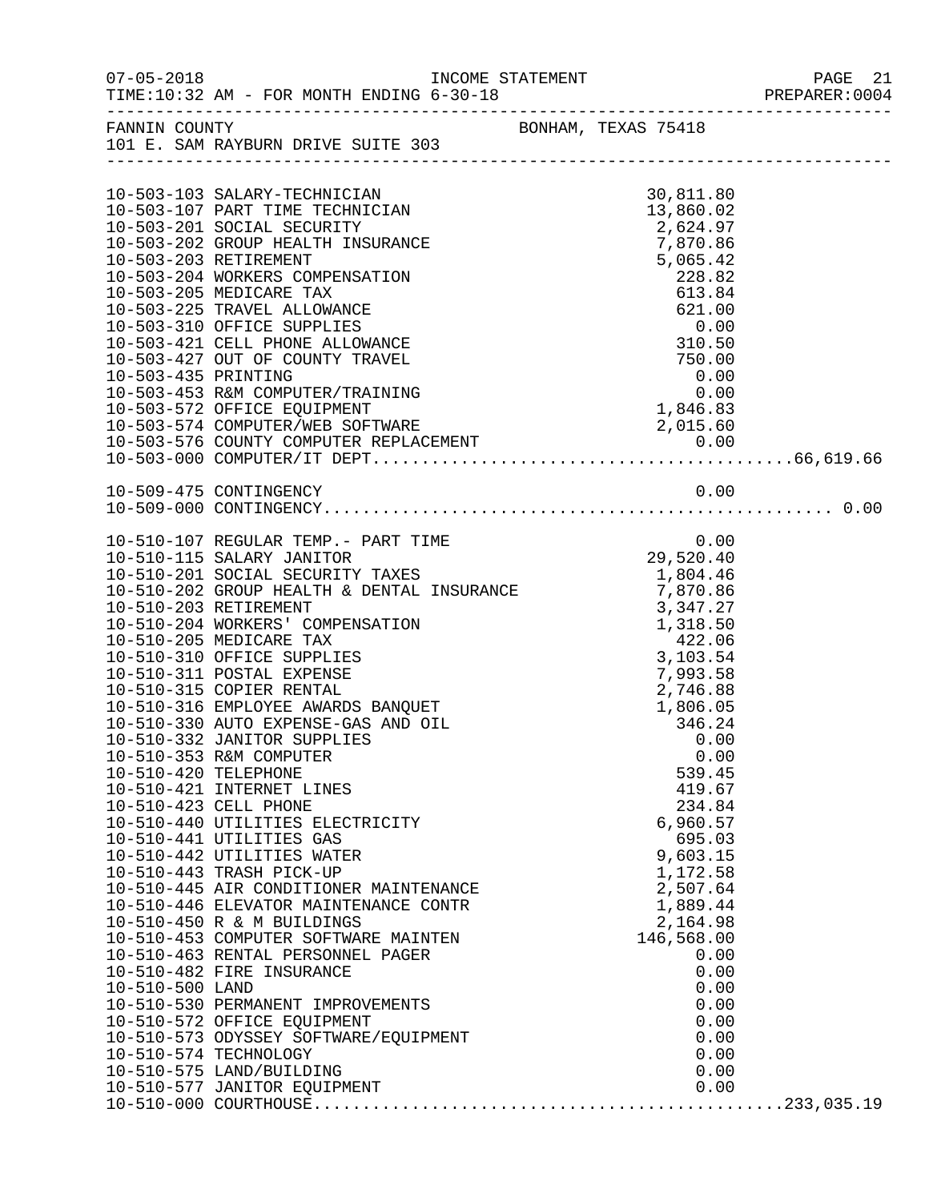FANNIN COUNTY BONHAM, TEXAS 75418
101 E. SAM RAYBURN DRIVE SUITE 303

INCOME STATEMENT
TIME:10:32 AM - FOR MONTH ENDING 6-30-18

| Account | Description | Amount | Total |
|---|---|---|---|
| 10-503-103 | SALARY-TECHNICIAN | 30,811.80 | |
| 10-503-107 | PART TIME TECHNICIAN | 13,860.02 | |
| 10-503-201 | SOCIAL SECURITY | 2,624.97 | |
| 10-503-202 | GROUP HEALTH INSURANCE | 7,870.86 | |
| 10-503-203 | RETIREMENT | 5,065.42 | |
| 10-503-204 | WORKERS COMPENSATION | 228.82 | |
| 10-503-205 | MEDICARE TAX | 613.84 | |
| 10-503-225 | TRAVEL ALLOWANCE | 621.00 | |
| 10-503-310 | OFFICE SUPPLIES | 0.00 | |
| 10-503-421 | CELL PHONE ALLOWANCE | 310.50 | |
| 10-503-427 | OUT OF COUNTY TRAVEL | 750.00 | |
| 10-503-435 | PRINTING | 0.00 | |
| 10-503-453 | R&M COMPUTER/TRAINING | 0.00 | |
| 10-503-572 | OFFICE EQUIPMENT | 1,846.83 | |
| 10-503-574 | COMPUTER/WEB SOFTWARE | 2,015.60 | |
| 10-503-576 | COUNTY COMPUTER REPLACEMENT | 0.00 | |
| 10-503-000 | COMPUTER/IT DEPT | | 66,619.66 |
| 10-509-475 | CONTINGENCY | 0.00 | |
| 10-509-000 | CONTINGENCY | | 0.00 |
| 10-510-107 | REGULAR TEMP.- PART TIME | 0.00 | |
| 10-510-115 | SALARY JANITOR | 29,520.40 | |
| 10-510-201 | SOCIAL SECURITY TAXES | 1,804.46 | |
| 10-510-202 | GROUP HEALTH & DENTAL INSURANCE | 7,870.86 | |
| 10-510-203 | RETIREMENT | 3,347.27 | |
| 10-510-204 | WORKERS' COMPENSATION | 1,318.50 | |
| 10-510-205 | MEDICARE TAX | 422.06 | |
| 10-510-310 | OFFICE SUPPLIES | 3,103.54 | |
| 10-510-311 | POSTAL EXPENSE | 7,993.58 | |
| 10-510-315 | COPIER RENTAL | 2,746.88 | |
| 10-510-316 | EMPLOYEE AWARDS BANQUET | 1,806.05 | |
| 10-510-330 | AUTO EXPENSE-GAS AND OIL | 346.24 | |
| 10-510-332 | JANITOR SUPPLIES | 0.00 | |
| 10-510-353 | R&M COMPUTER | 0.00 | |
| 10-510-420 | TELEPHONE | 539.45 | |
| 10-510-421 | INTERNET LINES | 419.67 | |
| 10-510-423 | CELL PHONE | 234.84 | |
| 10-510-440 | UTILITIES ELECTRICITY | 6,960.57 | |
| 10-510-441 | UTILITIES GAS | 695.03 | |
| 10-510-442 | UTILITIES WATER | 9,603.15 | |
| 10-510-443 | TRASH PICK-UP | 1,172.58 | |
| 10-510-445 | AIR CONDITIONER MAINTENANCE | 2,507.64 | |
| 10-510-446 | ELEVATOR MAINTENANCE CONTR | 1,889.44 | |
| 10-510-450 | R & M BUILDINGS | 2,164.98 | |
| 10-510-453 | COMPUTER SOFTWARE MAINTEN | 146,568.00 | |
| 10-510-463 | RENTAL PERSONNEL PAGER | 0.00 | |
| 10-510-482 | FIRE INSURANCE | 0.00 | |
| 10-510-500 | LAND | 0.00 | |
| 10-510-530 | PERMANENT IMPROVEMENTS | 0.00 | |
| 10-510-572 | OFFICE EQUIPMENT | 0.00 | |
| 10-510-573 | ODYSSEY SOFTWARE/EQUIPMENT | 0.00 | |
| 10-510-574 | TECHNOLOGY | 0.00 | |
| 10-510-575 | LAND/BUILDING | 0.00 | |
| 10-510-577 | JANITOR EQUIPMENT | 0.00 | |
| 10-510-000 | COURTHOUSE | | 233,035.19 |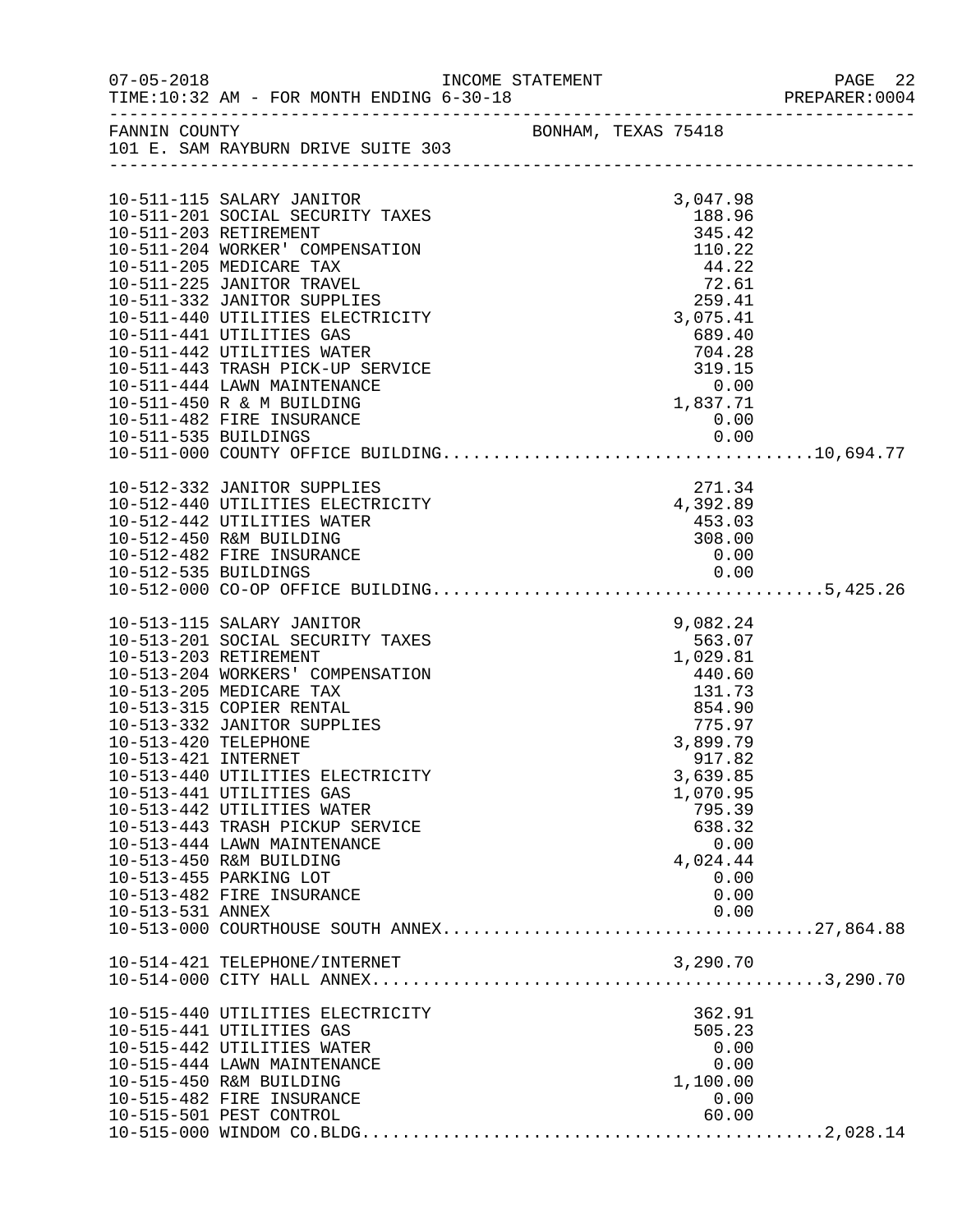INCOME STATEMENT

07-05-2018
TIME:10:32 AM - FOR MONTH ENDING 6-30-18
PREPARER:0004

FANNIN COUNTY
101 E. SAM RAYBURN DRIVE SUITE 303
BONHAM, TEXAS 75418

| Account | Description | Amount | Total |
|---|---|---|---|
| 10-511-115 | SALARY JANITOR | 3,047.98 | |
| 10-511-201 | SOCIAL SECURITY TAXES | 188.96 | |
| 10-511-203 | RETIREMENT | 345.42 | |
| 10-511-204 | WORKER' COMPENSATION | 110.22 | |
| 10-511-205 | MEDICARE TAX | 44.22 | |
| 10-511-225 | JANITOR TRAVEL | 72.61 | |
| 10-511-332 | JANITOR SUPPLIES | 259.41 | |
| 10-511-440 | UTILITIES ELECTRICITY | 3,075.41 | |
| 10-511-441 | UTILITIES GAS | 689.40 | |
| 10-511-442 | UTILITIES WATER | 704.28 | |
| 10-511-443 | TRASH PICK-UP SERVICE | 319.15 | |
| 10-511-444 | LAWN MAINTENANCE | 0.00 | |
| 10-511-450 | R & M BUILDING | 1,837.71 | |
| 10-511-482 | FIRE INSURANCE | 0.00 | |
| 10-511-535 | BUILDINGS | 0.00 | |
| 10-511-000 | COUNTY OFFICE BUILDING | | 10,694.77 |
| 10-512-332 | JANITOR SUPPLIES | 271.34 | |
| 10-512-440 | UTILITIES ELECTRICITY | 4,392.89 | |
| 10-512-442 | UTILITIES WATER | 453.03 | |
| 10-512-450 | R&M BUILDING | 308.00 | |
| 10-512-482 | FIRE INSURANCE | 0.00 | |
| 10-512-535 | BUILDINGS | 0.00 | |
| 10-512-000 | CO-OP OFFICE BUILDING | | 5,425.26 |
| 10-513-115 | SALARY JANITOR | 9,082.24 | |
| 10-513-201 | SOCIAL SECURITY TAXES | 563.07 | |
| 10-513-203 | RETIREMENT | 1,029.81 | |
| 10-513-204 | WORKERS' COMPENSATION | 440.60 | |
| 10-513-205 | MEDICARE TAX | 131.73 | |
| 10-513-315 | COPIER RENTAL | 854.90 | |
| 10-513-332 | JANITOR SUPPLIES | 775.97 | |
| 10-513-420 | TELEPHONE | 3,899.79 | |
| 10-513-421 | INTERNET | 917.82 | |
| 10-513-440 | UTILITIES ELECTRICITY | 3,639.85 | |
| 10-513-441 | UTILITIES GAS | 1,070.95 | |
| 10-513-442 | UTILITIES WATER | 795.39 | |
| 10-513-443 | TRASH PICKUP SERVICE | 638.32 | |
| 10-513-444 | LAWN MAINTENANCE | 0.00 | |
| 10-513-450 | R&M BUILDING | 4,024.44 | |
| 10-513-455 | PARKING LOT | 0.00 | |
| 10-513-482 | FIRE INSURANCE | 0.00 | |
| 10-513-531 | ANNEX | 0.00 | |
| 10-513-000 | COURTHOUSE SOUTH ANNEX | | 27,864.88 |
| 10-514-421 | TELEPHONE/INTERNET | 3,290.70 | |
| 10-514-000 | CITY HALL ANNEX | | 3,290.70 |
| 10-515-440 | UTILITIES ELECTRICITY | 362.91 | |
| 10-515-441 | UTILITIES GAS | 505.23 | |
| 10-515-442 | UTILITIES WATER | 0.00 | |
| 10-515-444 | LAWN MAINTENANCE | 0.00 | |
| 10-515-450 | R&M BUILDING | 1,100.00 | |
| 10-515-482 | FIRE INSURANCE | 0.00 | |
| 10-515-501 | PEST CONTROL | 60.00 | |
| 10-515-000 | WINDOM CO.BLDG | | 2,028.14 |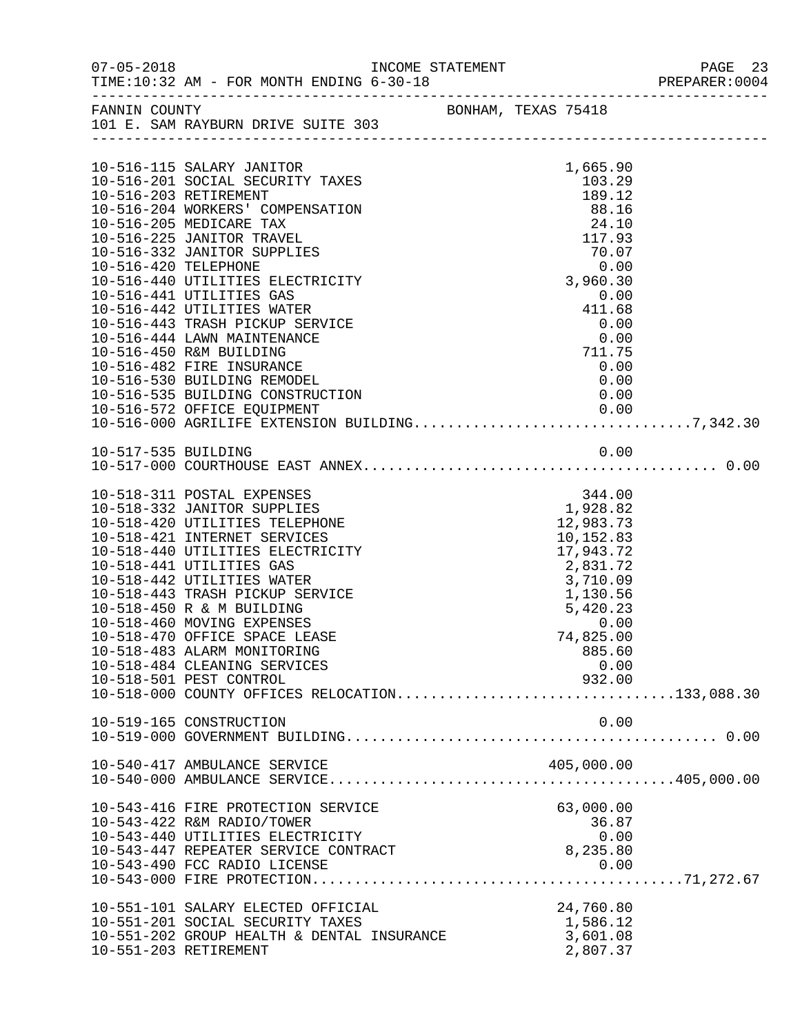FANNIN COUNTY — BONHAM, TEXAS 75418
101 E. SAM RAYBURN DRIVE SUITE 303

INCOME STATEMENT — FOR MONTH ENDING 6-30-18

| Account | Description | Amount | Total |
|---|---|---|---|
| 10-516-115 | SALARY JANITOR | 1,665.90 | |
| 10-516-201 | SOCIAL SECURITY TAXES | 103.29 | |
| 10-516-203 | RETIREMENT | 189.12 | |
| 10-516-204 | WORKERS' COMPENSATION | 88.16 | |
| 10-516-205 | MEDICARE TAX | 24.10 | |
| 10-516-225 | JANITOR TRAVEL | 117.93 | |
| 10-516-332 | JANITOR SUPPLIES | 70.07 | |
| 10-516-420 | TELEPHONE | 0.00 | |
| 10-516-440 | UTILITIES ELECTRICITY | 3,960.30 | |
| 10-516-441 | UTILITIES GAS | 0.00 | |
| 10-516-442 | UTILITIES WATER | 411.68 | |
| 10-516-443 | TRASH PICKUP SERVICE | 0.00 | |
| 10-516-444 | LAWN MAINTENANCE | 0.00 | |
| 10-516-450 | R&M BUILDING | 711.75 | |
| 10-516-482 | FIRE INSURANCE | 0.00 | |
| 10-516-530 | BUILDING REMODEL | 0.00 | |
| 10-516-535 | BUILDING CONSTRUCTION | 0.00 | |
| 10-516-572 | OFFICE EQUIPMENT | 0.00 | |
| 10-516-000 | AGRILIFE EXTENSION BUILDING | | 7,342.30 |
| 10-517-535 | BUILDING | 0.00 | |
| 10-517-000 | COURTHOUSE EAST ANNEX | | 0.00 |
| 10-518-311 | POSTAL EXPENSES | 344.00 | |
| 10-518-332 | JANITOR SUPPLIES | 1,928.82 | |
| 10-518-420 | UTILITIES TELEPHONE | 12,983.73 | |
| 10-518-421 | INTERNET SERVICES | 10,152.83 | |
| 10-518-440 | UTILITIES ELECTRICITY | 17,943.72 | |
| 10-518-441 | UTILITIES GAS | 2,831.72 | |
| 10-518-442 | UTILITIES WATER | 3,710.09 | |
| 10-518-443 | TRASH PICKUP SERVICE | 1,130.56 | |
| 10-518-450 | R & M BUILDING | 5,420.23 | |
| 10-518-460 | MOVING EXPENSES | 0.00 | |
| 10-518-470 | OFFICE SPACE LEASE | 74,825.00 | |
| 10-518-483 | ALARM MONITORING | 885.60 | |
| 10-518-484 | CLEANING SERVICES | 0.00 | |
| 10-518-501 | PEST CONTROL | 932.00 | |
| 10-518-000 | COUNTY OFFICES RELOCATION | | 133,088.30 |
| 10-519-165 | CONSTRUCTION | 0.00 | |
| 10-519-000 | GOVERNMENT BUILDING | | 0.00 |
| 10-540-417 | AMBULANCE SERVICE | 405,000.00 | |
| 10-540-000 | AMBULANCE SERVICE | | 405,000.00 |
| 10-543-416 | FIRE PROTECTION SERVICE | 63,000.00 | |
| 10-543-422 | R&M RADIO/TOWER | 36.87 | |
| 10-543-440 | UTILITIES ELECTRICITY | 0.00 | |
| 10-543-447 | REPEATER SERVICE CONTRACT | 8,235.80 | |
| 10-543-490 | FCC RADIO LICENSE | 0.00 | |
| 10-543-000 | FIRE PROTECTION | | 71,272.67 |
| 10-551-101 | SALARY ELECTED OFFICIAL | 24,760.80 | |
| 10-551-201 | SOCIAL SECURITY TAXES | 1,586.12 | |
| 10-551-202 | GROUP HEALTH & DENTAL INSURANCE | 3,601.08 | |
| 10-551-203 | RETIREMENT | 2,807.37 | |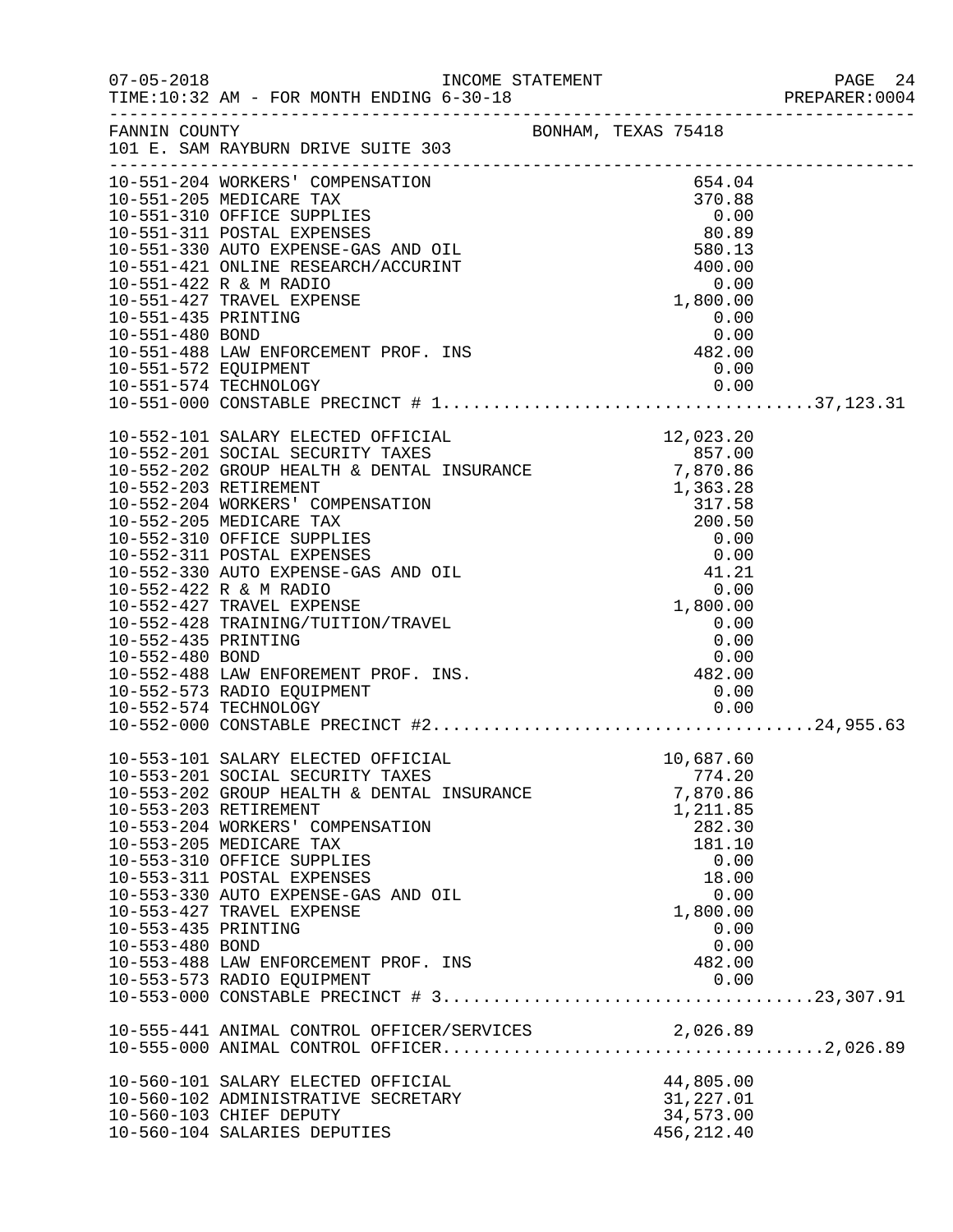FANNIN COUNTY BONHAM, TEXAS 75418
101 E. SAM RAYBURN DRIVE SUITE 303

| Account | Description | Amount | Total |
|---|---|---|---|
| 10-551-204 | WORKERS' COMPENSATION | 654.04 | |
| 10-551-205 | MEDICARE TAX | 370.88 | |
| 10-551-310 | OFFICE SUPPLIES | 0.00 | |
| 10-551-311 | POSTAL EXPENSES | 80.89 | |
| 10-551-330 | AUTO EXPENSE-GAS AND OIL | 580.13 | |
| 10-551-421 | ONLINE RESEARCH/ACCURINT | 400.00 | |
| 10-551-422 | R & M RADIO | 0.00 | |
| 10-551-427 | TRAVEL EXPENSE | 1,800.00 | |
| 10-551-435 | PRINTING | 0.00 | |
| 10-551-480 | BOND | 0.00 | |
| 10-551-488 | LAW ENFORCEMENT PROF. INS | 482.00 | |
| 10-551-572 | EQUIPMENT | 0.00 | |
| 10-551-574 | TECHNOLOGY | 0.00 | |
| 10-551-000 | CONSTABLE PRECINCT # 1 | | 37,123.31 |
| 10-552-101 | SALARY ELECTED OFFICIAL | 12,023.20 | |
| 10-552-201 | SOCIAL SECURITY TAXES | 857.00 | |
| 10-552-202 | GROUP HEALTH & DENTAL INSURANCE | 7,870.86 | |
| 10-552-203 | RETIREMENT | 1,363.28 | |
| 10-552-204 | WORKERS' COMPENSATION | 317.58 | |
| 10-552-205 | MEDICARE TAX | 200.50 | |
| 10-552-310 | OFFICE SUPPLIES | 0.00 | |
| 10-552-311 | POSTAL EXPENSES | 0.00 | |
| 10-552-330 | AUTO EXPENSE-GAS AND OIL | 41.21 | |
| 10-552-422 | R & M RADIO | 0.00 | |
| 10-552-427 | TRAVEL EXPENSE | 1,800.00 | |
| 10-552-428 | TRAINING/TUITION/TRAVEL | 0.00 | |
| 10-552-435 | PRINTING | 0.00 | |
| 10-552-480 | BOND | 0.00 | |
| 10-552-488 | LAW ENFOREMENT PROF. INS. | 482.00 | |
| 10-552-573 | RADIO EQUIPMENT | 0.00 | |
| 10-552-574 | TECHNOLOGY | 0.00 | |
| 10-552-000 | CONSTABLE PRECINCT #2 | | 24,955.63 |
| 10-553-101 | SALARY ELECTED OFFICIAL | 10,687.60 | |
| 10-553-201 | SOCIAL SECURITY TAXES | 774.20 | |
| 10-553-202 | GROUP HEALTH & DENTAL INSURANCE | 7,870.86 | |
| 10-553-203 | RETIREMENT | 1,211.85 | |
| 10-553-204 | WORKERS' COMPENSATION | 282.30 | |
| 10-553-205 | MEDICARE TAX | 181.10 | |
| 10-553-310 | OFFICE SUPPLIES | 0.00 | |
| 10-553-311 | POSTAL EXPENSES | 18.00 | |
| 10-553-330 | AUTO EXPENSE-GAS AND OIL | 0.00 | |
| 10-553-427 | TRAVEL EXPENSE | 1,800.00 | |
| 10-553-435 | PRINTING | 0.00 | |
| 10-553-480 | BOND | 0.00 | |
| 10-553-488 | LAW ENFORCEMENT PROF. INS | 482.00 | |
| 10-553-573 | RADIO EQUIPMENT | 0.00 | |
| 10-553-000 | CONSTABLE PRECINCT # 3 | | 23,307.91 |
| 10-555-441 | ANIMAL CONTROL OFFICER/SERVICES | 2,026.89 | |
| 10-555-000 | ANIMAL CONTROL OFFICER | | 2,026.89 |
| 10-560-101 | SALARY ELECTED OFFICIAL | 44,805.00 | |
| 10-560-102 | ADMINISTRATIVE SECRETARY | 31,227.01 | |
| 10-560-103 | CHIEF DEPUTY | 34,573.00 | |
| 10-560-104 | SALARIES DEPUTIES | 456,212.40 | |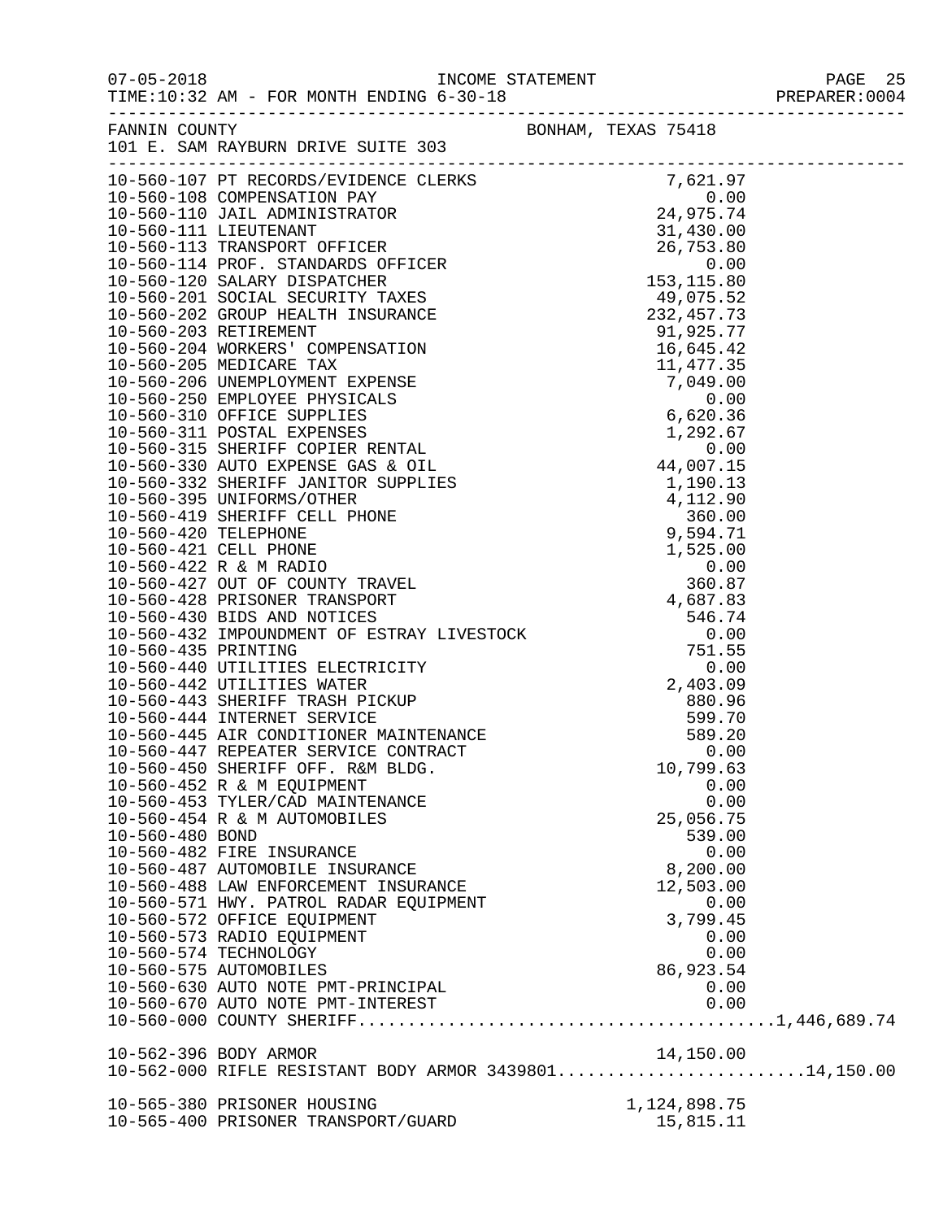07-05-2018 INCOME STATEMENT
TIME:10:32 AM - FOR MONTH ENDING 6-30-18 PREPARER:0004

FANNIN COUNTY BONHAM, TEXAS 75418
101 E. SAM RAYBURN DRIVE SUITE 303

| Account | Description | Amount | Total |
|---|---|---|---|
| 10-560-107 | PT RECORDS/EVIDENCE CLERKS | 7,621.97 | |
| 10-560-108 | COMPENSATION PAY | 0.00 | |
| 10-560-110 | JAIL ADMINISTRATOR | 24,975.74 | |
| 10-560-111 | LIEUTENANT | 31,430.00 | |
| 10-560-113 | TRANSPORT OFFICER | 26,753.80 | |
| 10-560-114 | PROF. STANDARDS OFFICER | 0.00 | |
| 10-560-120 | SALARY DISPATCHER | 153,115.80 | |
| 10-560-201 | SOCIAL SECURITY TAXES | 49,075.52 | |
| 10-560-202 | GROUP HEALTH INSURANCE | 232,457.73 | |
| 10-560-203 | RETIREMENT | 91,925.77 | |
| 10-560-204 | WORKERS' COMPENSATION | 16,645.42 | |
| 10-560-205 | MEDICARE TAX | 11,477.35 | |
| 10-560-206 | UNEMPLOYMENT EXPENSE | 7,049.00 | |
| 10-560-250 | EMPLOYEE PHYSICALS | 0.00 | |
| 10-560-310 | OFFICE SUPPLIES | 6,620.36 | |
| 10-560-311 | POSTAL EXPENSES | 1,292.67 | |
| 10-560-315 | SHERIFF COPIER RENTAL | 0.00 | |
| 10-560-330 | AUTO EXPENSE GAS & OIL | 44,007.15 | |
| 10-560-332 | SHERIFF JANITOR SUPPLIES | 1,190.13 | |
| 10-560-395 | UNIFORMS/OTHER | 4,112.90 | |
| 10-560-419 | SHERIFF CELL PHONE | 360.00 | |
| 10-560-420 | TELEPHONE | 9,594.71 | |
| 10-560-421 | CELL PHONE | 1,525.00 | |
| 10-560-422 | R & M RADIO | 0.00 | |
| 10-560-427 | OUT OF COUNTY TRAVEL | 360.87 | |
| 10-560-428 | PRISONER TRANSPORT | 4,687.83 | |
| 10-560-430 | BIDS AND NOTICES | 546.74 | |
| 10-560-432 | IMPOUNDMENT OF ESTRAY LIVESTOCK | 0.00 | |
| 10-560-435 | PRINTING | 751.55 | |
| 10-560-440 | UTILITIES ELECTRICITY | 0.00 | |
| 10-560-442 | UTILITIES WATER | 2,403.09 | |
| 10-560-443 | SHERIFF TRASH PICKUP | 880.96 | |
| 10-560-444 | INTERNET SERVICE | 599.70 | |
| 10-560-445 | AIR CONDITIONER MAINTENANCE | 589.20 | |
| 10-560-447 | REPEATER SERVICE CONTRACT | 0.00 | |
| 10-560-450 | SHERIFF OFF. R&M BLDG. | 10,799.63 | |
| 10-560-452 | R & M EQUIPMENT | 0.00 | |
| 10-560-453 | TYLER/CAD MAINTENANCE | 0.00 | |
| 10-560-454 | R & M AUTOMOBILES | 25,056.75 | |
| 10-560-480 | BOND | 539.00 | |
| 10-560-482 | FIRE INSURANCE | 0.00 | |
| 10-560-487 | AUTOMOBILE INSURANCE | 8,200.00 | |
| 10-560-488 | LAW ENFORCEMENT INSURANCE | 12,503.00 | |
| 10-560-571 | HWY. PATROL RADAR EQUIPMENT | 0.00 | |
| 10-560-572 | OFFICE EQUIPMENT | 3,799.45 | |
| 10-560-573 | RADIO EQUIPMENT | 0.00 | |
| 10-560-574 | TECHNOLOGY | 0.00 | |
| 10-560-575 | AUTOMOBILES | 86,923.54 | |
| 10-560-630 | AUTO NOTE PMT-PRINCIPAL | 0.00 | |
| 10-560-670 | AUTO NOTE PMT-INTEREST | 0.00 | |
| 10-560-000 | COUNTY SHERIFF | | 1,446,689.74 |
| 10-562-396 | BODY ARMOR | 14,150.00 | |
| 10-562-000 | RIFLE RESISTANT BODY ARMOR 3439801 | | 14,150.00 |
| 10-565-380 | PRISONER HOUSING | 1,124,898.75 | |
| 10-565-400 | PRISONER TRANSPORT/GUARD | 15,815.11 | |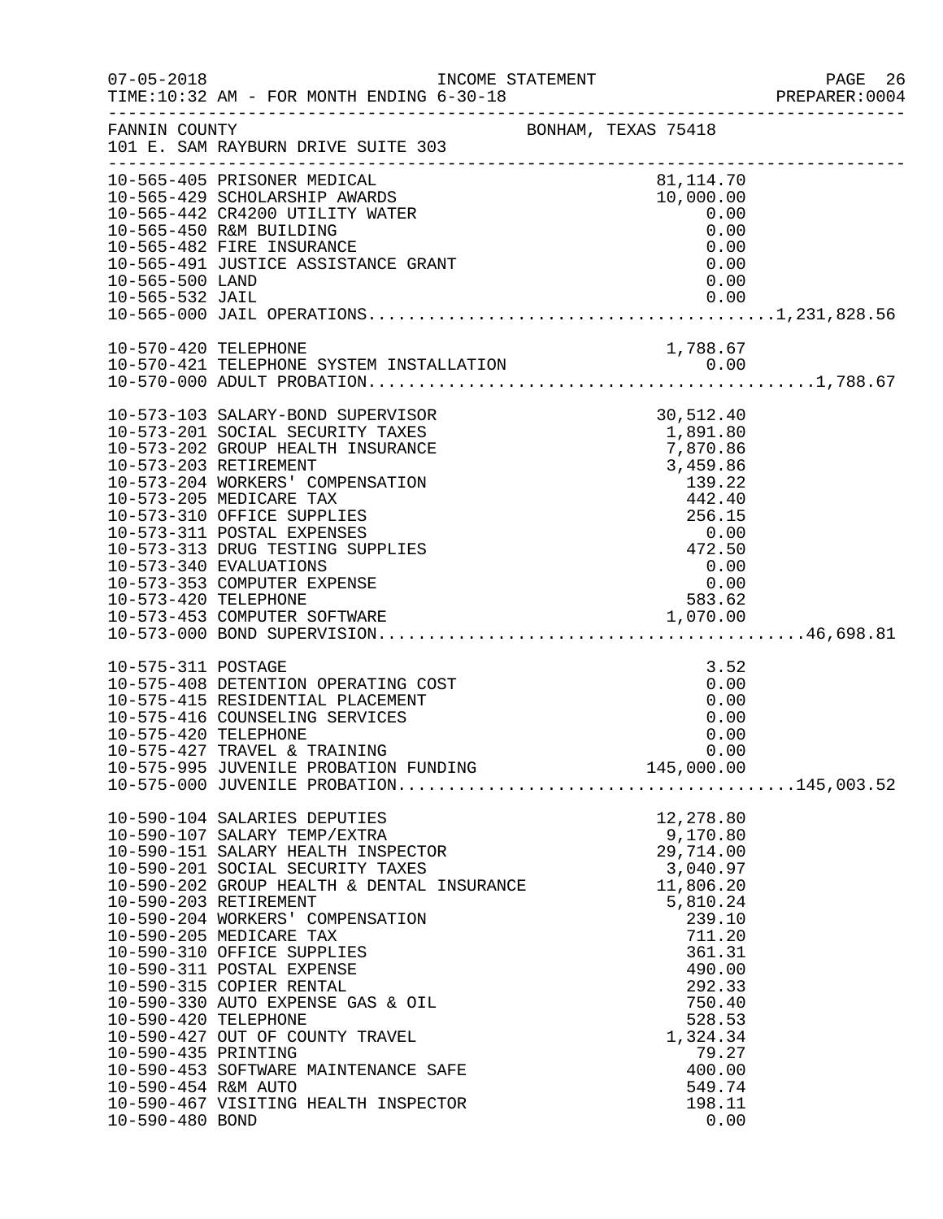FANNIN COUNTY — BONHAM, TEXAS 75418
101 E. SAM RAYBURN DRIVE SUITE 303

INCOME STATEMENT
TIME:10:32 AM - FOR MONTH ENDING 6-30-18

| Account | Description | Amount | Total |
|---|---|---|---|
| 10-565-405 | PRISONER MEDICAL | 81,114.70 | |
| 10-565-429 | SCHOLARSHIP AWARDS | 10,000.00 | |
| 10-565-442 | CR4200 UTILITY WATER | 0.00 | |
| 10-565-450 | R&M BUILDING | 0.00 | |
| 10-565-482 | FIRE INSURANCE | 0.00 | |
| 10-565-491 | JUSTICE ASSISTANCE GRANT | 0.00 | |
| 10-565-500 | LAND | 0.00 | |
| 10-565-532 | JAIL | 0.00 | |
| 10-565-000 | JAIL OPERATIONS | | 1,231,828.56 |
| 10-570-420 | TELEPHONE | 1,788.67 | |
| 10-570-421 | TELEPHONE SYSTEM INSTALLATION | 0.00 | |
| 10-570-000 | ADULT PROBATION | | 1,788.67 |
| 10-573-103 | SALARY-BOND SUPERVISOR | 30,512.40 | |
| 10-573-201 | SOCIAL SECURITY TAXES | 1,891.80 | |
| 10-573-202 | GROUP HEALTH INSURANCE | 7,870.86 | |
| 10-573-203 | RETIREMENT | 3,459.86 | |
| 10-573-204 | WORKERS' COMPENSATION | 139.22 | |
| 10-573-205 | MEDICARE TAX | 442.40 | |
| 10-573-310 | OFFICE SUPPLIES | 256.15 | |
| 10-573-311 | POSTAL EXPENSES | 0.00 | |
| 10-573-313 | DRUG TESTING SUPPLIES | 472.50 | |
| 10-573-340 | EVALUATIONS | 0.00 | |
| 10-573-353 | COMPUTER EXPENSE | 0.00 | |
| 10-573-420 | TELEPHONE | 583.62 | |
| 10-573-453 | COMPUTER SOFTWARE | 1,070.00 | |
| 10-573-000 | BOND SUPERVISION | | 46,698.81 |
| 10-575-311 | POSTAGE | 3.52 | |
| 10-575-408 | DETENTION OPERATING COST | 0.00 | |
| 10-575-415 | RESIDENTIAL PLACEMENT | 0.00 | |
| 10-575-416 | COUNSELING SERVICES | 0.00 | |
| 10-575-420 | TELEPHONE | 0.00 | |
| 10-575-427 | TRAVEL & TRAINING | 0.00 | |
| 10-575-995 | JUVENILE PROBATION FUNDING | 145,000.00 | |
| 10-575-000 | JUVENILE PROBATION | | 145,003.52 |
| 10-590-104 | SALARIES DEPUTIES | 12,278.80 | |
| 10-590-107 | SALARY TEMP/EXTRA | 9,170.80 | |
| 10-590-151 | SALARY HEALTH INSPECTOR | 29,714.00 | |
| 10-590-201 | SOCIAL SECURITY TAXES | 3,040.97 | |
| 10-590-202 | GROUP HEALTH & DENTAL INSURANCE | 11,806.20 | |
| 10-590-203 | RETIREMENT | 5,810.24 | |
| 10-590-204 | WORKERS' COMPENSATION | 239.10 | |
| 10-590-205 | MEDICARE TAX | 711.20 | |
| 10-590-310 | OFFICE SUPPLIES | 361.31 | |
| 10-590-311 | POSTAL EXPENSE | 490.00 | |
| 10-590-315 | COPIER RENTAL | 292.33 | |
| 10-590-330 | AUTO EXPENSE GAS & OIL | 750.40 | |
| 10-590-420 | TELEPHONE | 528.53 | |
| 10-590-427 | OUT OF COUNTY TRAVEL | 1,324.34 | |
| 10-590-435 | PRINTING | 79.27 | |
| 10-590-453 | SOFTWARE MAINTENANCE SAFE | 400.00 | |
| 10-590-454 | R&M AUTO | 549.74 | |
| 10-590-467 | VISITING HEALTH INSPECTOR | 198.11 | |
| 10-590-480 | BOND | 0.00 | |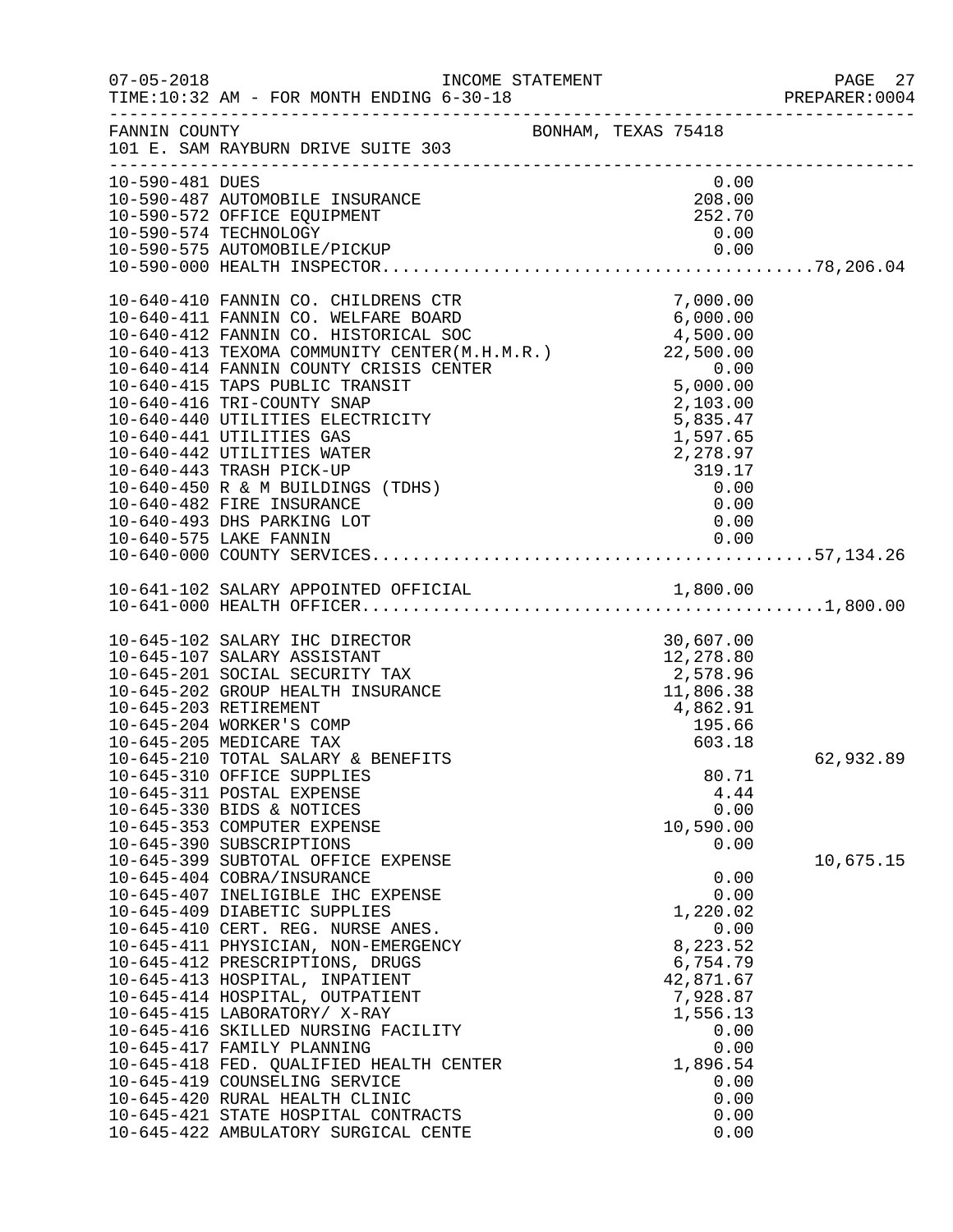FANNIN COUNTY BONHAM, TEXAS 75418
101 E. SAM RAYBURN DRIVE SUITE 303

INCOME STATEMENT
TIME:10:32 AM - FOR MONTH ENDING 6-30-18

| Account | Description | Amount | Total |
|---|---|---|---|
| 10-590-481 | DUES | 0.00 | |
| 10-590-487 | AUTOMOBILE INSURANCE | 208.00 | |
| 10-590-572 | OFFICE EQUIPMENT | 252.70 | |
| 10-590-574 | TECHNOLOGY | 0.00 | |
| 10-590-575 | AUTOMOBILE/PICKUP | 0.00 | |
| 10-590-000 | HEALTH INSPECTOR | | 78,206.04 |
| 10-640-410 | FANNIN CO. CHILDRENS CTR | 7,000.00 | |
| 10-640-411 | FANNIN CO. WELFARE BOARD | 6,000.00 | |
| 10-640-412 | FANNIN CO. HISTORICAL SOC | 4,500.00 | |
| 10-640-413 | TEXOMA COMMUNITY CENTER(M.H.M.R.) | 22,500.00 | |
| 10-640-414 | FANNIN COUNTY CRISIS CENTER | 0.00 | |
| 10-640-415 | TAPS PUBLIC TRANSIT | 5,000.00 | |
| 10-640-416 | TRI-COUNTY SNAP | 2,103.00 | |
| 10-640-440 | UTILITIES ELECTRICITY | 5,835.47 | |
| 10-640-441 | UTILITIES GAS | 1,597.65 | |
| 10-640-442 | UTILITIES WATER | 2,278.97 | |
| 10-640-443 | TRASH PICK-UP | 319.17 | |
| 10-640-450 | R & M BUILDINGS (TDHS) | 0.00 | |
| 10-640-482 | FIRE INSURANCE | 0.00 | |
| 10-640-493 | DHS PARKING LOT | 0.00 | |
| 10-640-575 | LAKE FANNIN | 0.00 | |
| 10-640-000 | COUNTY SERVICES | | 57,134.26 |
| 10-641-102 | SALARY APPOINTED OFFICIAL | 1,800.00 | |
| 10-641-000 | HEALTH OFFICER | | 1,800.00 |
| 10-645-102 | SALARY IHC DIRECTOR | 30,607.00 | |
| 10-645-107 | SALARY ASSISTANT | 12,278.80 | |
| 10-645-201 | SOCIAL SECURITY TAX | 2,578.96 | |
| 10-645-202 | GROUP HEALTH INSURANCE | 11,806.38 | |
| 10-645-203 | RETIREMENT | 4,862.91 | |
| 10-645-204 | WORKER'S COMP | 195.66 | |
| 10-645-205 | MEDICARE TAX | 603.18 | |
| 10-645-210 | TOTAL SALARY & BENEFITS | | 62,932.89 |
| 10-645-310 | OFFICE SUPPLIES | 80.71 | |
| 10-645-311 | POSTAL EXPENSE | 4.44 | |
| 10-645-330 | BIDS & NOTICES | 0.00 | |
| 10-645-353 | COMPUTER EXPENSE | 10,590.00 | |
| 10-645-390 | SUBSCRIPTIONS | 0.00 | |
| 10-645-399 | SUBTOTAL OFFICE EXPENSE | | 10,675.15 |
| 10-645-404 | COBRA/INSURANCE | 0.00 | |
| 10-645-407 | INELIGIBLE IHC EXPENSE | 0.00 | |
| 10-645-409 | DIABETIC SUPPLIES | 1,220.02 | |
| 10-645-410 | CERT. REG. NURSE ANES. | 0.00 | |
| 10-645-411 | PHYSICIAN, NON-EMERGENCY | 8,223.52 | |
| 10-645-412 | PRESCRIPTIONS, DRUGS | 6,754.79 | |
| 10-645-413 | HOSPITAL, INPATIENT | 42,871.67 | |
| 10-645-414 | HOSPITAL, OUTPATIENT | 7,928.87 | |
| 10-645-415 | LABORATORY/ X-RAY | 1,556.13 | |
| 10-645-416 | SKILLED NURSING FACILITY | 0.00 | |
| 10-645-417 | FAMILY PLANNING | 0.00 | |
| 10-645-418 | FED. QUALIFIED HEALTH CENTER | 1,896.54 | |
| 10-645-419 | COUNSELING SERVICE | 0.00 | |
| 10-645-420 | RURAL HEALTH CLINIC | 0.00 | |
| 10-645-421 | STATE HOSPITAL CONTRACTS | 0.00 | |
| 10-645-422 | AMBULATORY SURGICAL CENTE | 0.00 | |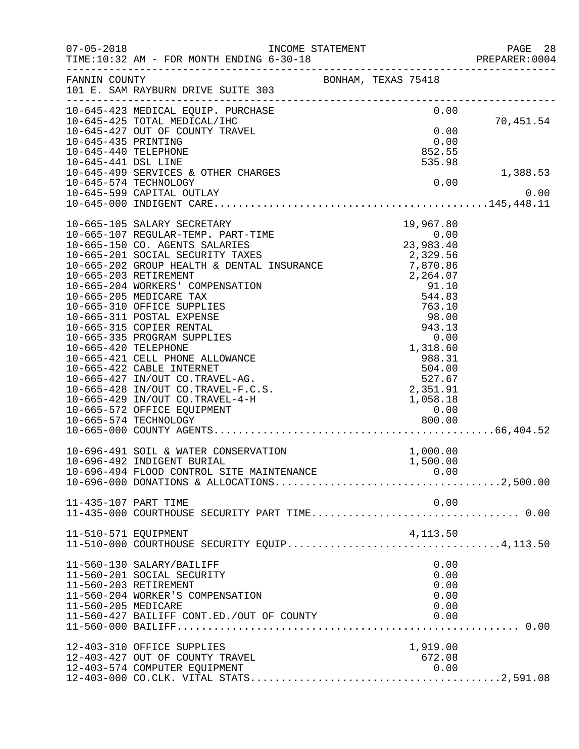FANNIN COUNTY — BONHAM, TEXAS 75418
101 E. SAM RAYBURN DRIVE SUITE 303

INCOME STATEMENT
TIME:10:32 AM - FOR MONTH ENDING 6-30-18

| Account | Description | Amount | Total |
|---|---|---|---|
| 10-645-423 | MEDICAL EQUIP. PURCHASE | 0.00 | |
| 10-645-425 | TOTAL MEDICAL/IHC | | 70,451.54 |
| 10-645-427 | OUT OF COUNTY TRAVEL | 0.00 | |
| 10-645-435 | PRINTING | 0.00 | |
| 10-645-440 | TELEPHONE | 852.55 | |
| 10-645-441 | DSL LINE | 535.98 | |
| 10-645-499 | SERVICES & OTHER CHARGES | | 1,388.53 |
| 10-645-574 | TECHNOLOGY | 0.00 | |
| 10-645-599 | CAPITAL OUTLAY | | 0.00 |
| 10-645-000 | INDIGENT CARE | | 145,448.11 |
| 10-665-105 | SALARY SECRETARY | 19,967.80 | |
| 10-665-107 | REGULAR-TEMP. PART-TIME | 0.00 | |
| 10-665-150 | CO. AGENTS SALARIES | 23,983.40 | |
| 10-665-201 | SOCIAL SECURITY TAXES | 2,329.56 | |
| 10-665-202 | GROUP HEALTH & DENTAL INSURANCE | 7,870.86 | |
| 10-665-203 | RETIREMENT | 2,264.07 | |
| 10-665-204 | WORKERS' COMPENSATION | 91.10 | |
| 10-665-205 | MEDICARE TAX | 544.83 | |
| 10-665-310 | OFFICE SUPPLIES | 763.10 | |
| 10-665-311 | POSTAL EXPENSE | 98.00 | |
| 10-665-315 | COPIER RENTAL | 943.13 | |
| 10-665-335 | PROGRAM SUPPLIES | 0.00 | |
| 10-665-420 | TELEPHONE | 1,318.60 | |
| 10-665-421 | CELL PHONE ALLOWANCE | 988.31 | |
| 10-665-422 | CABLE INTERNET | 504.00 | |
| 10-665-427 | IN/OUT CO.TRAVEL-AG. | 527.67 | |
| 10-665-428 | IN/OUT CO.TRAVEL-F.C.S. | 2,351.91 | |
| 10-665-429 | IN/OUT CO.TRAVEL-4-H | 1,058.18 | |
| 10-665-572 | OFFICE EQUIPMENT | 0.00 | |
| 10-665-574 | TECHNOLOGY | 800.00 | |
| 10-665-000 | COUNTY AGENTS | | 66,404.52 |
| 10-696-491 | SOIL & WATER CONSERVATION | 1,000.00 | |
| 10-696-492 | INDIGENT BURIAL | 1,500.00 | |
| 10-696-494 | FLOOD CONTROL SITE MAINTENANCE | 0.00 | |
| 10-696-000 | DONATIONS & ALLOCATIONS | | 2,500.00 |
| 11-435-107 | PART TIME | 0.00 | |
| 11-435-000 | COURTHOUSE SECURITY PART TIME | | 0.00 |
| 11-510-571 | EQUIPMENT | 4,113.50 | |
| 11-510-000 | COURTHOUSE SECURITY EQUIP | | 4,113.50 |
| 11-560-130 | SALARY/BAILIFF | 0.00 | |
| 11-560-201 | SOCIAL SECURITY | 0.00 | |
| 11-560-203 | RETIREMENT | 0.00 | |
| 11-560-204 | WORKER'S COMPENSATION | 0.00 | |
| 11-560-205 | MEDICARE | 0.00 | |
| 11-560-427 | BAILIFF CONT.ED./OUT OF COUNTY | 0.00 | |
| 11-560-000 | BAILIFF | | 0.00 |
| 12-403-310 | OFFICE SUPPLIES | 1,919.00 | |
| 12-403-427 | OUT OF COUNTY TRAVEL | 672.08 | |
| 12-403-574 | COMPUTER EQUIPMENT | 0.00 | |
| 12-403-000 | CO.CLK. VITAL STATS | | 2,591.08 |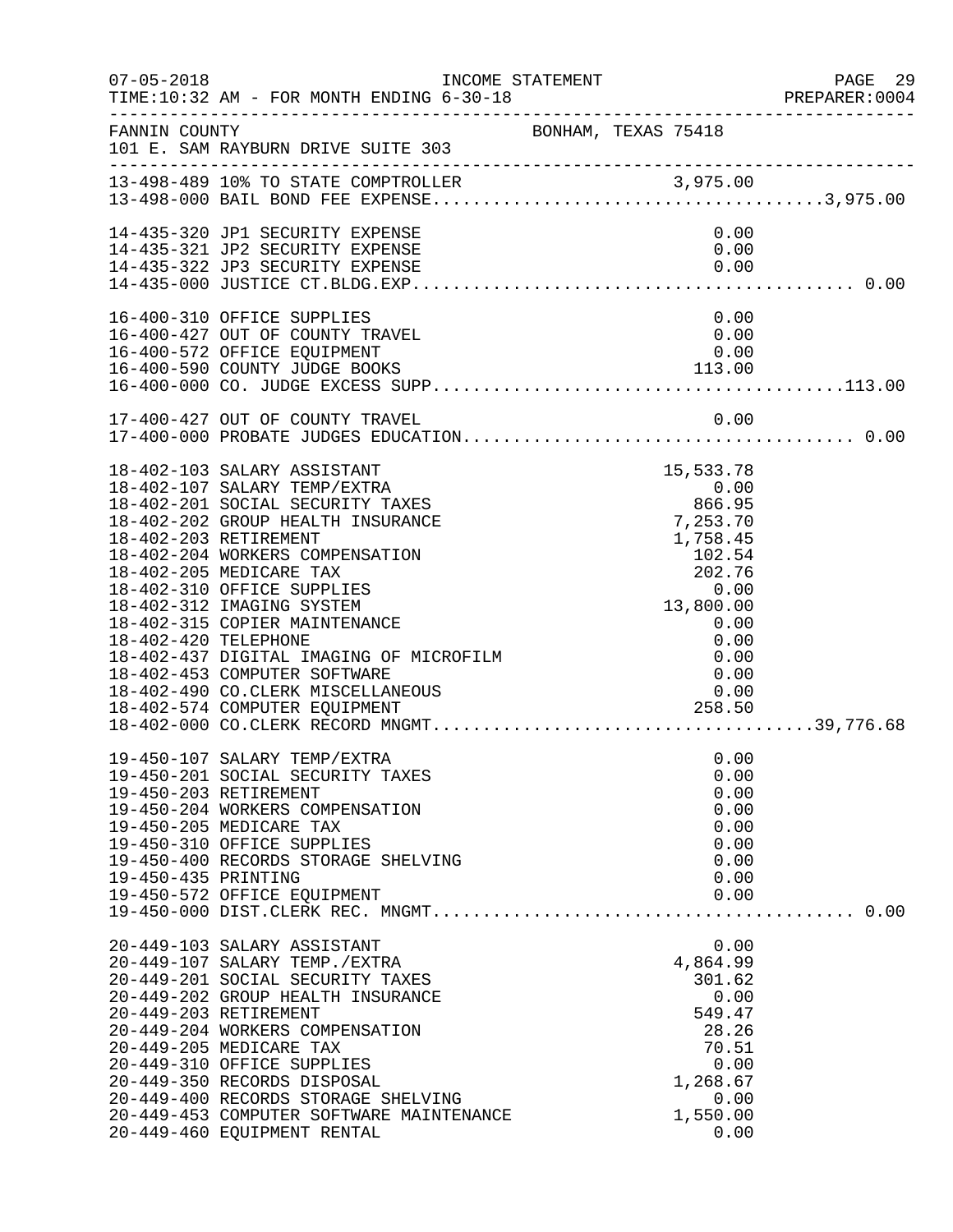INCOME STATEMENT

TIME:10:32 AM - FOR MONTH ENDING 6-30-18

FANNIN COUNTY — BONHAM, TEXAS 75418
101 E. SAM RAYBURN DRIVE SUITE 303

| Account | Description | Amount | Total |
|---|---|---|---|
| 13-498-489 | 10% TO STATE COMPTROLLER | 3,975.00 | |
| 13-498-000 | BAIL BOND FEE EXPENSE | | 3,975.00 |
| 14-435-320 | JP1 SECURITY EXPENSE | 0.00 | |
| 14-435-321 | JP2 SECURITY EXPENSE | 0.00 | |
| 14-435-322 | JP3 SECURITY EXPENSE | 0.00 | |
| 14-435-000 | JUSTICE CT.BLDG.EXP. | | 0.00 |
| 16-400-310 | OFFICE SUPPLIES | 0.00 | |
| 16-400-427 | OUT OF COUNTY TRAVEL | 0.00 | |
| 16-400-572 | OFFICE EQUIPMENT | 0.00 | |
| 16-400-590 | COUNTY JUDGE BOOKS | 113.00 | |
| 16-400-000 | CO. JUDGE EXCESS SUPP. | | 113.00 |
| 17-400-427 | OUT OF COUNTY TRAVEL | 0.00 | |
| 17-400-000 | PROBATE JUDGES EDUCATION | | 0.00 |
| 18-402-103 | SALARY ASSISTANT | 15,533.78 | |
| 18-402-107 | SALARY TEMP/EXTRA | 0.00 | |
| 18-402-201 | SOCIAL SECURITY TAXES | 866.95 | |
| 18-402-202 | GROUP HEALTH INSURANCE | 7,253.70 | |
| 18-402-203 | RETIREMENT | 1,758.45 | |
| 18-402-204 | WORKERS COMPENSATION | 102.54 | |
| 18-402-205 | MEDICARE TAX | 202.76 | |
| 18-402-310 | OFFICE SUPPLIES | 0.00 | |
| 18-402-312 | IMAGING SYSTEM | 13,800.00 | |
| 18-402-315 | COPIER MAINTENANCE | 0.00 | |
| 18-402-420 | TELEPHONE | 0.00 | |
| 18-402-437 | DIGITAL IMAGING OF MICROFILM | 0.00 | |
| 18-402-453 | COMPUTER SOFTWARE | 0.00 | |
| 18-402-490 | CO.CLERK MISCELLANEOUS | 0.00 | |
| 18-402-574 | COMPUTER EQUIPMENT | 258.50 | |
| 18-402-000 | CO.CLERK RECORD MNGMT. | | 39,776.68 |
| 19-450-107 | SALARY TEMP/EXTRA | 0.00 | |
| 19-450-201 | SOCIAL SECURITY TAXES | 0.00 | |
| 19-450-203 | RETIREMENT | 0.00 | |
| 19-450-204 | WORKERS COMPENSATION | 0.00 | |
| 19-450-205 | MEDICARE TAX | 0.00 | |
| 19-450-310 | OFFICE SUPPLIES | 0.00 | |
| 19-450-400 | RECORDS STORAGE SHELVING | 0.00 | |
| 19-450-435 | PRINTING | 0.00 | |
| 19-450-572 | OFFICE EQUIPMENT | 0.00 | |
| 19-450-000 | DIST.CLERK REC. MNGMT. | | 0.00 |
| 20-449-103 | SALARY ASSISTANT | 0.00 | |
| 20-449-107 | SALARY TEMP./EXTRA | 4,864.99 | |
| 20-449-201 | SOCIAL SECURITY TAXES | 301.62 | |
| 20-449-202 | GROUP HEALTH INSURANCE | 0.00 | |
| 20-449-203 | RETIREMENT | 549.47 | |
| 20-449-204 | WORKERS COMPENSATION | 28.26 | |
| 20-449-205 | MEDICARE TAX | 70.51 | |
| 20-449-310 | OFFICE SUPPLIES | 0.00 | |
| 20-449-350 | RECORDS DISPOSAL | 1,268.67 | |
| 20-449-400 | RECORDS STORAGE SHELVING | 0.00 | |
| 20-449-453 | COMPUTER SOFTWARE MAINTENANCE | 1,550.00 | |
| 20-449-460 | EQUIPMENT RENTAL | 0.00 | |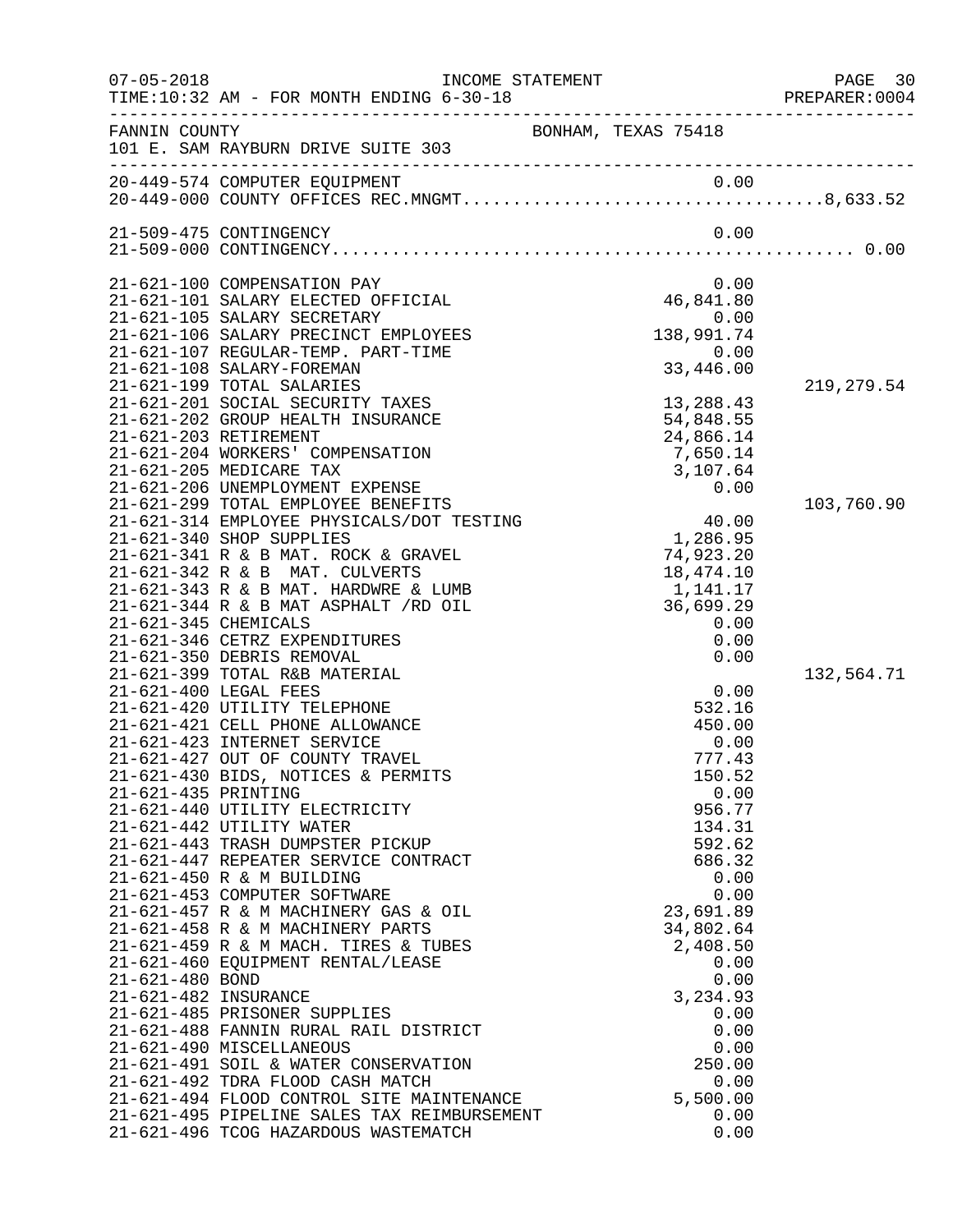07-05-2018 INCOME STATEMENT
TIME:10:32 AM - FOR MONTH ENDING 6-30-18 PREPARER:0004

FANNIN COUNTY BONHAM, TEXAS 75418
101 E. SAM RAYBURN DRIVE SUITE 303

| Account | Description | Amount | Total |
|---|---|---|---|
| 20-449-574 | COMPUTER EQUIPMENT | 0.00 | |
| 20-449-000 | COUNTY OFFICES REC.MNGMT. | | 8,633.52 |
| 21-509-475 | CONTINGENCY | 0.00 | |
| 21-509-000 | CONTINGENCY | | 0.00 |
| 21-621-100 | COMPENSATION PAY | 0.00 | |
| 21-621-101 | SALARY ELECTED OFFICIAL | 46,841.80 | |
| 21-621-105 | SALARY SECRETARY | 0.00 | |
| 21-621-106 | SALARY PRECINCT EMPLOYEES | 138,991.74 | |
| 21-621-107 | REGULAR-TEMP. PART-TIME | 0.00 | |
| 21-621-108 | SALARY-FOREMAN | 33,446.00 | |
| 21-621-199 | TOTAL SALARIES | | 219,279.54 |
| 21-621-201 | SOCIAL SECURITY TAXES | 13,288.43 | |
| 21-621-202 | GROUP HEALTH INSURANCE | 54,848.55 | |
| 21-621-203 | RETIREMENT | 24,866.14 | |
| 21-621-204 | WORKERS' COMPENSATION | 7,650.14 | |
| 21-621-205 | MEDICARE TAX | 3,107.64 | |
| 21-621-206 | UNEMPLOYMENT EXPENSE | 0.00 | |
| 21-621-299 | TOTAL EMPLOYEE BENEFITS | | 103,760.90 |
| 21-621-314 | EMPLOYEE PHYSICALS/DOT TESTING | 40.00 | |
| 21-621-340 | SHOP SUPPLIES | 1,286.95 | |
| 21-621-341 | R & B MAT. ROCK & GRAVEL | 74,923.20 | |
| 21-621-342 | R & B MAT. CULVERTS | 18,474.10 | |
| 21-621-343 | R & B MAT. HARDWRE & LUMB | 1,141.17 | |
| 21-621-344 | R & B MAT ASPHALT /RD OIL | 36,699.29 | |
| 21-621-345 | CHEMICALS | 0.00 | |
| 21-621-346 | CETRZ EXPENDITURES | 0.00 | |
| 21-621-350 | DEBRIS REMOVAL | 0.00 | |
| 21-621-399 | TOTAL R&B MATERIAL | | 132,564.71 |
| 21-621-400 | LEGAL FEES | 0.00 | |
| 21-621-420 | UTILITY TELEPHONE | 532.16 | |
| 21-621-421 | CELL PHONE ALLOWANCE | 450.00 | |
| 21-621-423 | INTERNET SERVICE | 0.00 | |
| 21-621-427 | OUT OF COUNTY TRAVEL | 777.43 | |
| 21-621-430 | BIDS, NOTICES & PERMITS | 150.52 | |
| 21-621-435 | PRINTING | 0.00 | |
| 21-621-440 | UTILITY ELECTRICITY | 956.77 | |
| 21-621-442 | UTILITY WATER | 134.31 | |
| 21-621-443 | TRASH DUMPSTER PICKUP | 592.62 | |
| 21-621-447 | REPEATER SERVICE CONTRACT | 686.32 | |
| 21-621-450 | R & M BUILDING | 0.00 | |
| 21-621-453 | COMPUTER SOFTWARE | 0.00 | |
| 21-621-457 | R & M MACHINERY GAS & OIL | 23,691.89 | |
| 21-621-458 | R & M MACHINERY PARTS | 34,802.64 | |
| 21-621-459 | R & M MACH. TIRES & TUBES | 2,408.50 | |
| 21-621-460 | EQUIPMENT RENTAL/LEASE | 0.00 | |
| 21-621-480 | BOND | 0.00 | |
| 21-621-482 | INSURANCE | 3,234.93 | |
| 21-621-485 | PRISONER SUPPLIES | 0.00 | |
| 21-621-488 | FANNIN RURAL RAIL DISTRICT | 0.00 | |
| 21-621-490 | MISCELLANEOUS | 0.00 | |
| 21-621-491 | SOIL & WATER CONSERVATION | 250.00 | |
| 21-621-492 | TDRA FLOOD CASH MATCH | 0.00 | |
| 21-621-494 | FLOOD CONTROL SITE MAINTENANCE | 5,500.00 | |
| 21-621-495 | PIPELINE SALES TAX REIMBURSEMENT | 0.00 | |
| 21-621-496 | TCOG HAZARDOUS WASTEMATCH | 0.00 | |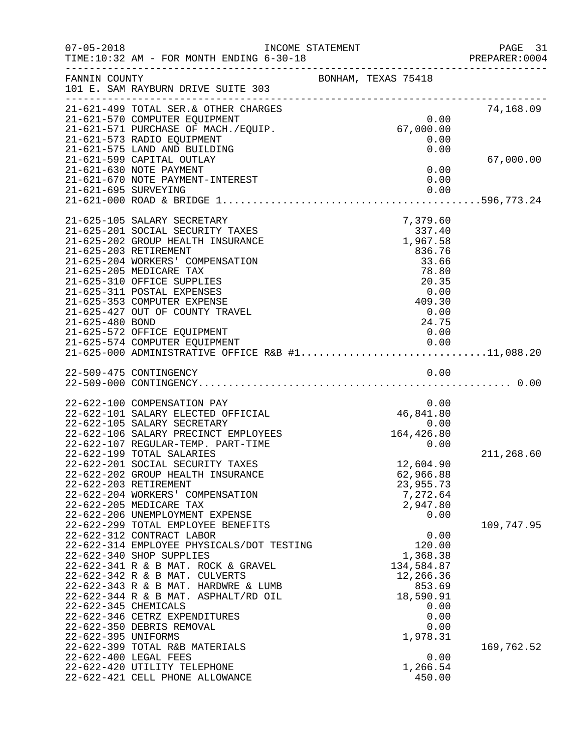FANNIN COUNTY — BONHAM, TEXAS 75418
101 E. SAM RAYBURN DRIVE SUITE 303

INCOME STATEMENT
TIME:10:32 AM - FOR MONTH ENDING 6-30-18

| Account | Description | Amount | Total |
|---|---|---|---|
| 21-621-499 | TOTAL SER.& OTHER CHARGES | | 74,168.09 |
| 21-621-570 | COMPUTER EQUIPMENT | 0.00 | |
| 21-621-571 | PURCHASE OF MACH./EQUIP. | 67,000.00 | |
| 21-621-573 | RADIO EQUIPMENT | 0.00 | |
| 21-621-575 | LAND AND BUILDING | 0.00 | |
| 21-621-599 | CAPITAL OUTLAY | | 67,000.00 |
| 21-621-630 | NOTE PAYMENT | 0.00 | |
| 21-621-670 | NOTE PAYMENT-INTEREST | 0.00 | |
| 21-621-695 | SURVEYING | 0.00 | |
| 21-621-000 | ROAD & BRIDGE 1 | | 596,773.24 |
| 21-625-105 | SALARY SECRETARY | 7,379.60 | |
| 21-625-201 | SOCIAL SECURITY TAXES | 337.40 | |
| 21-625-202 | GROUP HEALTH INSURANCE | 1,967.58 | |
| 21-625-203 | RETIREMENT | 836.76 | |
| 21-625-204 | WORKERS' COMPENSATION | 33.66 | |
| 21-625-205 | MEDICARE TAX | 78.80 | |
| 21-625-310 | OFFICE SUPPLIES | 20.35 | |
| 21-625-311 | POSTAL EXPENSES | 0.00 | |
| 21-625-353 | COMPUTER EXPENSE | 409.30 | |
| 21-625-427 | OUT OF COUNTY TRAVEL | 0.00 | |
| 21-625-480 | BOND | 24.75 | |
| 21-625-572 | OFFICE EQUIPMENT | 0.00 | |
| 21-625-574 | COMPUTER EQUIPMENT | 0.00 | |
| 21-625-000 | ADMINISTRATIVE OFFICE R&B #1 | | 11,088.20 |
| 22-509-475 | CONTINGENCY | 0.00 | |
| 22-509-000 | CONTINGENCY | | 0.00 |
| 22-622-100 | COMPENSATION PAY | 0.00 | |
| 22-622-101 | SALARY ELECTED OFFICIAL | 46,841.80 | |
| 22-622-105 | SALARY SECRETARY | 0.00 | |
| 22-622-106 | SALARY PRECINCT EMPLOYEES | 164,426.80 | |
| 22-622-107 | REGULAR-TEMP. PART-TIME | 0.00 | |
| 22-622-199 | TOTAL SALARIES | | 211,268.60 |
| 22-622-201 | SOCIAL SECURITY TAXES | 12,604.90 | |
| 22-622-202 | GROUP HEALTH INSURANCE | 62,966.88 | |
| 22-622-203 | RETIREMENT | 23,955.73 | |
| 22-622-204 | WORKERS' COMPENSATION | 7,272.64 | |
| 22-622-205 | MEDICARE TAX | 2,947.80 | |
| 22-622-206 | UNEMPLOYMENT EXPENSE | 0.00 | |
| 22-622-299 | TOTAL EMPLOYEE BENEFITS | | 109,747.95 |
| 22-622-312 | CONTRACT LABOR | 0.00 | |
| 22-622-314 | EMPLOYEE PHYSICALS/DOT TESTING | 120.00 | |
| 22-622-340 | SHOP SUPPLIES | 1,368.38 | |
| 22-622-341 | R & B MAT. ROCK & GRAVEL | 134,584.87 | |
| 22-622-342 | R & B MAT. CULVERTS | 12,266.36 | |
| 22-622-343 | R & B MAT. HARDWRE & LUMB | 853.69 | |
| 22-622-344 | R & B MAT. ASPHALT/RD OIL | 18,590.91 | |
| 22-622-345 | CHEMICALS | 0.00 | |
| 22-622-346 | CETRZ EXPENDITURES | 0.00 | |
| 22-622-350 | DEBRIS REMOVAL | 0.00 | |
| 22-622-395 | UNIFORMS | 1,978.31 | |
| 22-622-399 | TOTAL R&B MATERIALS | | 169,762.52 |
| 22-622-400 | LEGAL FEES | 0.00 | |
| 22-622-420 | UTILITY TELEPHONE | 1,266.54 | |
| 22-622-421 | CELL PHONE ALLOWANCE | 450.00 | |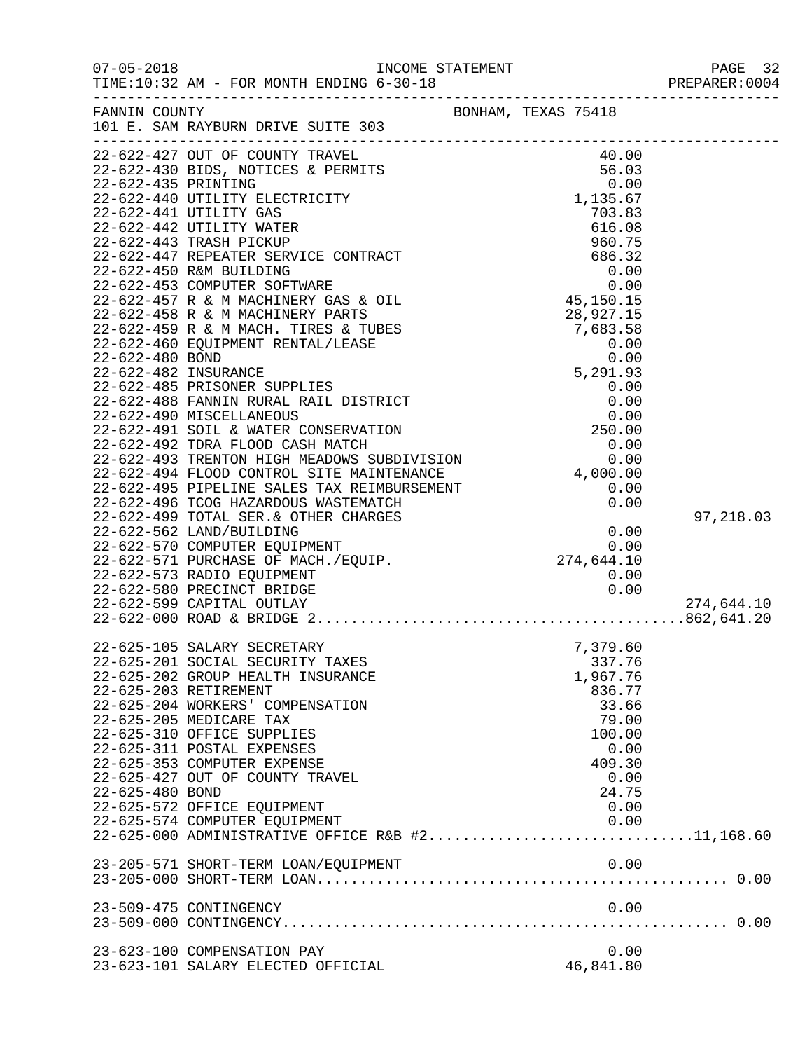FANNIN COUNTY BONHAM, TEXAS 75418
101 E. SAM RAYBURN DRIVE SUITE 303

| Account | Description | Amount | Total |
|---|---|---|---|
| 22-622-427 | OUT OF COUNTY TRAVEL | 40.00 | |
| 22-622-430 | BIDS, NOTICES & PERMITS | 56.03 | |
| 22-622-435 | PRINTING | 0.00 | |
| 22-622-440 | UTILITY ELECTRICITY | 1,135.67 | |
| 22-622-441 | UTILITY GAS | 703.83 | |
| 22-622-442 | UTILITY WATER | 616.08 | |
| 22-622-443 | TRASH PICKUP | 960.75 | |
| 22-622-447 | REPEATER SERVICE CONTRACT | 686.32 | |
| 22-622-450 | R&M BUILDING | 0.00 | |
| 22-622-453 | COMPUTER SOFTWARE | 0.00 | |
| 22-622-457 | R & M MACHINERY GAS & OIL | 45,150.15 | |
| 22-622-458 | R & M MACHINERY PARTS | 28,927.15 | |
| 22-622-459 | R & M MACH. TIRES & TUBES | 7,683.58 | |
| 22-622-460 | EQUIPMENT RENTAL/LEASE | 0.00 | |
| 22-622-480 | BOND | 0.00 | |
| 22-622-482 | INSURANCE | 5,291.93 | |
| 22-622-485 | PRISONER SUPPLIES | 0.00 | |
| 22-622-488 | FANNIN RURAL RAIL DISTRICT | 0.00 | |
| 22-622-490 | MISCELLANEOUS | 0.00 | |
| 22-622-491 | SOIL & WATER CONSERVATION | 250.00 | |
| 22-622-492 | TDRA FLOOD CASH MATCH | 0.00 | |
| 22-622-493 | TRENTON HIGH MEADOWS SUBDIVISION | 0.00 | |
| 22-622-494 | FLOOD CONTROL SITE MAINTENANCE | 4,000.00 | |
| 22-622-495 | PIPELINE SALES TAX REIMBURSEMENT | 0.00 | |
| 22-622-496 | TCOG HAZARDOUS WASTEMATCH | 0.00 | |
| 22-622-499 | TOTAL SER.& OTHER CHARGES | | 97,218.03 |
| 22-622-562 | LAND/BUILDING | 0.00 | |
| 22-622-570 | COMPUTER EQUIPMENT | 0.00 | |
| 22-622-571 | PURCHASE OF MACH./EQUIP. | 274,644.10 | |
| 22-622-573 | RADIO EQUIPMENT | 0.00 | |
| 22-622-580 | PRECINCT BRIDGE | 0.00 | |
| 22-622-599 | CAPITAL OUTLAY | | 274,644.10 |
| 22-622-000 | ROAD & BRIDGE 2 | | 862,641.20 |
| 22-625-105 | SALARY SECRETARY | 7,379.60 | |
| 22-625-201 | SOCIAL SECURITY TAXES | 337.76 | |
| 22-625-202 | GROUP HEALTH INSURANCE | 1,967.76 | |
| 22-625-203 | RETIREMENT | 836.77 | |
| 22-625-204 | WORKERS' COMPENSATION | 33.66 | |
| 22-625-205 | MEDICARE TAX | 79.00 | |
| 22-625-310 | OFFICE SUPPLIES | 100.00 | |
| 22-625-311 | POSTAL EXPENSES | 0.00 | |
| 22-625-353 | COMPUTER EXPENSE | 409.30 | |
| 22-625-427 | OUT OF COUNTY TRAVEL | 0.00 | |
| 22-625-480 | BOND | 24.75 | |
| 22-625-572 | OFFICE EQUIPMENT | 0.00 | |
| 22-625-574 | COMPUTER EQUIPMENT | 0.00 | |
| 22-625-000 | ADMINISTRATIVE OFFICE R&B #2 | | 11,168.60 |
| 23-205-571 | SHORT-TERM LOAN/EQUIPMENT | 0.00 | |
| 23-205-000 | SHORT-TERM LOAN | | 0.00 |
| 23-509-475 | CONTINGENCY | 0.00 | |
| 23-509-000 | CONTINGENCY | | 0.00 |
| 23-623-100 | COMPENSATION PAY | 0.00 | |
| 23-623-101 | SALARY ELECTED OFFICIAL | 46,841.80 | |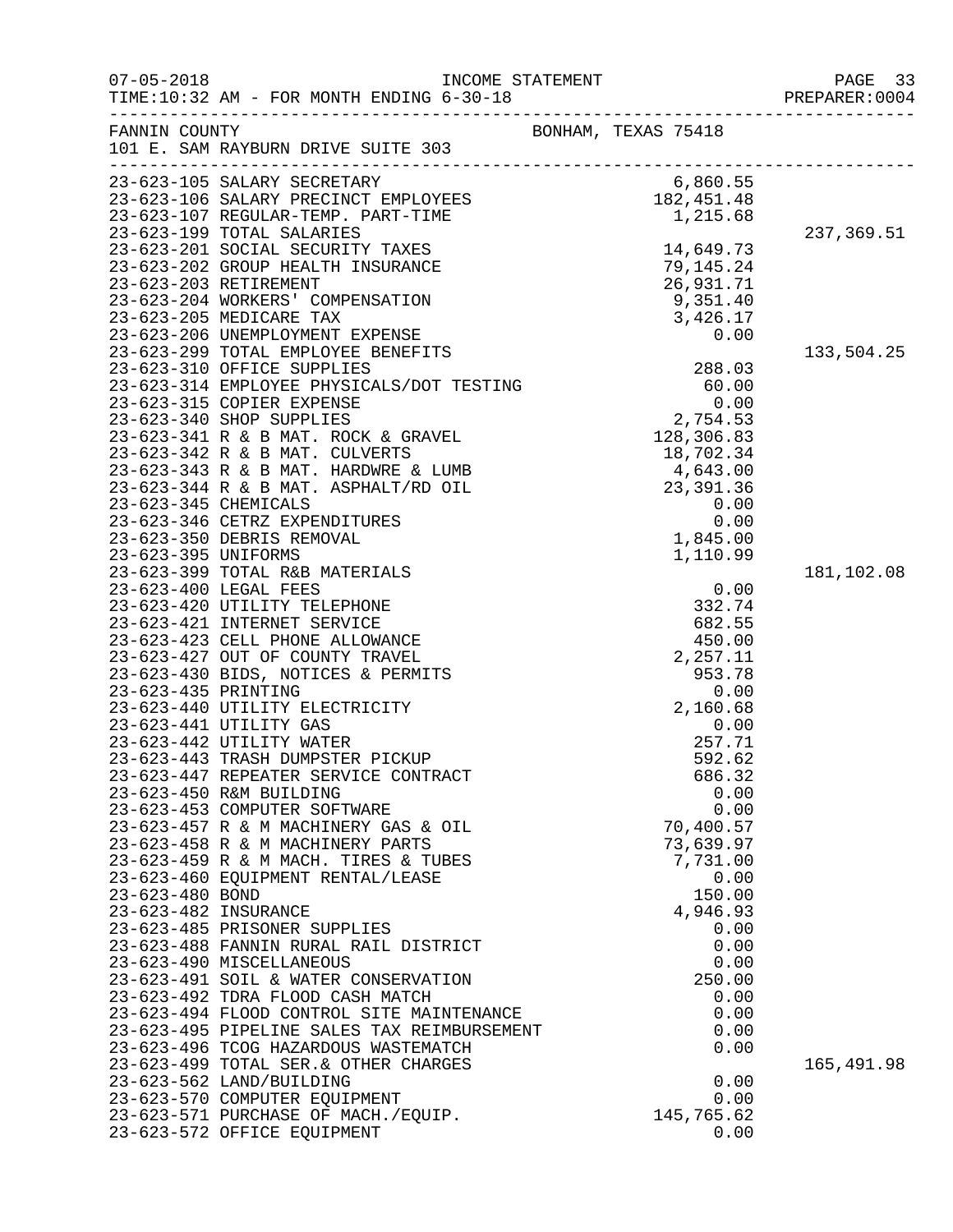INCOME STATEMENT

07-05-2018
TIME:10:32 AM - FOR MONTH ENDING 6-30-18

PREPARER:0004

FANNIN COUNTY — BONHAM, TEXAS 75418
101 E. SAM RAYBURN DRIVE SUITE 303

| Account | Description | Amount | Total |
|---|---|---|---|
| 23-623-105 | SALARY SECRETARY | 6,860.55 | |
| 23-623-106 | SALARY PRECINCT EMPLOYEES | 182,451.48 | |
| 23-623-107 | REGULAR-TEMP. PART-TIME | 1,215.68 | |
| 23-623-199 | TOTAL SALARIES | | 237,369.51 |
| 23-623-201 | SOCIAL SECURITY TAXES | 14,649.73 | |
| 23-623-202 | GROUP HEALTH INSURANCE | 79,145.24 | |
| 23-623-203 | RETIREMENT | 26,931.71 | |
| 23-623-204 | WORKERS' COMPENSATION | 9,351.40 | |
| 23-623-205 | MEDICARE TAX | 3,426.17 | |
| 23-623-206 | UNEMPLOYMENT EXPENSE | 0.00 | |
| 23-623-299 | TOTAL EMPLOYEE BENEFITS | | 133,504.25 |
| 23-623-310 | OFFICE SUPPLIES | 288.03 | |
| 23-623-314 | EMPLOYEE PHYSICALS/DOT TESTING | 60.00 | |
| 23-623-315 | COPIER EXPENSE | 0.00 | |
| 23-623-340 | SHOP SUPPLIES | 2,754.53 | |
| 23-623-341 | R & B MAT. ROCK & GRAVEL | 128,306.83 | |
| 23-623-342 | R & B MAT. CULVERTS | 18,702.34 | |
| 23-623-343 | R & B MAT. HARDWRE & LUMB | 4,643.00 | |
| 23-623-344 | R & B MAT. ASPHALT/RD OIL | 23,391.36 | |
| 23-623-345 | CHEMICALS | 0.00 | |
| 23-623-346 | CETRZ EXPENDITURES | 0.00 | |
| 23-623-350 | DEBRIS REMOVAL | 1,845.00 | |
| 23-623-395 | UNIFORMS | 1,110.99 | |
| 23-623-399 | TOTAL R&B MATERIALS | | 181,102.08 |
| 23-623-400 | LEGAL FEES | 0.00 | |
| 23-623-420 | UTILITY TELEPHONE | 332.74 | |
| 23-623-421 | INTERNET SERVICE | 682.55 | |
| 23-623-423 | CELL PHONE ALLOWANCE | 450.00 | |
| 23-623-427 | OUT OF COUNTY TRAVEL | 2,257.11 | |
| 23-623-430 | BIDS, NOTICES & PERMITS | 953.78 | |
| 23-623-435 | PRINTING | 0.00 | |
| 23-623-440 | UTILITY ELECTRICITY | 2,160.68 | |
| 23-623-441 | UTILITY GAS | 0.00 | |
| 23-623-442 | UTILITY WATER | 257.71 | |
| 23-623-443 | TRASH DUMPSTER PICKUP | 592.62 | |
| 23-623-447 | REPEATER SERVICE CONTRACT | 686.32 | |
| 23-623-450 | R&M BUILDING | 0.00 | |
| 23-623-453 | COMPUTER SOFTWARE | 0.00 | |
| 23-623-457 | R & M MACHINERY GAS & OIL | 70,400.57 | |
| 23-623-458 | R & M MACHINERY PARTS | 73,639.97 | |
| 23-623-459 | R & M MACH. TIRES & TUBES | 7,731.00 | |
| 23-623-460 | EQUIPMENT RENTAL/LEASE | 0.00 | |
| 23-623-480 | BOND | 150.00 | |
| 23-623-482 | INSURANCE | 4,946.93 | |
| 23-623-485 | PRISONER SUPPLIES | 0.00 | |
| 23-623-488 | FANNIN RURAL RAIL DISTRICT | 0.00 | |
| 23-623-490 | MISCELLANEOUS | 0.00 | |
| 23-623-491 | SOIL & WATER CONSERVATION | 250.00 | |
| 23-623-492 | TDRA FLOOD CASH MATCH | 0.00 | |
| 23-623-494 | FLOOD CONTROL SITE MAINTENANCE | 0.00 | |
| 23-623-495 | PIPELINE SALES TAX REIMBURSEMENT | 0.00 | |
| 23-623-496 | TCOG HAZARDOUS WASTEMATCH | 0.00 | |
| 23-623-499 | TOTAL SER.& OTHER CHARGES | | 165,491.98 |
| 23-623-562 | LAND/BUILDING | 0.00 | |
| 23-623-570 | COMPUTER EQUIPMENT | 0.00 | |
| 23-623-571 | PURCHASE OF MACH./EQUIP. | 145,765.62 | |
| 23-623-572 | OFFICE EQUIPMENT | 0.00 | |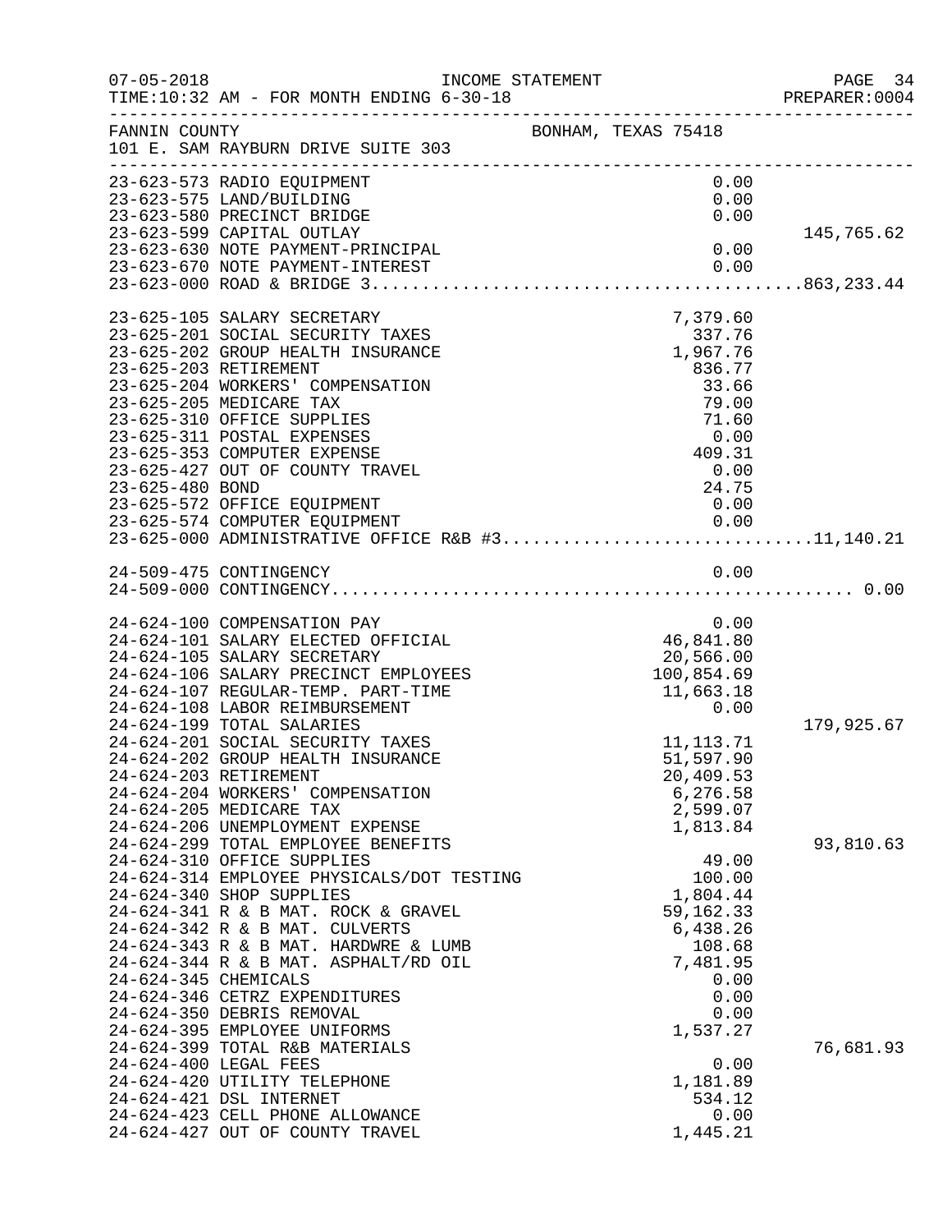INCOME STATEMENT

TIME:10:32 AM - FOR MONTH ENDING 6-30-18

FANNIN COUNTY — BONHAM, TEXAS 75418

101 E. SAM RAYBURN DRIVE SUITE 303

| Account | Description | Amount | Total |
|---|---|---|---|
| 23-623-573 | RADIO EQUIPMENT | 0.00 | |
| 23-623-575 | LAND/BUILDING | 0.00 | |
| 23-623-580 | PRECINCT BRIDGE | 0.00 | |
| 23-623-599 | CAPITAL OUTLAY | | 145,765.62 |
| 23-623-630 | NOTE PAYMENT-PRINCIPAL | 0.00 | |
| 23-623-670 | NOTE PAYMENT-INTEREST | 0.00 | |
| 23-623-000 | ROAD & BRIDGE 3 | | 863,233.44 |
| 23-625-105 | SALARY SECRETARY | 7,379.60 | |
| 23-625-201 | SOCIAL SECURITY TAXES | 337.76 | |
| 23-625-202 | GROUP HEALTH INSURANCE | 1,967.76 | |
| 23-625-203 | RETIREMENT | 836.77 | |
| 23-625-204 | WORKERS' COMPENSATION | 33.66 | |
| 23-625-205 | MEDICARE TAX | 79.00 | |
| 23-625-310 | OFFICE SUPPLIES | 71.60 | |
| 23-625-311 | POSTAL EXPENSES | 0.00 | |
| 23-625-353 | COMPUTER EXPENSE | 409.31 | |
| 23-625-427 | OUT OF COUNTY TRAVEL | 0.00 | |
| 23-625-480 | BOND | 24.75 | |
| 23-625-572 | OFFICE EQUIPMENT | 0.00 | |
| 23-625-574 | COMPUTER EQUIPMENT | 0.00 | |
| 23-625-000 | ADMINISTRATIVE OFFICE R&B #3 | | 11,140.21 |
| 24-509-475 | CONTINGENCY | 0.00 | |
| 24-509-000 | CONTINGENCY | | 0.00 |
| 24-624-100 | COMPENSATION PAY | 0.00 | |
| 24-624-101 | SALARY ELECTED OFFICIAL | 46,841.80 | |
| 24-624-105 | SALARY SECRETARY | 20,566.00 | |
| 24-624-106 | SALARY PRECINCT EMPLOYEES | 100,854.69 | |
| 24-624-107 | REGULAR-TEMP. PART-TIME | 11,663.18 | |
| 24-624-108 | LABOR REIMBURSEMENT | 0.00 | |
| 24-624-199 | TOTAL SALARIES | | 179,925.67 |
| 24-624-201 | SOCIAL SECURITY TAXES | 11,113.71 | |
| 24-624-202 | GROUP HEALTH INSURANCE | 51,597.90 | |
| 24-624-203 | RETIREMENT | 20,409.53 | |
| 24-624-204 | WORKERS' COMPENSATION | 6,276.58 | |
| 24-624-205 | MEDICARE TAX | 2,599.07 | |
| 24-624-206 | UNEMPLOYMENT EXPENSE | 1,813.84 | |
| 24-624-299 | TOTAL EMPLOYEE BENEFITS | | 93,810.63 |
| 24-624-310 | OFFICE SUPPLIES | 49.00 | |
| 24-624-314 | EMPLOYEE PHYSICALS/DOT TESTING | 100.00 | |
| 24-624-340 | SHOP SUPPLIES | 1,804.44 | |
| 24-624-341 | R & B MAT. ROCK & GRAVEL | 59,162.33 | |
| 24-624-342 | R & B MAT. CULVERTS | 6,438.26 | |
| 24-624-343 | R & B MAT. HARDWRE & LUMB | 108.68 | |
| 24-624-344 | R & B MAT. ASPHALT/RD OIL | 7,481.95 | |
| 24-624-345 | CHEMICALS | 0.00 | |
| 24-624-346 | CETRZ EXPENDITURES | 0.00 | |
| 24-624-350 | DEBRIS REMOVAL | 0.00 | |
| 24-624-395 | EMPLOYEE UNIFORMS | 1,537.27 | |
| 24-624-399 | TOTAL R&B MATERIALS | | 76,681.93 |
| 24-624-400 | LEGAL FEES | 0.00 | |
| 24-624-420 | UTILITY TELEPHONE | 1,181.89 | |
| 24-624-421 | DSL INTERNET | 534.12 | |
| 24-624-423 | CELL PHONE ALLOWANCE | 0.00 | |
| 24-624-427 | OUT OF COUNTY TRAVEL | 1,445.21 | |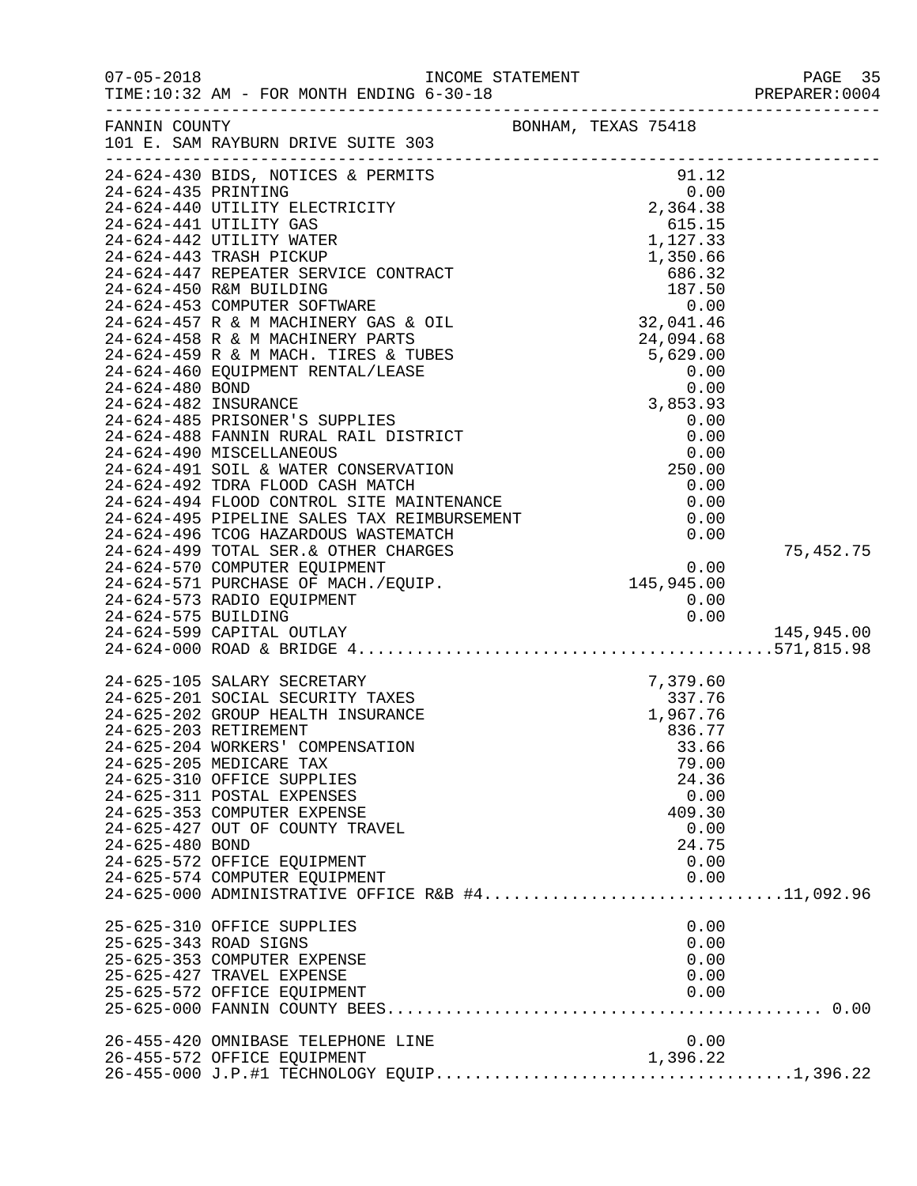07-05-2018 INCOME STATEMENT
TIME:10:32 AM - FOR MONTH ENDING 6-30-18 PREPARER:0004

FANNIN COUNTY BONHAM, TEXAS 75418
101 E. SAM RAYBURN DRIVE SUITE 303

| Account | Description | Amount | Total |
|---|---|---|---|
| 24-624-430 | BIDS, NOTICES & PERMITS | 91.12 | |
| 24-624-435 | PRINTING | 0.00 | |
| 24-624-440 | UTILITY ELECTRICITY | 2,364.38 | |
| 24-624-441 | UTILITY GAS | 615.15 | |
| 24-624-442 | UTILITY WATER | 1,127.33 | |
| 24-624-443 | TRASH PICKUP | 1,350.66 | |
| 24-624-447 | REPEATER SERVICE CONTRACT | 686.32 | |
| 24-624-450 | R&M BUILDING | 187.50 | |
| 24-624-453 | COMPUTER SOFTWARE | 0.00 | |
| 24-624-457 | R & M MACHINERY GAS & OIL | 32,041.46 | |
| 24-624-458 | R & M MACHINERY PARTS | 24,094.68 | |
| 24-624-459 | R & M MACH. TIRES & TUBES | 5,629.00 | |
| 24-624-460 | EQUIPMENT RENTAL/LEASE | 0.00 | |
| 24-624-480 | BOND | 0.00 | |
| 24-624-482 | INSURANCE | 3,853.93 | |
| 24-624-485 | PRISONER'S SUPPLIES | 0.00 | |
| 24-624-488 | FANNIN RURAL RAIL DISTRICT | 0.00 | |
| 24-624-490 | MISCELLANEOUS | 0.00 | |
| 24-624-491 | SOIL & WATER CONSERVATION | 250.00 | |
| 24-624-492 | TDRA FLOOD CASH MATCH | 0.00 | |
| 24-624-494 | FLOOD CONTROL SITE MAINTENANCE | 0.00 | |
| 24-624-495 | PIPELINE SALES TAX REIMBURSEMENT | 0.00 | |
| 24-624-496 | TCOG HAZARDOUS WASTEMATCH | 0.00 | |
| 24-624-499 | TOTAL SER.& OTHER CHARGES | | 75,452.75 |
| 24-624-570 | COMPUTER EQUIPMENT | 0.00 | |
| 24-624-571 | PURCHASE OF MACH./EQUIP. | 145,945.00 | |
| 24-624-573 | RADIO EQUIPMENT | 0.00 | |
| 24-624-575 | BUILDING | 0.00 | |
| 24-624-599 | CAPITAL OUTLAY | | 145,945.00 |
| 24-624-000 | ROAD & BRIDGE 4 | | 571,815.98 |
| 24-625-105 | SALARY SECRETARY | 7,379.60 | |
| 24-625-201 | SOCIAL SECURITY TAXES | 337.76 | |
| 24-625-202 | GROUP HEALTH INSURANCE | 1,967.76 | |
| 24-625-203 | RETIREMENT | 836.77 | |
| 24-625-204 | WORKERS' COMPENSATION | 33.66 | |
| 24-625-205 | MEDICARE TAX | 79.00 | |
| 24-625-310 | OFFICE SUPPLIES | 24.36 | |
| 24-625-311 | POSTAL EXPENSES | 0.00 | |
| 24-625-353 | COMPUTER EXPENSE | 409.30 | |
| 24-625-427 | OUT OF COUNTY TRAVEL | 0.00 | |
| 24-625-480 | BOND | 24.75 | |
| 24-625-572 | OFFICE EQUIPMENT | 0.00 | |
| 24-625-574 | COMPUTER EQUIPMENT | 0.00 | |
| 24-625-000 | ADMINISTRATIVE OFFICE R&B #4 | | 11,092.96 |
| 25-625-310 | OFFICE SUPPLIES | 0.00 | |
| 25-625-343 | ROAD SIGNS | 0.00 | |
| 25-625-353 | COMPUTER EXPENSE | 0.00 | |
| 25-625-427 | TRAVEL EXPENSE | 0.00 | |
| 25-625-572 | OFFICE EQUIPMENT | 0.00 | |
| 25-625-000 | FANNIN COUNTY BEES | | 0.00 |
| 26-455-420 | OMNIBASE TELEPHONE LINE | 0.00 | |
| 26-455-572 | OFFICE EQUIPMENT | 1,396.22 | |
| 26-455-000 | J.P.#1 TECHNOLOGY EQUIP | | 1,396.22 |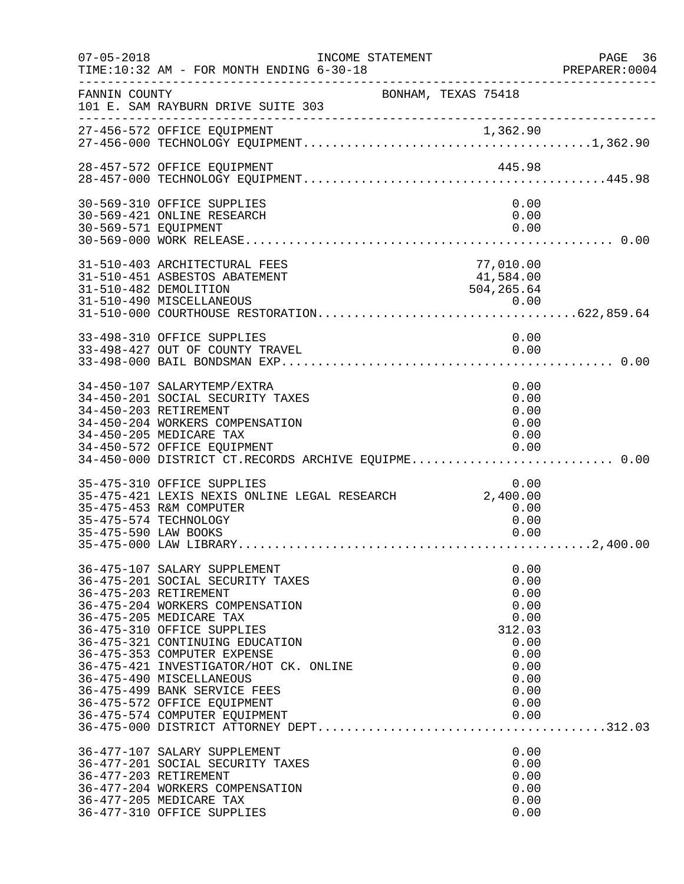FANNIN COUNTY BONHAM, TEXAS 75418
101 E. SAM RAYBURN DRIVE SUITE 303

```
27-456-572 OFFICE EQUIPMENT                                  1,362.90
27-456-000 TECHNOLOGY EQUIPMENT........................................1,362.90

28-457-572 OFFICE EQUIPMENT                                    445.98
28-457-000 TECHNOLOGY EQUIPMENT..........................................445.98

30-569-310 OFFICE SUPPLIES                                       0.00
30-569-421 ONLINE RESEARCH                                       0.00
30-569-571 EQUIPMENT                                             0.00
30-569-000 WORK RELEASE................................................... 0.00

31-510-403 ARCHITECTURAL FEES                               77,010.00
31-510-451 ASBESTOS ABATEMENT                               41,584.00
31-510-482 DEMOLITION                                      504,265.64
31-510-490 MISCELLANEOUS                                         0.00
31-510-000 COURTHOUSE RESTORATION....................................622,859.64

33-498-310 OFFICE SUPPLIES                                       0.00
33-498-427 OUT OF COUNTY TRAVEL                                  0.00
33-498-000 BAIL BONDSMAN EXP.............................................. 0.00

34-450-107 SALARYTEMP/EXTRA                                      0.00
34-450-201 SOCIAL SECURITY TAXES                                 0.00
34-450-203 RETIREMENT                                            0.00
34-450-204 WORKERS COMPENSATION                                  0.00
34-450-205 MEDICARE TAX                                          0.00
34-450-572 OFFICE EQUIPMENT                                      0.00
34-450-000 DISTRICT CT.RECORDS ARCHIVE EQUIPME............................ 0.00

35-475-310 OFFICE SUPPLIES                                       0.00
35-475-421 LEXIS NEXIS ONLINE LEGAL RESEARCH                 2,400.00
35-475-453 R&M COMPUTER                                          0.00
35-475-574 TECHNOLOGY                                            0.00
35-475-590 LAW BOOKS                                             0.00
35-475-000 LAW LIBRARY.................................................2,400.00

36-475-107 SALARY SUPPLEMENT                                     0.00
36-475-201 SOCIAL SECURITY TAXES                                 0.00
36-475-203 RETIREMENT                                            0.00
36-475-204 WORKERS COMPENSATION                                  0.00
36-475-205 MEDICARE TAX                                          0.00
36-475-310 OFFICE SUPPLIES                                     312.03
36-475-321 CONTINUING EDUCATION                                  0.00
36-475-353 COMPUTER EXPENSE                                      0.00
36-475-421 INVESTIGATOR/HOT CK. ONLINE                           0.00
36-475-490 MISCELLANEOUS                                         0.00
36-475-499 BANK SERVICE FEES                                     0.00
36-475-572 OFFICE EQUIPMENT                                      0.00
36-475-574 COMPUTER EQUIPMENT                                    0.00
36-475-000 DISTRICT ATTORNEY DEPT........................................312.03

36-477-107 SALARY SUPPLEMENT                                     0.00
36-477-201 SOCIAL SECURITY TAXES                                 0.00
36-477-203 RETIREMENT                                            0.00
36-477-204 WORKERS COMPENSATION                                  0.00
36-477-205 MEDICARE TAX                                          0.00
36-477-310 OFFICE SUPPLIES                                       0.00
```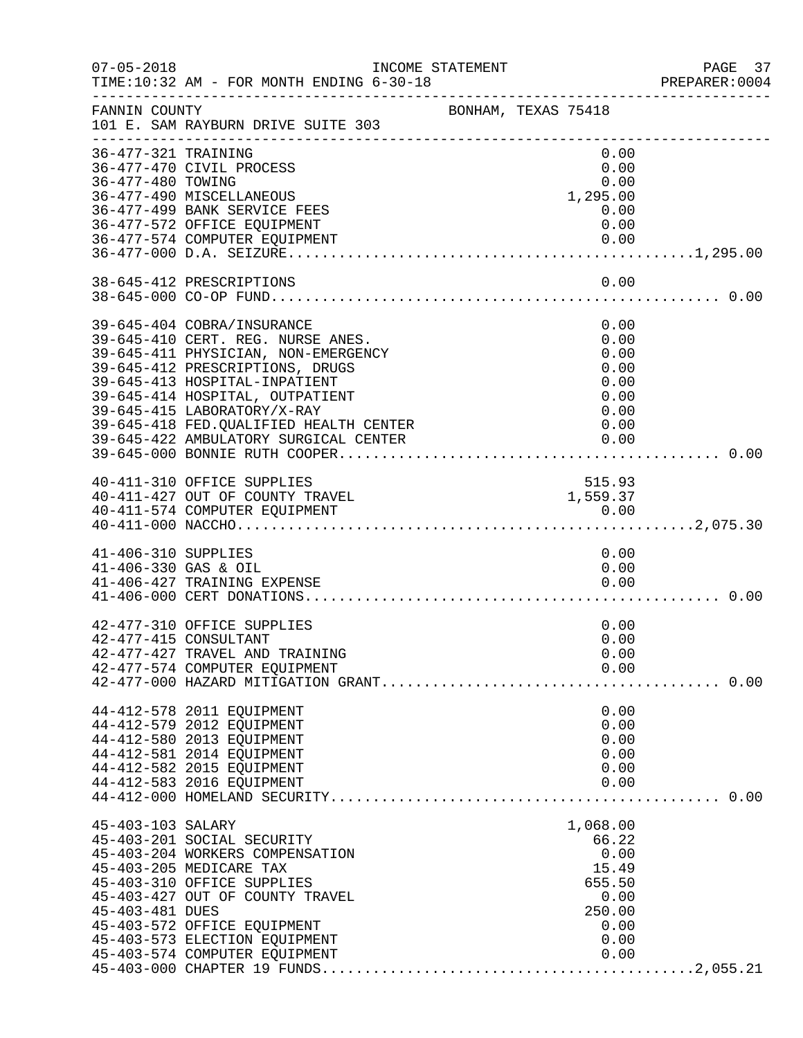FANNIN COUNTY — BONHAM, TEXAS 75418
101 E. SAM RAYBURN DRIVE SUITE 303

INCOME STATEMENT
TIME:10:32 AM - FOR MONTH ENDING 6-30-18

| Account | Description | Amount | Total |
|---|---|---|---|
| 36-477-321 | TRAINING | 0.00 | |
| 36-477-470 | CIVIL PROCESS | 0.00 | |
| 36-477-480 | TOWING | 0.00 | |
| 36-477-490 | MISCELLANEOUS | 1,295.00 | |
| 36-477-499 | BANK SERVICE FEES | 0.00 | |
| 36-477-572 | OFFICE EQUIPMENT | 0.00 | |
| 36-477-574 | COMPUTER EQUIPMENT | 0.00 | |
| 36-477-000 | D.A. SEIZURE | | 1,295.00 |
| 38-645-412 | PRESCRIPTIONS | 0.00 | |
| 38-645-000 | CO-OP FUND | | 0.00 |
| 39-645-404 | COBRA/INSURANCE | 0.00 | |
| 39-645-410 | CERT. REG. NURSE ANES. | 0.00 | |
| 39-645-411 | PHYSICIAN, NON-EMERGENCY | 0.00 | |
| 39-645-412 | PRESCRIPTIONS, DRUGS | 0.00 | |
| 39-645-413 | HOSPITAL-INPATIENT | 0.00 | |
| 39-645-414 | HOSPITAL, OUTPATIENT | 0.00 | |
| 39-645-415 | LABORATORY/X-RAY | 0.00 | |
| 39-645-418 | FED.QUALIFIED HEALTH CENTER | 0.00 | |
| 39-645-422 | AMBULATORY SURGICAL CENTER | 0.00 | |
| 39-645-000 | BONNIE RUTH COOPER | | 0.00 |
| 40-411-310 | OFFICE SUPPLIES | 515.93 | |
| 40-411-427 | OUT OF COUNTY TRAVEL | 1,559.37 | |
| 40-411-574 | COMPUTER EQUIPMENT | 0.00 | |
| 40-411-000 | NACCHO | | 2,075.30 |
| 41-406-310 | SUPPLIES | 0.00 | |
| 41-406-330 | GAS & OIL | 0.00 | |
| 41-406-427 | TRAINING EXPENSE | 0.00 | |
| 41-406-000 | CERT DONATIONS | | 0.00 |
| 42-477-310 | OFFICE SUPPLIES | 0.00 | |
| 42-477-415 | CONSULTANT | 0.00 | |
| 42-477-427 | TRAVEL AND TRAINING | 0.00 | |
| 42-477-574 | COMPUTER EQUIPMENT | 0.00 | |
| 42-477-000 | HAZARD MITIGATION GRANT | | 0.00 |
| 44-412-578 | 2011 EQUIPMENT | 0.00 | |
| 44-412-579 | 2012 EQUIPMENT | 0.00 | |
| 44-412-580 | 2013 EQUIPMENT | 0.00 | |
| 44-412-581 | 2014 EQUIPMENT | 0.00 | |
| 44-412-582 | 2015 EQUIPMENT | 0.00 | |
| 44-412-583 | 2016 EQUIPMENT | 0.00 | |
| 44-412-000 | HOMELAND SECURITY | | 0.00 |
| 45-403-103 | SALARY | 1,068.00 | |
| 45-403-201 | SOCIAL SECURITY | 66.22 | |
| 45-403-204 | WORKERS COMPENSATION | 0.00 | |
| 45-403-205 | MEDICARE TAX | 15.49 | |
| 45-403-310 | OFFICE SUPPLIES | 655.50 | |
| 45-403-427 | OUT OF COUNTY TRAVEL | 0.00 | |
| 45-403-481 | DUES | 250.00 | |
| 45-403-572 | OFFICE EQUIPMENT | 0.00 | |
| 45-403-573 | ELECTION EQUIPMENT | 0.00 | |
| 45-403-574 | COMPUTER EQUIPMENT | 0.00 | |
| 45-403-000 | CHAPTER 19 FUNDS | | 2,055.21 |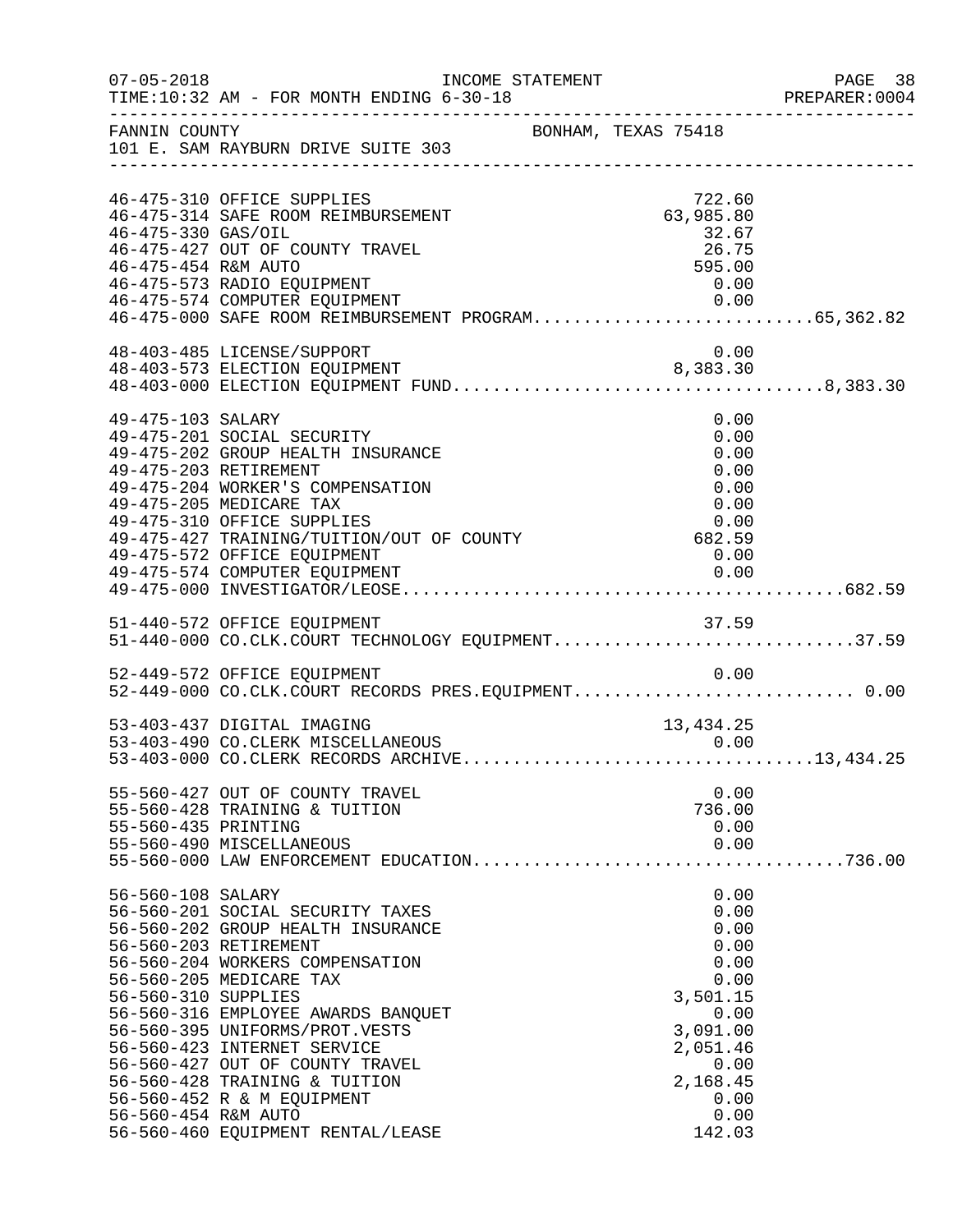FANNIN COUNTY BONHAM, TEXAS 75418
101 E. SAM RAYBURN DRIVE SUITE 303

INCOME STATEMENT — TIME:10:32 AM - FOR MONTH ENDING 6-30-18

| Account | Description | Amount | Total |
|---|---|---|---|
| 46-475-310 | OFFICE SUPPLIES | 722.60 | |
| 46-475-314 | SAFE ROOM REIMBURSEMENT | 63,985.80 | |
| 46-475-330 | GAS/OIL | 32.67 | |
| 46-475-427 | OUT OF COUNTY TRAVEL | 26.75 | |
| 46-475-454 | R&M AUTO | 595.00 | |
| 46-475-573 | RADIO EQUIPMENT | 0.00 | |
| 46-475-574 | COMPUTER EQUIPMENT | 0.00 | |
| 46-475-000 | SAFE ROOM REIMBURSEMENT PROGRAM | | 65,362.82 |
| 48-403-485 | LICENSE/SUPPORT | 0.00 | |
| 48-403-573 | ELECTION EQUIPMENT | 8,383.30 | |
| 48-403-000 | ELECTION EQUIPMENT FUND | | 8,383.30 |
| 49-475-103 | SALARY | 0.00 | |
| 49-475-201 | SOCIAL SECURITY | 0.00 | |
| 49-475-202 | GROUP HEALTH INSURANCE | 0.00 | |
| 49-475-203 | RETIREMENT | 0.00 | |
| 49-475-204 | WORKER'S COMPENSATION | 0.00 | |
| 49-475-205 | MEDICARE TAX | 0.00 | |
| 49-475-310 | OFFICE SUPPLIES | 0.00 | |
| 49-475-427 | TRAINING/TUITION/OUT OF COUNTY | 682.59 | |
| 49-475-572 | OFFICE EQUIPMENT | 0.00 | |
| 49-475-574 | COMPUTER EQUIPMENT | 0.00 | |
| 49-475-000 | INVESTIGATOR/LEOSE | | 682.59 |
| 51-440-572 | OFFICE EQUIPMENT | 37.59 | |
| 51-440-000 | CO.CLK.COURT TECHNOLOGY EQUIPMENT | | 37.59 |
| 52-449-572 | OFFICE EQUIPMENT | 0.00 | |
| 52-449-000 | CO.CLK.COURT RECORDS PRES.EQUIPMENT | | 0.00 |
| 53-403-437 | DIGITAL IMAGING | 13,434.25 | |
| 53-403-490 | CO.CLERK MISCELLANEOUS | 0.00 | |
| 53-403-000 | CO.CLERK RECORDS ARCHIVE | | 13,434.25 |
| 55-560-427 | OUT OF COUNTY TRAVEL | 0.00 | |
| 55-560-428 | TRAINING & TUITION | 736.00 | |
| 55-560-435 | PRINTING | 0.00 | |
| 55-560-490 | MISCELLANEOUS | 0.00 | |
| 55-560-000 | LAW ENFORCEMENT EDUCATION | | 736.00 |
| 56-560-108 | SALARY | 0.00 | |
| 56-560-201 | SOCIAL SECURITY TAXES | 0.00 | |
| 56-560-202 | GROUP HEALTH INSURANCE | 0.00 | |
| 56-560-203 | RETIREMENT | 0.00 | |
| 56-560-204 | WORKERS COMPENSATION | 0.00 | |
| 56-560-205 | MEDICARE TAX | 0.00 | |
| 56-560-310 | SUPPLIES | 3,501.15 | |
| 56-560-316 | EMPLOYEE AWARDS BANQUET | 0.00 | |
| 56-560-395 | UNIFORMS/PROT.VESTS | 3,091.00 | |
| 56-560-423 | INTERNET SERVICE | 2,051.46 | |
| 56-560-427 | OUT OF COUNTY TRAVEL | 0.00 | |
| 56-560-428 | TRAINING & TUITION | 2,168.45 | |
| 56-560-452 | R & M EQUIPMENT | 0.00 | |
| 56-560-454 | R&M AUTO | 0.00 | |
| 56-560-460 | EQUIPMENT RENTAL/LEASE | 142.03 | |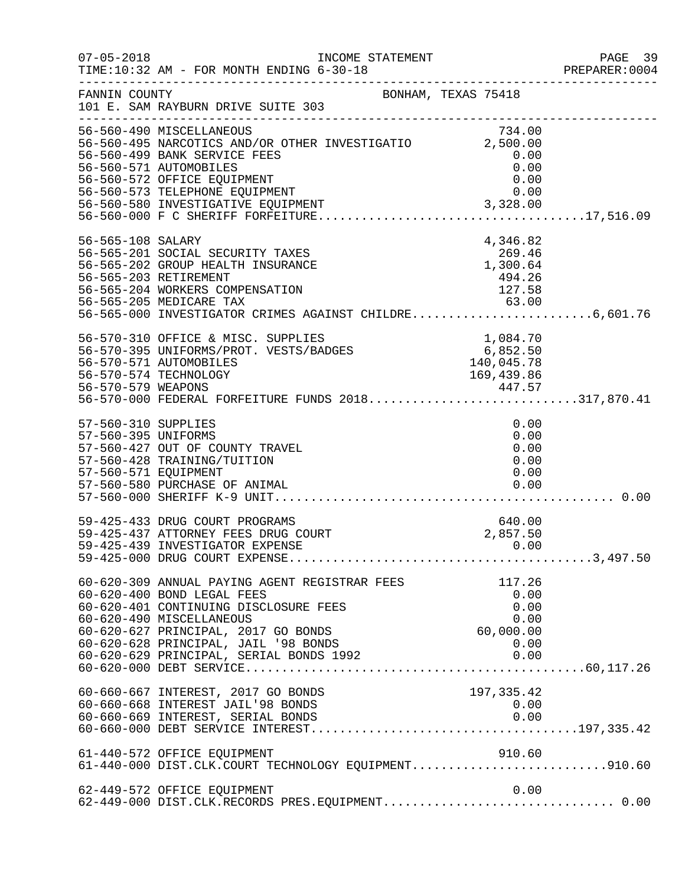FANNIN COUNTY BONHAM, TEXAS 75418
101 E. SAM RAYBURN DRIVE SUITE 303

INCOME STATEMENT — FOR MONTH ENDING 6-30-18

| Account | Description | Amount | Total |
|---|---|---|---|
| 56-560-490 | MISCELLANEOUS | 734.00 | |
| 56-560-495 | NARCOTICS AND/OR OTHER INVESTIGATIO | 2,500.00 | |
| 56-560-499 | BANK SERVICE FEES | 0.00 | |
| 56-560-571 | AUTOMOBILES | 0.00 | |
| 56-560-572 | OFFICE EQUIPMENT | 0.00 | |
| 56-560-573 | TELEPHONE EQUIPMENT | 0.00 | |
| 56-560-580 | INVESTIGATIVE EQUIPMENT | 3,328.00 | |
| 56-560-000 | F C SHERIFF FORFEITURE | | 17,516.09 |
| 56-565-108 | SALARY | 4,346.82 | |
| 56-565-201 | SOCIAL SECURITY TAXES | 269.46 | |
| 56-565-202 | GROUP HEALTH INSURANCE | 1,300.64 | |
| 56-565-203 | RETIREMENT | 494.26 | |
| 56-565-204 | WORKERS COMPENSATION | 127.58 | |
| 56-565-205 | MEDICARE TAX | 63.00 | |
| 56-565-000 | INVESTIGATOR CRIMES AGAINST CHILDRE | | 6,601.76 |
| 56-570-310 | OFFICE & MISC. SUPPLIES | 1,084.70 | |
| 56-570-395 | UNIFORMS/PROT. VESTS/BADGES | 6,852.50 | |
| 56-570-571 | AUTOMOBILES | 140,045.78 | |
| 56-570-574 | TECHNOLOGY | 169,439.86 | |
| 56-570-579 | WEAPONS | 447.57 | |
| 56-570-000 | FEDERAL FORFEITURE FUNDS 2018 | | 317,870.41 |
| 57-560-310 | SUPPLIES | 0.00 | |
| 57-560-395 | UNIFORMS | 0.00 | |
| 57-560-427 | OUT OF COUNTY TRAVEL | 0.00 | |
| 57-560-428 | TRAINING/TUITION | 0.00 | |
| 57-560-571 | EQUIPMENT | 0.00 | |
| 57-560-580 | PURCHASE OF ANIMAL | 0.00 | |
| 57-560-000 | SHERIFF K-9 UNIT | | 0.00 |
| 59-425-433 | DRUG COURT PROGRAMS | 640.00 | |
| 59-425-437 | ATTORNEY FEES DRUG COURT | 2,857.50 | |
| 59-425-439 | INVESTIGATOR EXPENSE | 0.00 | |
| 59-425-000 | DRUG COURT EXPENSE | | 3,497.50 |
| 60-620-309 | ANNUAL PAYING AGENT REGISTRAR FEES | 117.26 | |
| 60-620-400 | BOND LEGAL FEES | 0.00 | |
| 60-620-401 | CONTINUING DISCLOSURE FEES | 0.00 | |
| 60-620-490 | MISCELLANEOUS | 0.00 | |
| 60-620-627 | PRINCIPAL, 2017 GO BONDS | 60,000.00 | |
| 60-620-628 | PRINCIPAL, JAIL '98 BONDS | 0.00 | |
| 60-620-629 | PRINCIPAL, SERIAL BONDS 1992 | 0.00 | |
| 60-620-000 | DEBT SERVICE | | 60,117.26 |
| 60-660-667 | INTEREST, 2017 GO BONDS | 197,335.42 | |
| 60-660-668 | INTEREST JAIL'98 BONDS | 0.00 | |
| 60-660-669 | INTEREST, SERIAL BONDS | 0.00 | |
| 60-660-000 | DEBT SERVICE INTEREST | | 197,335.42 |
| 61-440-572 | OFFICE EQUIPMENT | 910.60 | |
| 61-440-000 | DIST.CLK.COURT TECHNOLOGY EQUIPMENT | | 910.60 |
| 62-449-572 | OFFICE EQUIPMENT | 0.00 | |
| 62-449-000 | DIST.CLK.RECORDS PRES.EQUIPMENT | | 0.00 |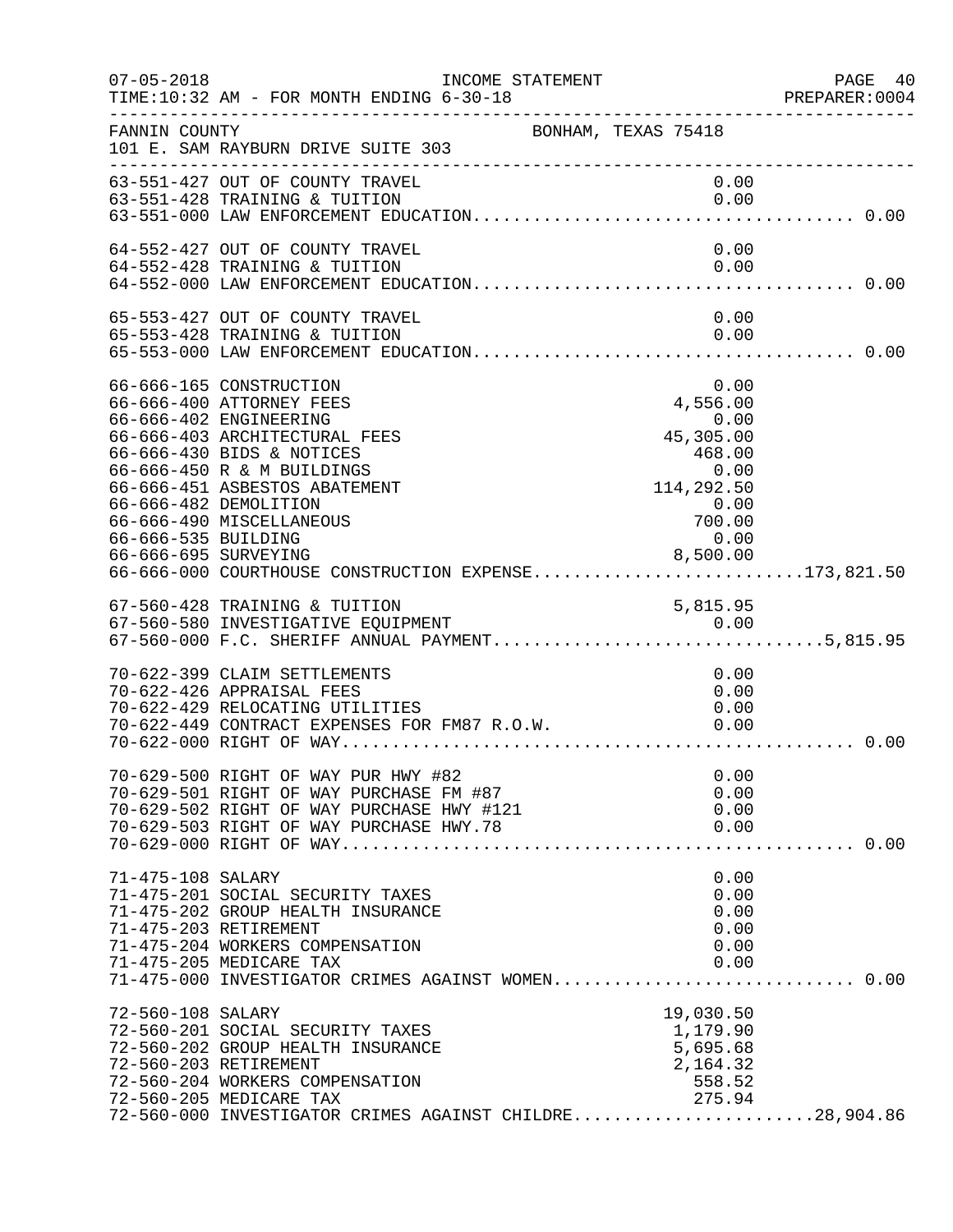07-05-2018 INCOME STATEMENT
TIME:10:32 AM - FOR MONTH ENDING 6-30-18

FANNIN COUNTY BONHAM, TEXAS 75418
101 E. SAM RAYBURN DRIVE SUITE 303

| Account | Description | Amount | Total |
|---|---|---|---|
| 63-551-427 | OUT OF COUNTY TRAVEL | 0.00 | |
| 63-551-428 | TRAINING & TUITION | 0.00 | |
| 63-551-000 | LAW ENFORCEMENT EDUCATION | | 0.00 |
| 64-552-427 | OUT OF COUNTY TRAVEL | 0.00 | |
| 64-552-428 | TRAINING & TUITION | 0.00 | |
| 64-552-000 | LAW ENFORCEMENT EDUCATION | | 0.00 |
| 65-553-427 | OUT OF COUNTY TRAVEL | 0.00 | |
| 65-553-428 | TRAINING & TUITION | 0.00 | |
| 65-553-000 | LAW ENFORCEMENT EDUCATION | | 0.00 |
| 66-666-165 | CONSTRUCTION | 0.00 | |
| 66-666-400 | ATTORNEY FEES | 4,556.00 | |
| 66-666-402 | ENGINEERING | 0.00 | |
| 66-666-403 | ARCHITECTURAL FEES | 45,305.00 | |
| 66-666-430 | BIDS & NOTICES | 468.00 | |
| 66-666-450 | R & M BUILDINGS | 0.00 | |
| 66-666-451 | ASBESTOS ABATEMENT | 114,292.50 | |
| 66-666-482 | DEMOLITION | 0.00 | |
| 66-666-490 | MISCELLANEOUS | 700.00 | |
| 66-666-535 | BUILDING | 0.00 | |
| 66-666-695 | SURVEYING | 8,500.00 | |
| 66-666-000 | COURTHOUSE CONSTRUCTION EXPENSE | | 173,821.50 |
| 67-560-428 | TRAINING & TUITION | 5,815.95 | |
| 67-560-580 | INVESTIGATIVE EQUIPMENT | 0.00 | |
| 67-560-000 | F.C. SHERIFF ANNUAL PAYMENT | | 5,815.95 |
| 70-622-399 | CLAIM SETTLEMENTS | 0.00 | |
| 70-622-426 | APPRAISAL FEES | 0.00 | |
| 70-622-429 | RELOCATING UTILITIES | 0.00 | |
| 70-622-449 | CONTRACT EXPENSES FOR FM87 R.O.W. | 0.00 | |
| 70-622-000 | RIGHT OF WAY | | 0.00 |
| 70-629-500 | RIGHT OF WAY PUR HWY #82 | 0.00 | |
| 70-629-501 | RIGHT OF WAY PURCHASE FM #87 | 0.00 | |
| 70-629-502 | RIGHT OF WAY PURCHASE HWY #121 | 0.00 | |
| 70-629-503 | RIGHT OF WAY PURCHASE HWY.78 | 0.00 | |
| 70-629-000 | RIGHT OF WAY | | 0.00 |
| 71-475-108 | SALARY | 0.00 | |
| 71-475-201 | SOCIAL SECURITY TAXES | 0.00 | |
| 71-475-202 | GROUP HEALTH INSURANCE | 0.00 | |
| 71-475-203 | RETIREMENT | 0.00 | |
| 71-475-204 | WORKERS COMPENSATION | 0.00 | |
| 71-475-205 | MEDICARE TAX | 0.00 | |
| 71-475-000 | INVESTIGATOR CRIMES AGAINST WOMEN | | 0.00 |
| 72-560-108 | SALARY | 19,030.50 | |
| 72-560-201 | SOCIAL SECURITY TAXES | 1,179.90 | |
| 72-560-202 | GROUP HEALTH INSURANCE | 5,695.68 | |
| 72-560-203 | RETIREMENT | 2,164.32 | |
| 72-560-204 | WORKERS COMPENSATION | 558.52 | |
| 72-560-205 | MEDICARE TAX | 275.94 | |
| 72-560-000 | INVESTIGATOR CRIMES AGAINST CHILDRE | | 28,904.86 |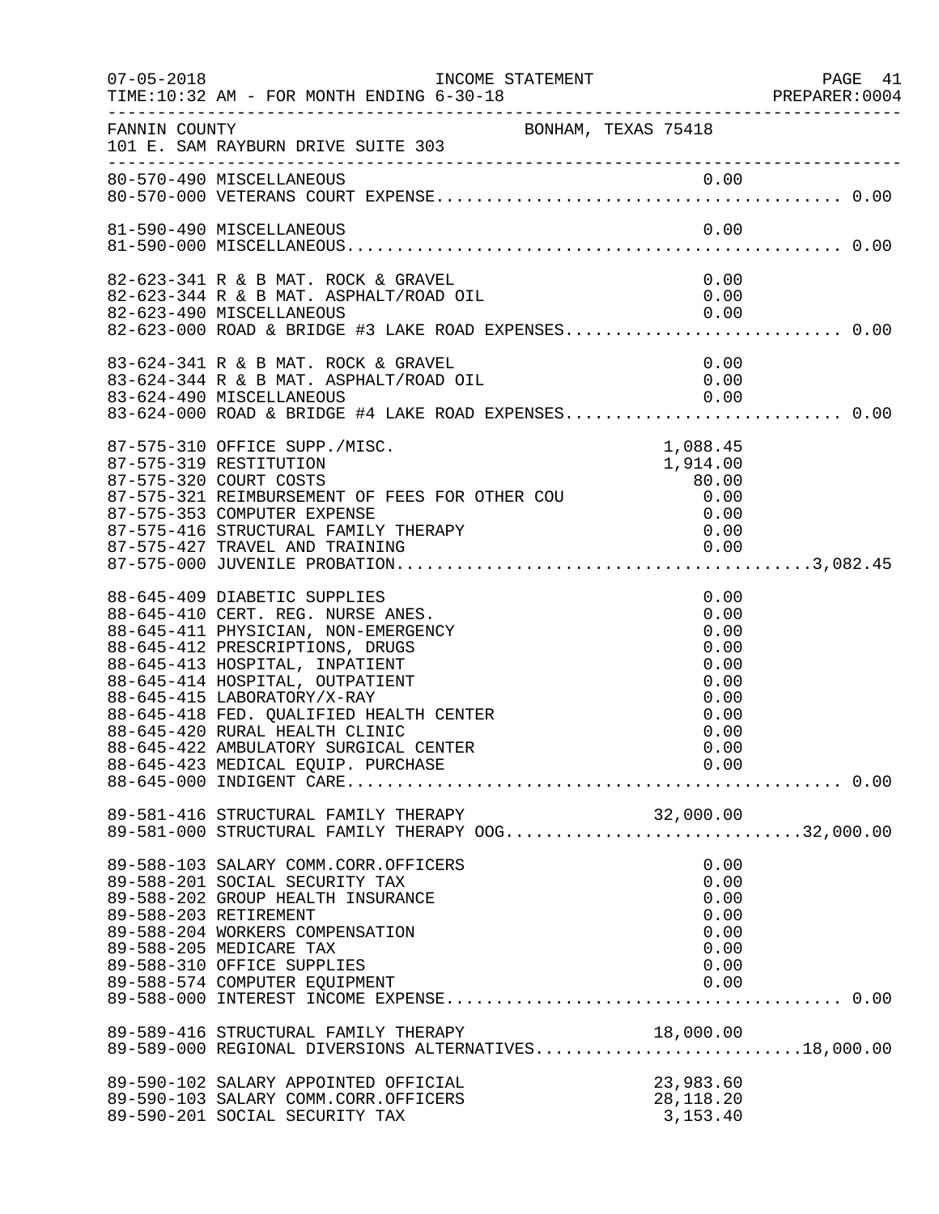FANNIN COUNTY BONHAM, TEXAS 75418
101 E. SAM RAYBURN DRIVE SUITE 303

| Account | Description | Amount | Total |
|---|---|---|---|
| 80-570-490 | MISCELLANEOUS | 0.00 | |
| 80-570-000 | VETERANS COURT EXPENSE | | 0.00 |
| 81-590-490 | MISCELLANEOUS | 0.00 | |
| 81-590-000 | MISCELLANEOUS | | 0.00 |
| 82-623-341 | R & B MAT. ROCK & GRAVEL | 0.00 | |
| 82-623-344 | R & B MAT. ASPHALT/ROAD OIL | 0.00 | |
| 82-623-490 | MISCELLANEOUS | 0.00 | |
| 82-623-000 | ROAD & BRIDGE #3 LAKE ROAD EXPENSES | | 0.00 |
| 83-624-341 | R & B MAT. ROCK & GRAVEL | 0.00 | |
| 83-624-344 | R & B MAT. ASPHALT/ROAD OIL | 0.00 | |
| 83-624-490 | MISCELLANEOUS | 0.00 | |
| 83-624-000 | ROAD & BRIDGE #4 LAKE ROAD EXPENSES | | 0.00 |
| 87-575-310 | OFFICE SUPP./MISC. | 1,088.45 | |
| 87-575-319 | RESTITUTION | 1,914.00 | |
| 87-575-320 | COURT COSTS | 80.00 | |
| 87-575-321 | REIMBURSEMENT OF FEES FOR OTHER COU | 0.00 | |
| 87-575-353 | COMPUTER EXPENSE | 0.00 | |
| 87-575-416 | STRUCTURAL FAMILY THERAPY | 0.00 | |
| 87-575-427 | TRAVEL AND TRAINING | 0.00 | |
| 87-575-000 | JUVENILE PROBATION | | 3,082.45 |
| 88-645-409 | DIABETIC SUPPLIES | 0.00 | |
| 88-645-410 | CERT. REG. NURSE ANES. | 0.00 | |
| 88-645-411 | PHYSICIAN, NON-EMERGENCY | 0.00 | |
| 88-645-412 | PRESCRIPTIONS, DRUGS | 0.00 | |
| 88-645-413 | HOSPITAL, INPATIENT | 0.00 | |
| 88-645-414 | HOSPITAL, OUTPATIENT | 0.00 | |
| 88-645-415 | LABORATORY/X-RAY | 0.00 | |
| 88-645-418 | FED. QUALIFIED HEALTH CENTER | 0.00 | |
| 88-645-420 | RURAL HEALTH CLINIC | 0.00 | |
| 88-645-422 | AMBULATORY SURGICAL CENTER | 0.00 | |
| 88-645-423 | MEDICAL EQUIP. PURCHASE | 0.00 | |
| 88-645-000 | INDIGENT CARE | | 0.00 |
| 89-581-416 | STRUCTURAL FAMILY THERAPY | 32,000.00 | |
| 89-581-000 | STRUCTURAL FAMILY THERAPY OOG | | 32,000.00 |
| 89-588-103 | SALARY COMM.CORR.OFFICERS | 0.00 | |
| 89-588-201 | SOCIAL SECURITY TAX | 0.00 | |
| 89-588-202 | GROUP HEALTH INSURANCE | 0.00 | |
| 89-588-203 | RETIREMENT | 0.00 | |
| 89-588-204 | WORKERS COMPENSATION | 0.00 | |
| 89-588-205 | MEDICARE TAX | 0.00 | |
| 89-588-310 | OFFICE SUPPLIES | 0.00 | |
| 89-588-574 | COMPUTER EQUIPMENT | 0.00 | |
| 89-588-000 | INTEREST INCOME EXPENSE | | 0.00 |
| 89-589-416 | STRUCTURAL FAMILY THERAPY | 18,000.00 | |
| 89-589-000 | REGIONAL DIVERSIONS ALTERNATIVES | | 18,000.00 |
| 89-590-102 | SALARY APPOINTED OFFICIAL | 23,983.60 | |
| 89-590-103 | SALARY COMM.CORR.OFFICERS | 28,118.20 | |
| 89-590-201 | SOCIAL SECURITY TAX | 3,153.40 | |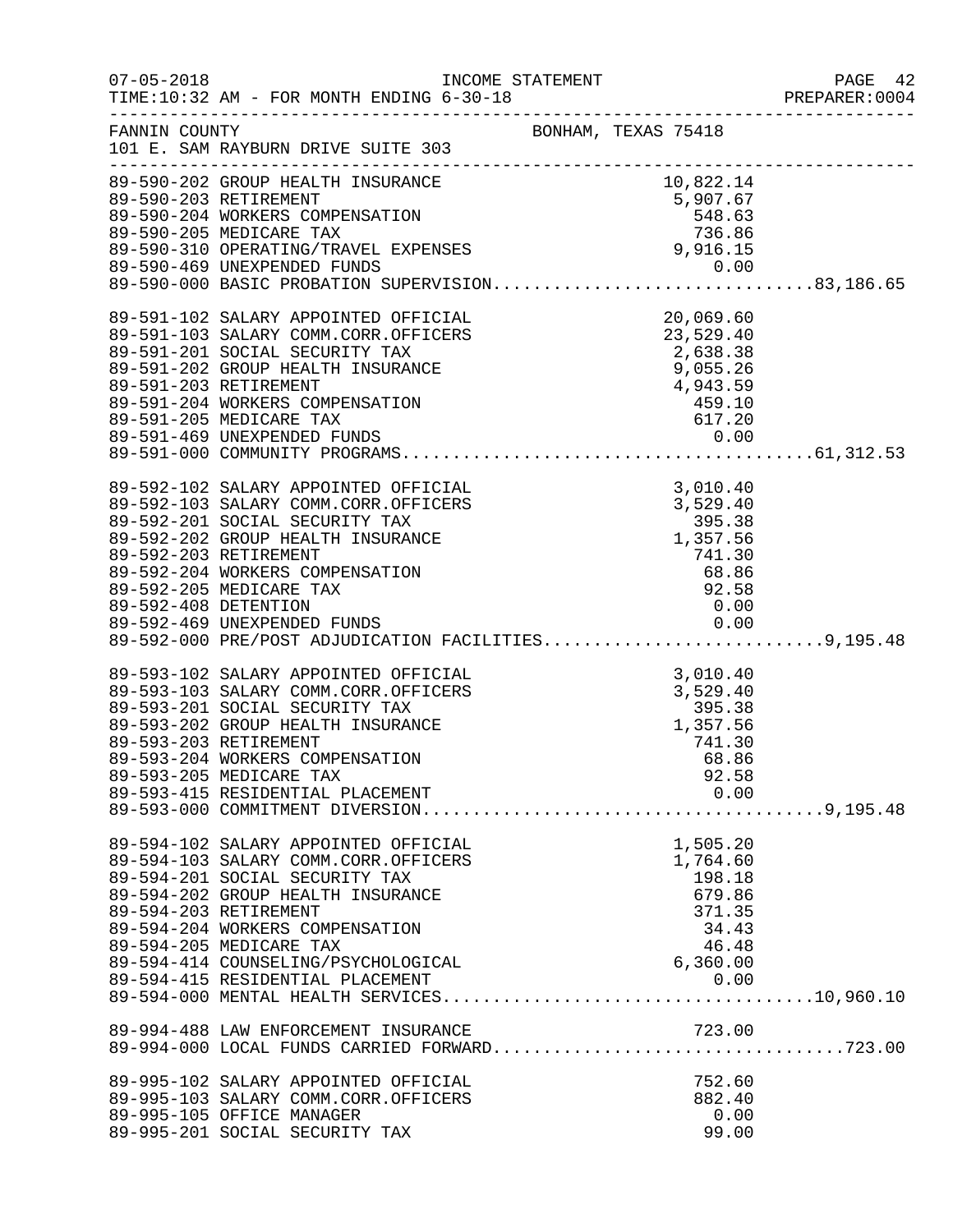FANNIN COUNTY BONHAM, TEXAS 75418
101 E. SAM RAYBURN DRIVE SUITE 303

INCOME STATEMENT
07-05-2018
TIME:10:32 AM - FOR MONTH ENDING 6-30-18
PREPARER:0004

| Account | Description | Amount | Total |
|---|---|---|---|
| 89-590-202 | GROUP HEALTH INSURANCE | 10,822.14 | |
| 89-590-203 | RETIREMENT | 5,907.67 | |
| 89-590-204 | WORKERS COMPENSATION | 548.63 | |
| 89-590-205 | MEDICARE TAX | 736.86 | |
| 89-590-310 | OPERATING/TRAVEL EXPENSES | 9,916.15 | |
| 89-590-469 | UNEXPENDED FUNDS | 0.00 | |
| 89-590-000 | BASIC PROBATION SUPERVISION | | 83,186.65 |
| 89-591-102 | SALARY APPOINTED OFFICIAL | 20,069.60 | |
| 89-591-103 | SALARY COMM.CORR.OFFICERS | 23,529.40 | |
| 89-591-201 | SOCIAL SECURITY TAX | 2,638.38 | |
| 89-591-202 | GROUP HEALTH INSURANCE | 9,055.26 | |
| 89-591-203 | RETIREMENT | 4,943.59 | |
| 89-591-204 | WORKERS COMPENSATION | 459.10 | |
| 89-591-205 | MEDICARE TAX | 617.20 | |
| 89-591-469 | UNEXPENDED FUNDS | 0.00 | |
| 89-591-000 | COMMUNITY PROGRAMS | | 61,312.53 |
| 89-592-102 | SALARY APPOINTED OFFICIAL | 3,010.40 | |
| 89-592-103 | SALARY COMM.CORR.OFFICERS | 3,529.40 | |
| 89-592-201 | SOCIAL SECURITY TAX | 395.38 | |
| 89-592-202 | GROUP HEALTH INSURANCE | 1,357.56 | |
| 89-592-203 | RETIREMENT | 741.30 | |
| 89-592-204 | WORKERS COMPENSATION | 68.86 | |
| 89-592-205 | MEDICARE TAX | 92.58 | |
| 89-592-408 | DETENTION | 0.00 | |
| 89-592-469 | UNEXPENDED FUNDS | 0.00 | |
| 89-592-000 | PRE/POST ADJUDICATION FACILITIES | | 9,195.48 |
| 89-593-102 | SALARY APPOINTED OFFICIAL | 3,010.40 | |
| 89-593-103 | SALARY COMM.CORR.OFFICERS | 3,529.40 | |
| 89-593-201 | SOCIAL SECURITY TAX | 395.38 | |
| 89-593-202 | GROUP HEALTH INSURANCE | 1,357.56 | |
| 89-593-203 | RETIREMENT | 741.30 | |
| 89-593-204 | WORKERS COMPENSATION | 68.86 | |
| 89-593-205 | MEDICARE TAX | 92.58 | |
| 89-593-415 | RESIDENTIAL PLACEMENT | 0.00 | |
| 89-593-000 | COMMITMENT DIVERSION | | 9,195.48 |
| 89-594-102 | SALARY APPOINTED OFFICIAL | 1,505.20 | |
| 89-594-103 | SALARY COMM.CORR.OFFICERS | 1,764.60 | |
| 89-594-201 | SOCIAL SECURITY TAX | 198.18 | |
| 89-594-202 | GROUP HEALTH INSURANCE | 679.86 | |
| 89-594-203 | RETIREMENT | 371.35 | |
| 89-594-204 | WORKERS COMPENSATION | 34.43 | |
| 89-594-205 | MEDICARE TAX | 46.48 | |
| 89-594-414 | COUNSELING/PSYCHOLOGICAL | 6,360.00 | |
| 89-594-415 | RESIDENTIAL PLACEMENT | 0.00 | |
| 89-594-000 | MENTAL HEALTH SERVICES | | 10,960.10 |
| 89-994-488 | LAW ENFORCEMENT INSURANCE | 723.00 | |
| 89-994-000 | LOCAL FUNDS CARRIED FORWARD | | 723.00 |
| 89-995-102 | SALARY APPOINTED OFFICIAL | 752.60 | |
| 89-995-103 | SALARY COMM.CORR.OFFICERS | 882.40 | |
| 89-995-105 | OFFICE MANAGER | 0.00 | |
| 89-995-201 | SOCIAL SECURITY TAX | 99.00 | |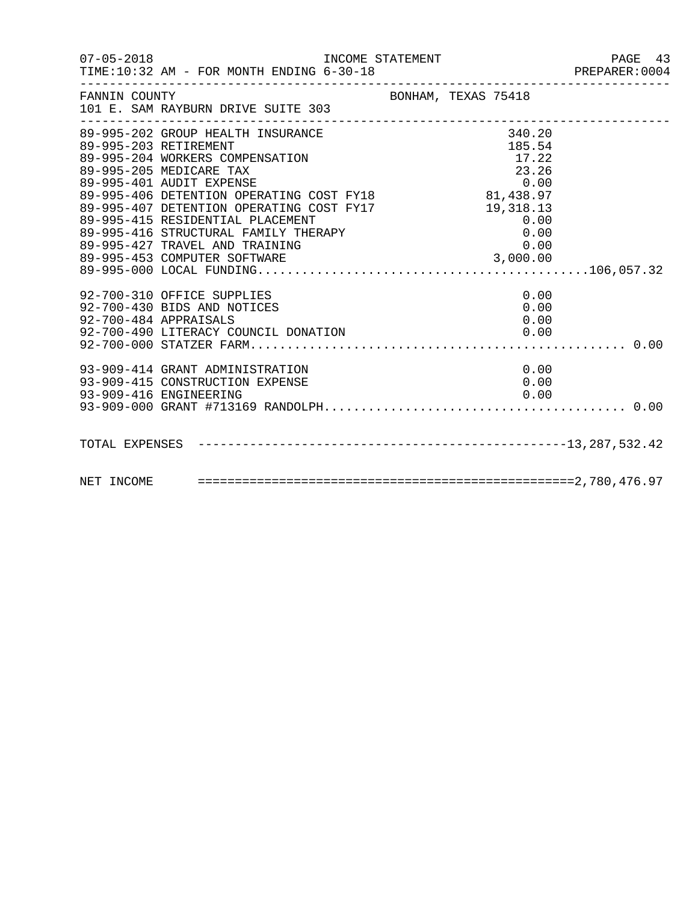FANNIN COUNTY BONHAM, TEXAS 75418
101 E. SAM RAYBURN DRIVE SUITE 303

| Account | Description | Amount | Total |
|---|---|---|---|
| 89-995-202 | GROUP HEALTH INSURANCE | 340.20 | |
| 89-995-203 | RETIREMENT | 185.54 | |
| 89-995-204 | WORKERS COMPENSATION | 17.22 | |
| 89-995-205 | MEDICARE TAX | 23.26 | |
| 89-995-401 | AUDIT EXPENSE | 0.00 | |
| 89-995-406 | DETENTION OPERATING COST FY18 | 81,438.97 | |
| 89-995-407 | DETENTION OPERATING COST FY17 | 19,318.13 | |
| 89-995-415 | RESIDENTIAL PLACEMENT | 0.00 | |
| 89-995-416 | STRUCTURAL FAMILY THERAPY | 0.00 | |
| 89-995-427 | TRAVEL AND TRAINING | 0.00 | |
| 89-995-453 | COMPUTER SOFTWARE | 3,000.00 | |
| 89-995-000 | LOCAL FUNDING | | 106,057.32 |
| 92-700-310 | OFFICE SUPPLIES | 0.00 | |
| 92-700-430 | BIDS AND NOTICES | 0.00 | |
| 92-700-484 | APPRAISALS | 0.00 | |
| 92-700-490 | LITERACY COUNCIL DONATION | 0.00 | |
| 92-700-000 | STATZER FARM | | 0.00 |
| 93-909-414 | GRANT ADMINISTRATION | 0.00 | |
| 93-909-415 | CONSTRUCTION EXPENSE | 0.00 | |
| 93-909-416 | ENGINEERING | 0.00 | |
| 93-909-000 | GRANT #713169 RANDOLPH | | 0.00 |

TOTAL EXPENSES ---------------------------------------------------13,287,532.42

NET INCOME ==================================================2,780,476.97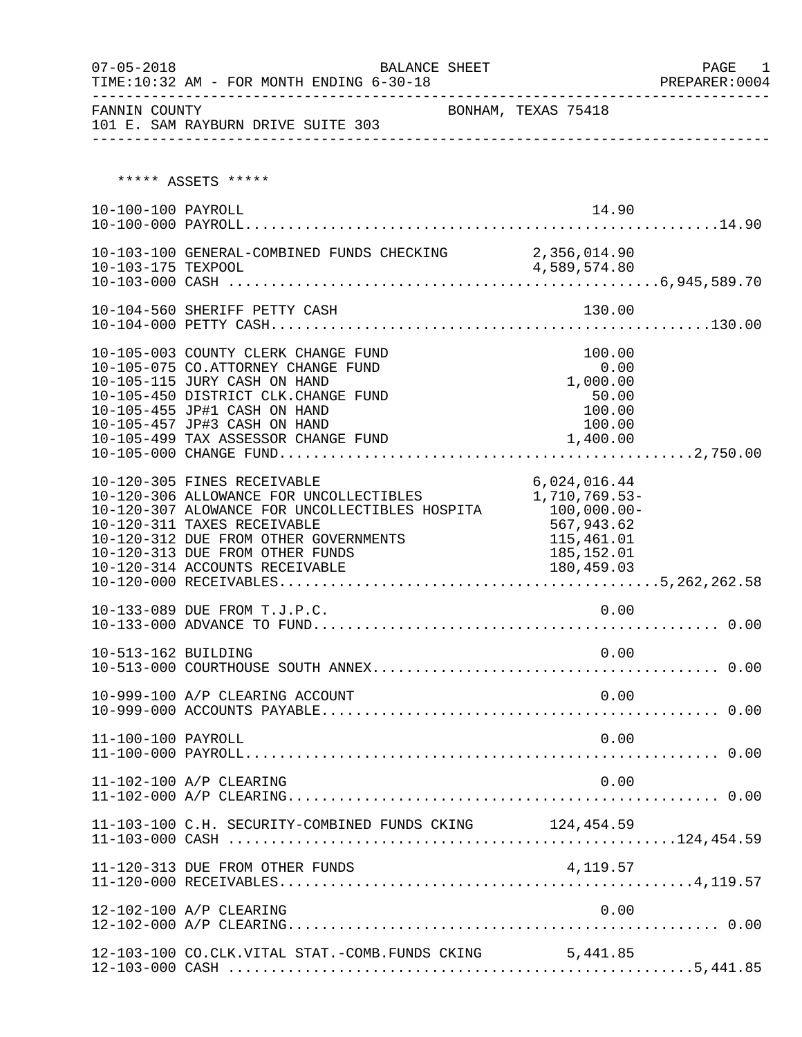BALANCE SHEET

07-05-2018
TIME:10:32 AM - FOR MONTH ENDING 6-30-18
PREPARER:0004

FANNIN COUNTY
101 E. SAM RAYBURN DRIVE SUITE 303
BONHAM, TEXAS 75418

## ***** ASSETS *****

| Account | Description | Amount | Total |
|---|---|---|---|
| 10-100-100 | PAYROLL | 14.90 | |
| 10-100-000 | PAYROLL | | 14.90 |
| 10-103-100 | GENERAL-COMBINED FUNDS CHECKING | 2,356,014.90 | |
| 10-103-175 | TEXPOOL | 4,589,574.80 | |
| 10-103-000 | CASH | | 6,945,589.70 |
| 10-104-560 | SHERIFF PETTY CASH | 130.00 | |
| 10-104-000 | PETTY CASH | | 130.00 |
| 10-105-003 | COUNTY CLERK CHANGE FUND | 100.00 | |
| 10-105-075 | CO.ATTORNEY CHANGE FUND | 0.00 | |
| 10-105-115 | JURY CASH ON HAND | 1,000.00 | |
| 10-105-450 | DISTRICT CLK.CHANGE FUND | 50.00 | |
| 10-105-455 | JP#1 CASH ON HAND | 100.00 | |
| 10-105-457 | JP#3 CASH ON HAND | 100.00 | |
| 10-105-499 | TAX ASSESSOR CHANGE FUND | 1,400.00 | |
| 10-105-000 | CHANGE FUND | | 2,750.00 |
| 10-120-305 | FINES RECEIVABLE | 6,024,016.44 | |
| 10-120-306 | ALLOWANCE FOR UNCOLLECTIBLES | 1,710,769.53- | |
| 10-120-307 | ALOWANCE FOR UNCOLLECTIBLES HOSPITA | 100,000.00- | |
| 10-120-311 | TAXES RECEIVABLE | 567,943.62 | |
| 10-120-312 | DUE FROM OTHER GOVERNMENTS | 115,461.01 | |
| 10-120-313 | DUE FROM OTHER FUNDS | 185,152.01 | |
| 10-120-314 | ACCOUNTS RECEIVABLE | 180,459.03 | |
| 10-120-000 | RECEIVABLES | | 5,262,262.58 |
| 10-133-089 | DUE FROM T.J.P.C. | 0.00 | |
| 10-133-000 | ADVANCE TO FUND | | 0.00 |
| 10-513-162 | BUILDING | 0.00 | |
| 10-513-000 | COURTHOUSE SOUTH ANNEX | | 0.00 |
| 10-999-100 | A/P CLEARING ACCOUNT | 0.00 | |
| 10-999-000 | ACCOUNTS PAYABLE | | 0.00 |
| 11-100-100 | PAYROLL | 0.00 | |
| 11-100-000 | PAYROLL | | 0.00 |
| 11-102-100 | A/P CLEARING | 0.00 | |
| 11-102-000 | A/P CLEARING | | 0.00 |
| 11-103-100 | C.H. SECURITY-COMBINED FUNDS CKING | 124,454.59 | |
| 11-103-000 | CASH | | 124,454.59 |
| 11-120-313 | DUE FROM OTHER FUNDS | 4,119.57 | |
| 11-120-000 | RECEIVABLES | | 4,119.57 |
| 12-102-100 | A/P CLEARING | 0.00 | |
| 12-102-000 | A/P CLEARING | | 0.00 |
| 12-103-100 | CO.CLK.VITAL STAT.-COMB.FUNDS CKING | 5,441.85 | |
| 12-103-000 | CASH | | 5,441.85 |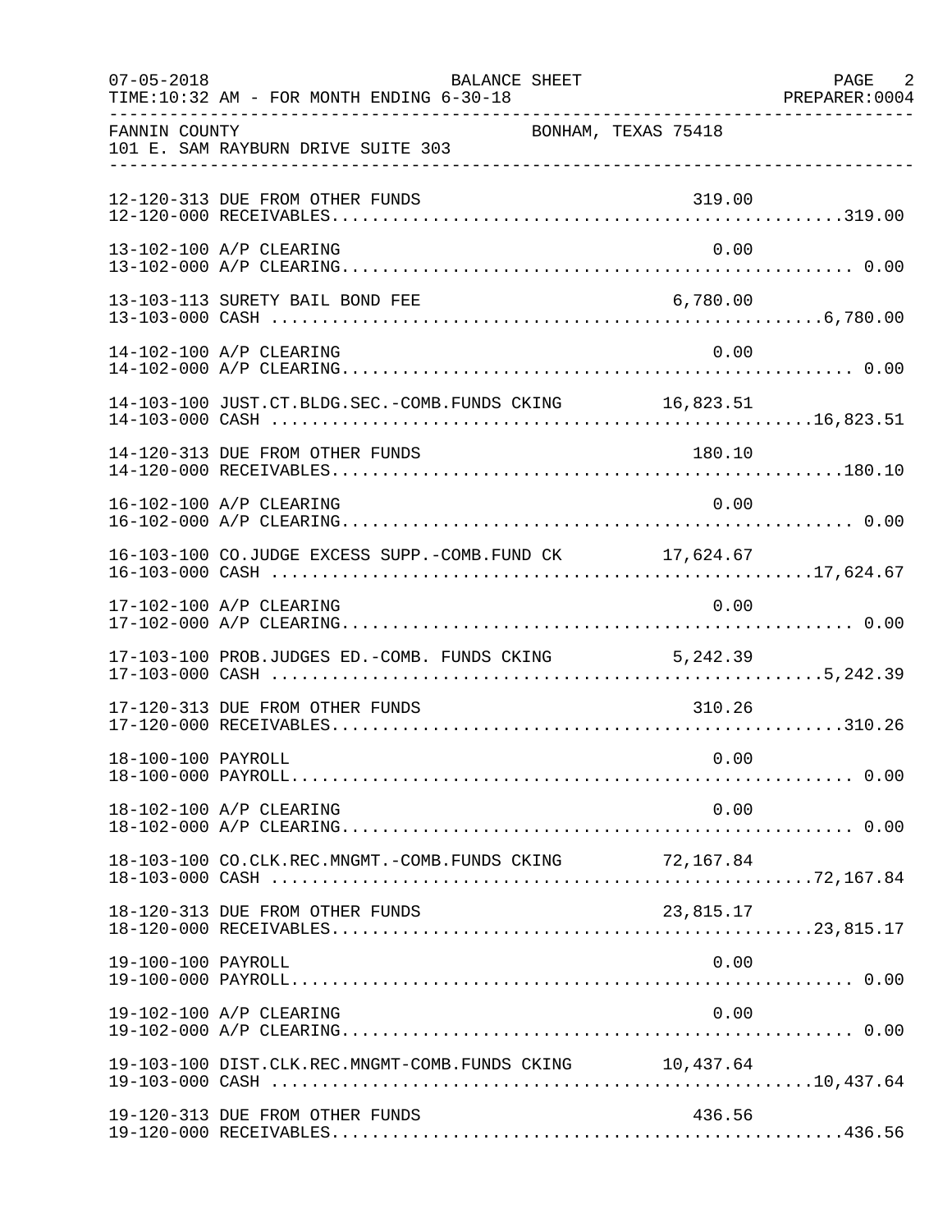FANNIN COUNTY BONHAM, TEXAS 75418
101 E. SAM RAYBURN DRIVE SUITE 303

| Account | Description | Detail | Total |
|---|---|---|---|
| 12-120-313 | DUE FROM OTHER FUNDS | 319.00 | |
| 12-120-000 | RECEIVABLES | | 319.00 |
| 13-102-100 | A/P CLEARING | 0.00 | |
| 13-102-000 | A/P CLEARING | | 0.00 |
| 13-103-113 | SURETY BAIL BOND FEE | 6,780.00 | |
| 13-103-000 | CASH | | 6,780.00 |
| 14-102-100 | A/P CLEARING | 0.00 | |
| 14-102-000 | A/P CLEARING | | 0.00 |
| 14-103-100 | JUST.CT.BLDG.SEC.-COMB.FUNDS CKING | 16,823.51 | |
| 14-103-000 | CASH | | 16,823.51 |
| 14-120-313 | DUE FROM OTHER FUNDS | 180.10 | |
| 14-120-000 | RECEIVABLES | | 180.10 |
| 16-102-100 | A/P CLEARING | 0.00 | |
| 16-102-000 | A/P CLEARING | | 0.00 |
| 16-103-100 | CO.JUDGE EXCESS SUPP.-COMB.FUND CK | 17,624.67 | |
| 16-103-000 | CASH | | 17,624.67 |
| 17-102-100 | A/P CLEARING | 0.00 | |
| 17-102-000 | A/P CLEARING | | 0.00 |
| 17-103-100 | PROB.JUDGES ED.-COMB. FUNDS CKING | 5,242.39 | |
| 17-103-000 | CASH | | 5,242.39 |
| 17-120-313 | DUE FROM OTHER FUNDS | 310.26 | |
| 17-120-000 | RECEIVABLES | | 310.26 |
| 18-100-100 | PAYROLL | 0.00 | |
| 18-100-000 | PAYROLL | | 0.00 |
| 18-102-100 | A/P CLEARING | 0.00 | |
| 18-102-000 | A/P CLEARING | | 0.00 |
| 18-103-100 | CO.CLK.REC.MNGMT.-COMB.FUNDS CKING | 72,167.84 | |
| 18-103-000 | CASH | | 72,167.84 |
| 18-120-313 | DUE FROM OTHER FUNDS | 23,815.17 | |
| 18-120-000 | RECEIVABLES | | 23,815.17 |
| 19-100-100 | PAYROLL | 0.00 | |
| 19-100-000 | PAYROLL | | 0.00 |
| 19-102-100 | A/P CLEARING | 0.00 | |
| 19-102-000 | A/P CLEARING | | 0.00 |
| 19-103-100 | DIST.CLK.REC.MNGMT-COMB.FUNDS CKING | 10,437.64 | |
| 19-103-000 | CASH | | 10,437.64 |
| 19-120-313 | DUE FROM OTHER FUNDS | 436.56 | |
| 19-120-000 | RECEIVABLES | | 436.56 |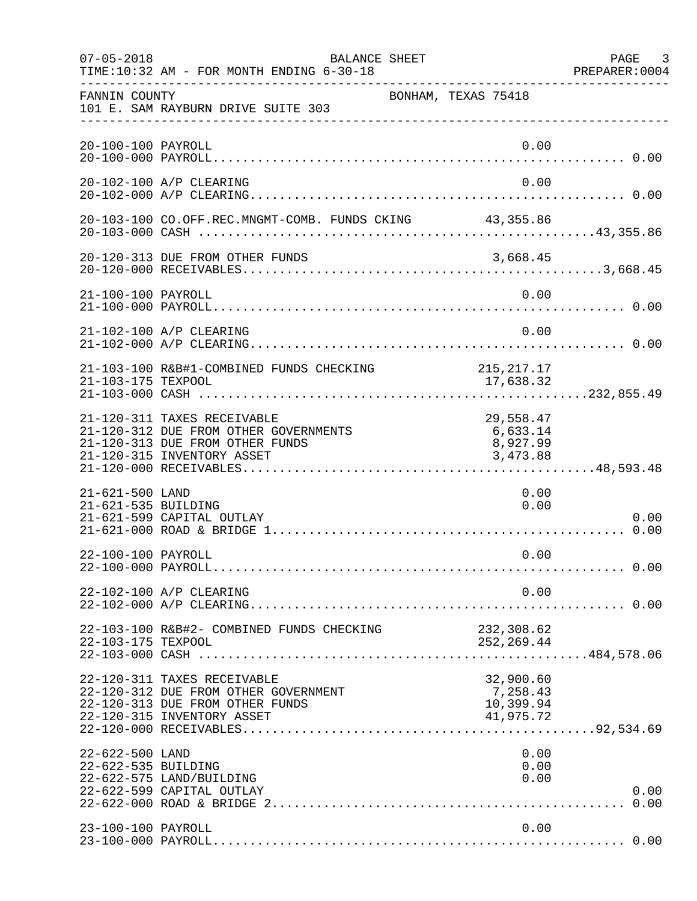FANNIN COUNTY — BONHAM, TEXAS 75418
101 E. SAM RAYBURN DRIVE SUITE 303

BALANCE SHEET — TIME:10:32 AM - FOR MONTH ENDING 6-30-18 — 07-05-2018 — PREPARER:0004

| Account | Description | Detail | Total |
|---|---|---|---|
| 20-100-100 | PAYROLL | 0.00 | |
| 20-100-000 | PAYROLL | | 0.00 |
| 20-102-100 | A/P CLEARING | 0.00 | |
| 20-102-000 | A/P CLEARING | | 0.00 |
| 20-103-100 | CO.OFF.REC.MNGMT-COMB. FUNDS CKING | 43,355.86 | |
| 20-103-000 | CASH | | 43,355.86 |
| 20-120-313 | DUE FROM OTHER FUNDS | 3,668.45 | |
| 20-120-000 | RECEIVABLES | | 3,668.45 |
| 21-100-100 | PAYROLL | 0.00 | |
| 21-100-000 | PAYROLL | | 0.00 |
| 21-102-100 | A/P CLEARING | 0.00 | |
| 21-102-000 | A/P CLEARING | | 0.00 |
| 21-103-100 | R&B#1-COMBINED FUNDS CHECKING | 215,217.17 | |
| 21-103-175 | TEXPOOL | 17,638.32 | |
| 21-103-000 | CASH | | 232,855.49 |
| 21-120-311 | TAXES RECEIVABLE | 29,558.47 | |
| 21-120-312 | DUE FROM OTHER GOVERNMENTS | 6,633.14 | |
| 21-120-313 | DUE FROM OTHER FUNDS | 8,927.99 | |
| 21-120-315 | INVENTORY ASSET | 3,473.88 | |
| 21-120-000 | RECEIVABLES | | 48,593.48 |
| 21-621-500 | LAND | 0.00 | |
| 21-621-535 | BUILDING | 0.00 | |
| 21-621-599 | CAPITAL OUTLAY | | 0.00 |
| 21-621-000 | ROAD & BRIDGE 1 | | 0.00 |
| 22-100-100 | PAYROLL | 0.00 | |
| 22-100-000 | PAYROLL | | 0.00 |
| 22-102-100 | A/P CLEARING | 0.00 | |
| 22-102-000 | A/P CLEARING | | 0.00 |
| 22-103-100 | R&B#2- COMBINED FUNDS CHECKING | 232,308.62 | |
| 22-103-175 | TEXPOOL | 252,269.44 | |
| 22-103-000 | CASH | | 484,578.06 |
| 22-120-311 | TAXES RECEIVABLE | 32,900.60 | |
| 22-120-312 | DUE FROM OTHER GOVERNMENT | 7,258.43 | |
| 22-120-313 | DUE FROM OTHER FUNDS | 10,399.94 | |
| 22-120-315 | INVENTORY ASSET | 41,975.72 | |
| 22-120-000 | RECEIVABLES | | 92,534.69 |
| 22-622-500 | LAND | 0.00 | |
| 22-622-535 | BUILDING | 0.00 | |
| 22-622-575 | LAND/BUILDING | 0.00 | |
| 22-622-599 | CAPITAL OUTLAY | | 0.00 |
| 22-622-000 | ROAD & BRIDGE 2 | | 0.00 |
| 23-100-100 | PAYROLL | 0.00 | |
| 23-100-000 | PAYROLL | | 0.00 |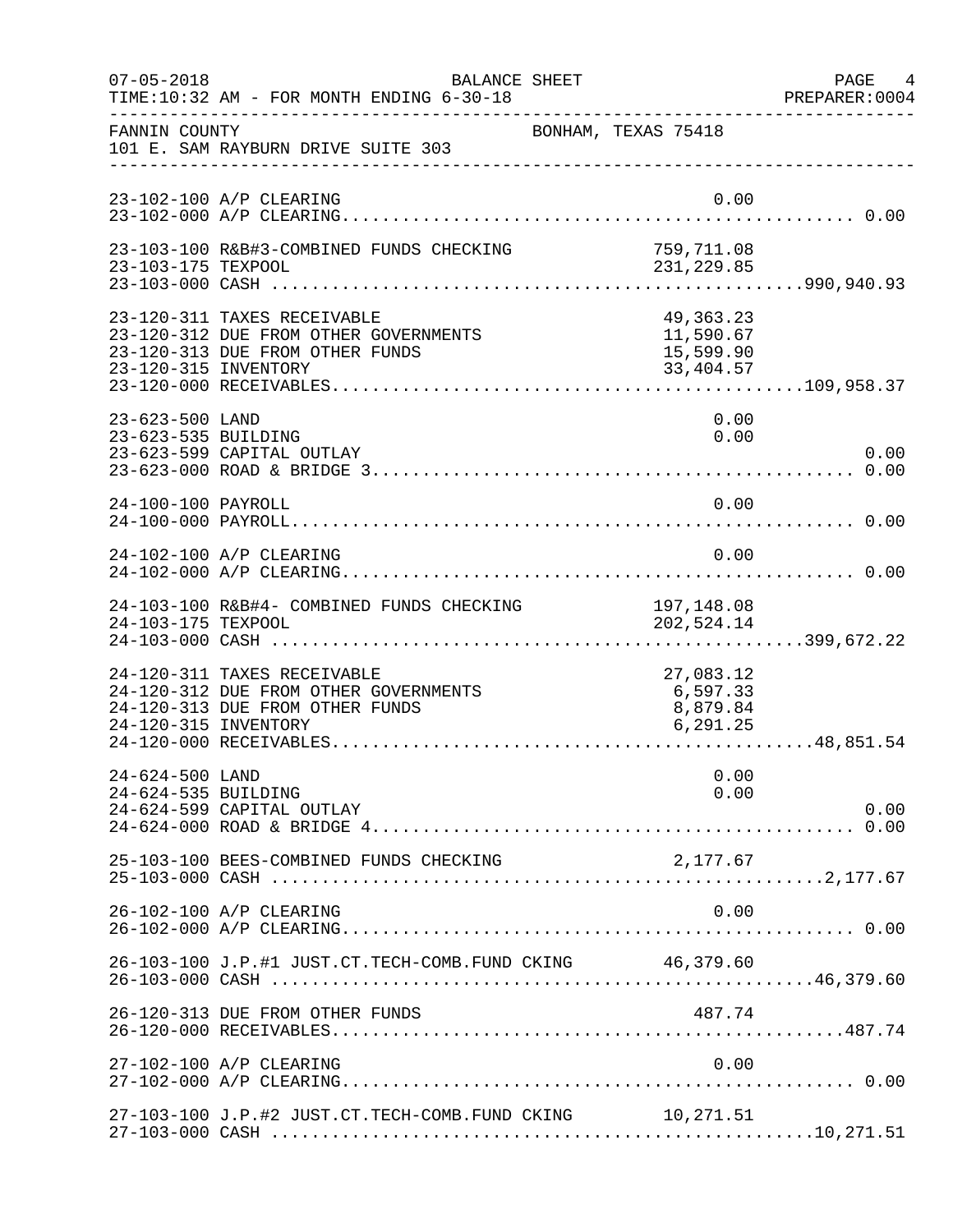FANNIN COUNTY BONHAM, TEXAS 75418

101 E. SAM RAYBURN DRIVE SUITE 303

| Account | Description | Amount | Total |
|---|---|---|---|
| 23-102-100 | A/P CLEARING | 0.00 | |
| 23-102-000 | A/P CLEARING | | 0.00 |
| 23-103-100 | R&B#3-COMBINED FUNDS CHECKING | 759,711.08 | |
| 23-103-175 | TEXPOOL | 231,229.85 | |
| 23-103-000 | CASH | | 990,940.93 |
| 23-120-311 | TAXES RECEIVABLE | 49,363.23 | |
| 23-120-312 | DUE FROM OTHER GOVERNMENTS | 11,590.67 | |
| 23-120-313 | DUE FROM OTHER FUNDS | 15,599.90 | |
| 23-120-315 | INVENTORY | 33,404.57 | |
| 23-120-000 | RECEIVABLES | | 109,958.37 |
| 23-623-500 | LAND | 0.00 | |
| 23-623-535 | BUILDING | 0.00 | |
| 23-623-599 | CAPITAL OUTLAY | | 0.00 |
| 23-623-000 | ROAD & BRIDGE 3 | | 0.00 |
| 24-100-100 | PAYROLL | 0.00 | |
| 24-100-000 | PAYROLL | | 0.00 |
| 24-102-100 | A/P CLEARING | 0.00 | |
| 24-102-000 | A/P CLEARING | | 0.00 |
| 24-103-100 | R&B#4- COMBINED FUNDS CHECKING | 197,148.08 | |
| 24-103-175 | TEXPOOL | 202,524.14 | |
| 24-103-000 | CASH | | 399,672.22 |
| 24-120-311 | TAXES RECEIVABLE | 27,083.12 | |
| 24-120-312 | DUE FROM OTHER GOVERNMENTS | 6,597.33 | |
| 24-120-313 | DUE FROM OTHER FUNDS | 8,879.84 | |
| 24-120-315 | INVENTORY | 6,291.25 | |
| 24-120-000 | RECEIVABLES | | 48,851.54 |
| 24-624-500 | LAND | 0.00 | |
| 24-624-535 | BUILDING | 0.00 | |
| 24-624-599 | CAPITAL OUTLAY | | 0.00 |
| 24-624-000 | ROAD & BRIDGE 4 | | 0.00 |
| 25-103-100 | BEES-COMBINED FUNDS CHECKING | 2,177.67 | |
| 25-103-000 | CASH | | 2,177.67 |
| 26-102-100 | A/P CLEARING | 0.00 | |
| 26-102-000 | A/P CLEARING | | 0.00 |
| 26-103-100 | J.P.#1 JUST.CT.TECH-COMB.FUND CKING | 46,379.60 | |
| 26-103-000 | CASH | | 46,379.60 |
| 26-120-313 | DUE FROM OTHER FUNDS | 487.74 | |
| 26-120-000 | RECEIVABLES | | 487.74 |
| 27-102-100 | A/P CLEARING | 0.00 | |
| 27-102-000 | A/P CLEARING | | 0.00 |
| 27-103-100 | J.P.#2 JUST.CT.TECH-COMB.FUND CKING | 10,271.51 | |
| 27-103-000 | CASH | | 10,271.51 |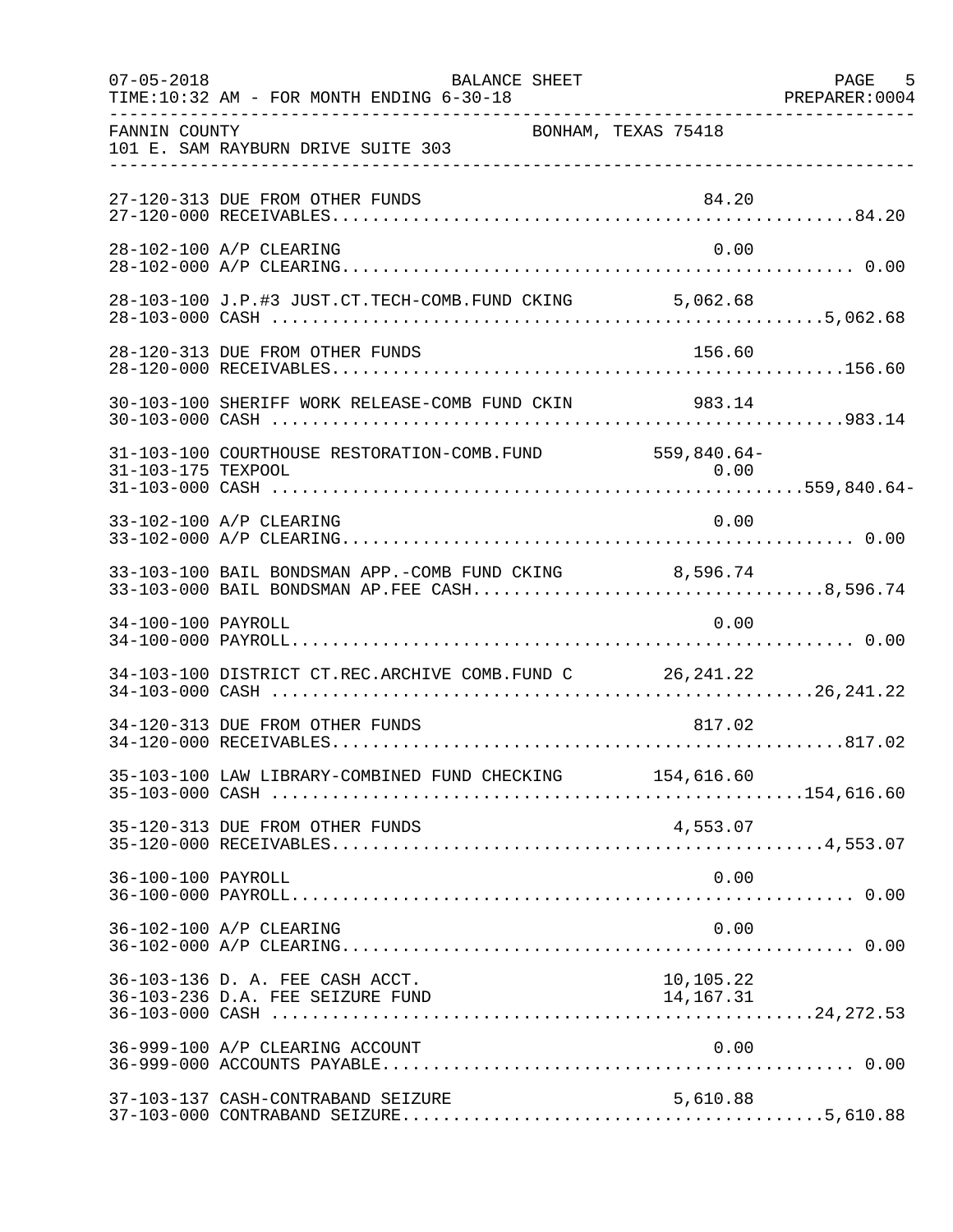FANNIN COUNTY — BONHAM, TEXAS 75418
101 E. SAM RAYBURN DRIVE SUITE 303

| Account | Description | Detail | Total |
|---|---|---|---|
| 27-120-313 | DUE FROM OTHER FUNDS | 84.20 | |
| 27-120-000 | RECEIVABLES | | 84.20 |
| 28-102-100 | A/P CLEARING | 0.00 | |
| 28-102-000 | A/P CLEARING | | 0.00 |
| 28-103-100 | J.P.#3 JUST.CT.TECH-COMB.FUND CKING | 5,062.68 | |
| 28-103-000 | CASH | | 5,062.68 |
| 28-120-313 | DUE FROM OTHER FUNDS | 156.60 | |
| 28-120-000 | RECEIVABLES | | 156.60 |
| 30-103-100 | SHERIFF WORK RELEASE-COMB FUND CKIN | 983.14 | |
| 30-103-000 | CASH | | 983.14 |
| 31-103-100 | COURTHOUSE RESTORATION-COMB.FUND | 559,840.64- | |
| 31-103-175 | TEXPOOL | 0.00 | |
| 31-103-000 | CASH | | 559,840.64- |
| 33-102-100 | A/P CLEARING | 0.00 | |
| 33-102-000 | A/P CLEARING | | 0.00 |
| 33-103-100 | BAIL BONDSMAN APP.-COMB FUND CKING | 8,596.74 | |
| 33-103-000 | BAIL BONDSMAN AP.FEE CASH | | 8,596.74 |
| 34-100-100 | PAYROLL | 0.00 | |
| 34-100-000 | PAYROLL | | 0.00 |
| 34-103-100 | DISTRICT CT.REC.ARCHIVE COMB.FUND C | 26,241.22 | |
| 34-103-000 | CASH | | 26,241.22 |
| 34-120-313 | DUE FROM OTHER FUNDS | 817.02 | |
| 34-120-000 | RECEIVABLES | | 817.02 |
| 35-103-100 | LAW LIBRARY-COMBINED FUND CHECKING | 154,616.60 | |
| 35-103-000 | CASH | | 154,616.60 |
| 35-120-313 | DUE FROM OTHER FUNDS | 4,553.07 | |
| 35-120-000 | RECEIVABLES | | 4,553.07 |
| 36-100-100 | PAYROLL | 0.00 | |
| 36-100-000 | PAYROLL | | 0.00 |
| 36-102-100 | A/P CLEARING | 0.00 | |
| 36-102-000 | A/P CLEARING | | 0.00 |
| 36-103-136 | D. A. FEE CASH ACCT. | 10,105.22 | |
| 36-103-236 | D.A. FEE SEIZURE FUND | 14,167.31 | |
| 36-103-000 | CASH | | 24,272.53 |
| 36-999-100 | A/P CLEARING ACCOUNT | 0.00 | |
| 36-999-000 | ACCOUNTS PAYABLE | | 0.00 |
| 37-103-137 | CASH-CONTRABAND SEIZURE | 5,610.88 | |
| 37-103-000 | CONTRABAND SEIZURE | | 5,610.88 |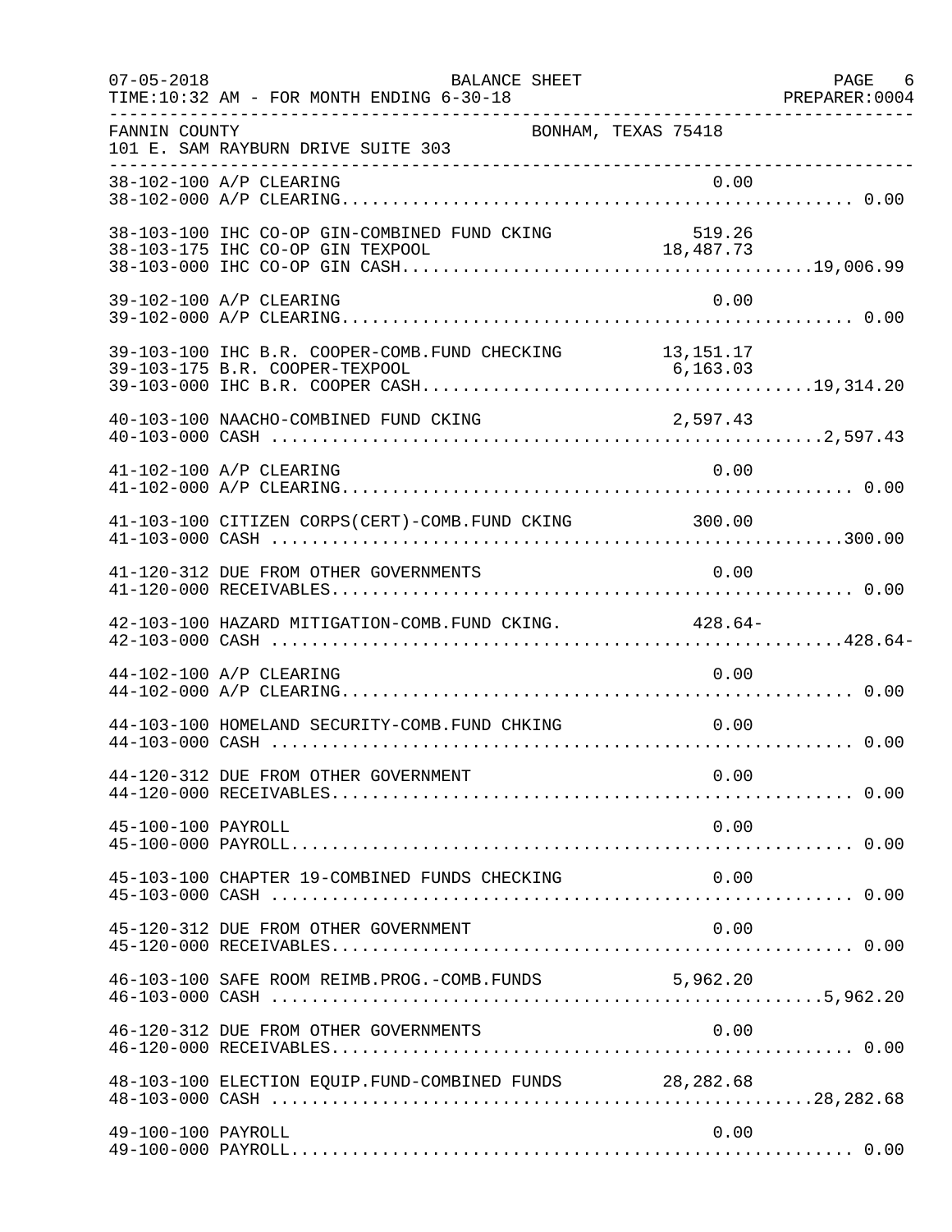FANNIN COUNTY BONHAM, TEXAS 75418
101 E. SAM RAYBURN DRIVE SUITE 303

| Account | Description | Detail | Total |
|---|---|---|---|
| 38-102-100 | A/P CLEARING | 0.00 | |
| 38-102-000 | A/P CLEARING | | 0.00 |
| 38-103-100 | IHC CO-OP GIN-COMBINED FUND CKING | 519.26 | |
| 38-103-175 | IHC CO-OP GIN TEXPOOL | 18,487.73 | |
| 38-103-000 | IHC CO-OP GIN CASH | | 19,006.99 |
| 39-102-100 | A/P CLEARING | 0.00 | |
| 39-102-000 | A/P CLEARING | | 0.00 |
| 39-103-100 | IHC B.R. COOPER-COMB.FUND CHECKING | 13,151.17 | |
| 39-103-175 | B.R. COOPER-TEXPOOL | 6,163.03 | |
| 39-103-000 | IHC B.R. COOPER CASH | | 19,314.20 |
| 40-103-100 | NAACHO-COMBINED FUND CKING | 2,597.43 | |
| 40-103-000 | CASH | | 2,597.43 |
| 41-102-100 | A/P CLEARING | 0.00 | |
| 41-102-000 | A/P CLEARING | | 0.00 |
| 41-103-100 | CITIZEN CORPS(CERT)-COMB.FUND CKING | 300.00 | |
| 41-103-000 | CASH | | 300.00 |
| 41-120-312 | DUE FROM OTHER GOVERNMENTS | 0.00 | |
| 41-120-000 | RECEIVABLES | | 0.00 |
| 42-103-100 | HAZARD MITIGATION-COMB.FUND CKING. | 428.64- | |
| 42-103-000 | CASH | | 428.64- |
| 44-102-100 | A/P CLEARING | 0.00 | |
| 44-102-000 | A/P CLEARING | | 0.00 |
| 44-103-100 | HOMELAND SECURITY-COMB.FUND CHKING | 0.00 | |
| 44-103-000 | CASH | | 0.00 |
| 44-120-312 | DUE FROM OTHER GOVERNMENT | 0.00 | |
| 44-120-000 | RECEIVABLES | | 0.00 |
| 45-100-100 | PAYROLL | 0.00 | |
| 45-100-000 | PAYROLL | | 0.00 |
| 45-103-100 | CHAPTER 19-COMBINED FUNDS CHECKING | 0.00 | |
| 45-103-000 | CASH | | 0.00 |
| 45-120-312 | DUE FROM OTHER GOVERNMENT | 0.00 | |
| 45-120-000 | RECEIVABLES | | 0.00 |
| 46-103-100 | SAFE ROOM REIMB.PROG.-COMB.FUNDS | 5,962.20 | |
| 46-103-000 | CASH | | 5,962.20 |
| 46-120-312 | DUE FROM OTHER GOVERNMENTS | 0.00 | |
| 46-120-000 | RECEIVABLES | | 0.00 |
| 48-103-100 | ELECTION EQUIP.FUND-COMBINED FUNDS | 28,282.68 | |
| 48-103-000 | CASH | | 28,282.68 |
| 49-100-100 | PAYROLL | 0.00 | |
| 49-100-000 | PAYROLL | | 0.00 |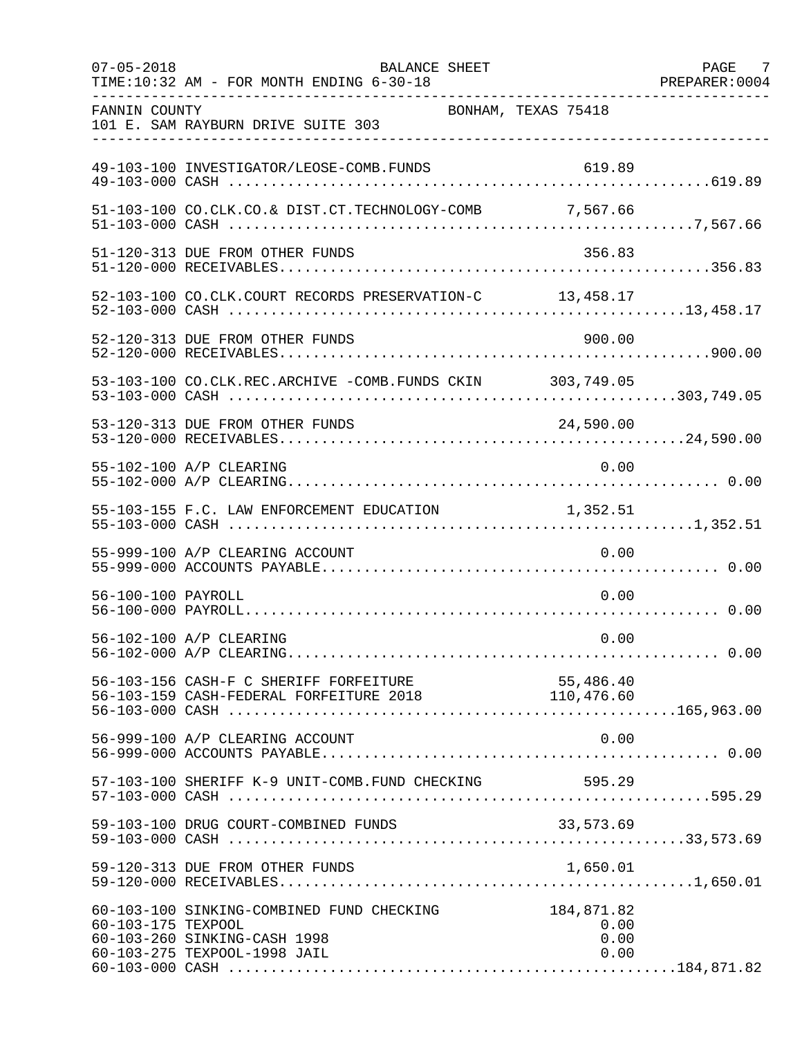FANNIN COUNTY — BONHAM, TEXAS 75418
101 E. SAM RAYBURN DRIVE SUITE 303

BALANCE SHEET
TIME:10:32 AM - FOR MONTH ENDING 6-30-18

| Account | Description | Amount | Total |
|---|---|---|---|
| 49-103-100 | INVESTIGATOR/LEOSE-COMB.FUNDS | 619.89 | |
| 49-103-000 | CASH | | 619.89 |
| 51-103-100 | CO.CLK.CO.& DIST.CT.TECHNOLOGY-COMB | 7,567.66 | |
| 51-103-000 | CASH | | 7,567.66 |
| 51-120-313 | DUE FROM OTHER FUNDS | 356.83 | |
| 51-120-000 | RECEIVABLES | | 356.83 |
| 52-103-100 | CO.CLK.COURT RECORDS PRESERVATION-C | 13,458.17 | |
| 52-103-000 | CASH | | 13,458.17 |
| 52-120-313 | DUE FROM OTHER FUNDS | 900.00 | |
| 52-120-000 | RECEIVABLES | | 900.00 |
| 53-103-100 | CO.CLK.REC.ARCHIVE -COMB.FUNDS CKIN | 303,749.05 | |
| 53-103-000 | CASH | | 303,749.05 |
| 53-120-313 | DUE FROM OTHER FUNDS | 24,590.00 | |
| 53-120-000 | RECEIVABLES | | 24,590.00 |
| 55-102-100 | A/P CLEARING | 0.00 | |
| 55-102-000 | A/P CLEARING | | 0.00 |
| 55-103-155 | F.C. LAW ENFORCEMENT EDUCATION | 1,352.51 | |
| 55-103-000 | CASH | | 1,352.51 |
| 55-999-100 | A/P CLEARING ACCOUNT | 0.00 | |
| 55-999-000 | ACCOUNTS PAYABLE | | 0.00 |
| 56-100-100 | PAYROLL | 0.00 | |
| 56-100-000 | PAYROLL | | 0.00 |
| 56-102-100 | A/P CLEARING | 0.00 | |
| 56-102-000 | A/P CLEARING | | 0.00 |
| 56-103-156 | CASH-F C SHERIFF FORFEITURE | 55,486.40 | |
| 56-103-159 | CASH-FEDERAL FORFEITURE 2018 | 110,476.60 | |
| 56-103-000 | CASH | | 165,963.00 |
| 56-999-100 | A/P CLEARING ACCOUNT | 0.00 | |
| 56-999-000 | ACCOUNTS PAYABLE | | 0.00 |
| 57-103-100 | SHERIFF K-9 UNIT-COMB.FUND CHECKING | 595.29 | |
| 57-103-000 | CASH | | 595.29 |
| 59-103-100 | DRUG COURT-COMBINED FUNDS | 33,573.69 | |
| 59-103-000 | CASH | | 33,573.69 |
| 59-120-313 | DUE FROM OTHER FUNDS | 1,650.01 | |
| 59-120-000 | RECEIVABLES | | 1,650.01 |
| 60-103-100 | SINKING-COMBINED FUND CHECKING | 184,871.82 | |
| 60-103-175 | TEXPOOL | 0.00 | |
| 60-103-260 | SINKING-CASH 1998 | 0.00 | |
| 60-103-275 | TEXPOOL-1998 JAIL | 0.00 | |
| 60-103-000 | CASH | | 184,871.82 |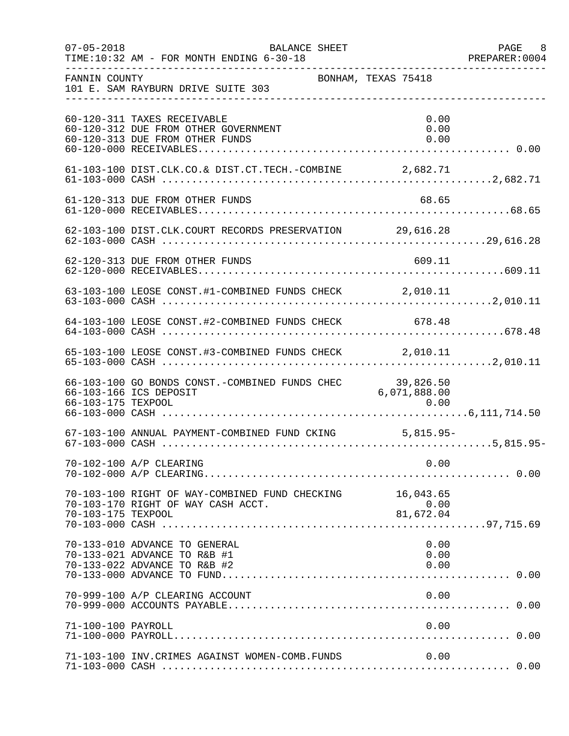FANNIN COUNTY BONHAM, TEXAS 75418
101 E. SAM RAYBURN DRIVE SUITE 303

| Account | Description | Amount | Total |
|---|---|---|---|
| 60-120-311 | TAXES RECEIVABLE | 0.00 | |
| 60-120-312 | DUE FROM OTHER GOVERNMENT | 0.00 | |
| 60-120-313 | DUE FROM OTHER FUNDS | 0.00 | |
| 60-120-000 | RECEIVABLES | | 0.00 |
| 61-103-100 | DIST.CLK.CO.& DIST.CT.TECH.-COMBINE | 2,682.71 | |
| 61-103-000 | CASH | | 2,682.71 |
| 61-120-313 | DUE FROM OTHER FUNDS | 68.65 | |
| 61-120-000 | RECEIVABLES | | 68.65 |
| 62-103-100 | DIST.CLK.COURT RECORDS PRESERVATION | 29,616.28 | |
| 62-103-000 | CASH | | 29,616.28 |
| 62-120-313 | DUE FROM OTHER FUNDS | 609.11 | |
| 62-120-000 | RECEIVABLES | | 609.11 |
| 63-103-100 | LEOSE CONST.#1-COMBINED FUNDS CHECK | 2,010.11 | |
| 63-103-000 | CASH | | 2,010.11 |
| 64-103-100 | LEOSE CONST.#2-COMBINED FUNDS CHECK | 678.48 | |
| 64-103-000 | CASH | | 678.48 |
| 65-103-100 | LEOSE CONST.#3-COMBINED FUNDS CHECK | 2,010.11 | |
| 65-103-000 | CASH | | 2,010.11 |
| 66-103-100 | GO BONDS CONST.-COMBINED FUNDS CHEC | 39,826.50 | |
| 66-103-166 | ICS DEPOSIT | 6,071,888.00 | |
| 66-103-175 | TEXPOOL | 0.00 | |
| 66-103-000 | CASH | | 6,111,714.50 |
| 67-103-100 | ANNUAL PAYMENT-COMBINED FUND CKING | 5,815.95- | |
| 67-103-000 | CASH | | 5,815.95- |
| 70-102-100 | A/P CLEARING | 0.00 | |
| 70-102-000 | A/P CLEARING | | 0.00 |
| 70-103-100 | RIGHT OF WAY-COMBINED FUND CHECKING | 16,043.65 | |
| 70-103-170 | RIGHT OF WAY CASH ACCT. | 0.00 | |
| 70-103-175 | TEXPOOL | 81,672.04 | |
| 70-103-000 | CASH | | 97,715.69 |
| 70-133-010 | ADVANCE TO GENERAL | 0.00 | |
| 70-133-021 | ADVANCE TO R&B #1 | 0.00 | |
| 70-133-022 | ADVANCE TO R&B #2 | 0.00 | |
| 70-133-000 | ADVANCE TO FUND | | 0.00 |
| 70-999-100 | A/P CLEARING ACCOUNT | 0.00 | |
| 70-999-000 | ACCOUNTS PAYABLE | | 0.00 |
| 71-100-100 | PAYROLL | 0.00 | |
| 71-100-000 | PAYROLL | | 0.00 |
| 71-103-100 | INV.CRIMES AGAINST WOMEN-COMB.FUNDS | 0.00 | |
| 71-103-000 | CASH | | 0.00 |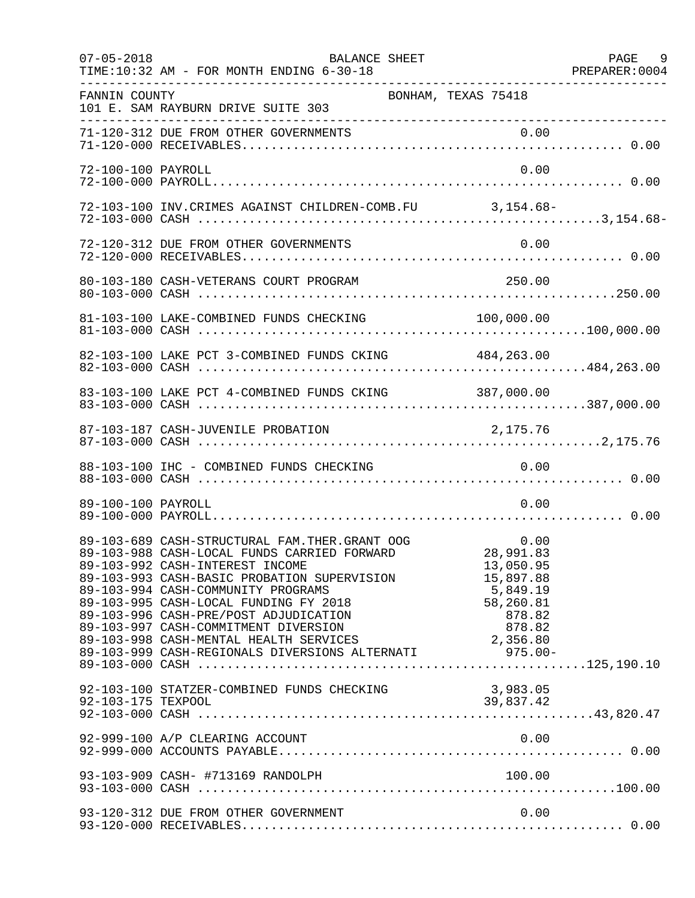07-05-2018 BALANCE SHEET PAGE 9
TIME:10:32 AM - FOR MONTH ENDING 6-30-18 PREPARER:0004

FANNIN COUNTY BONHAM, TEXAS 75418
101 E. SAM RAYBURN DRIVE SUITE 303

| Account | Description | Amount | Total |
|---|---|---|---|
| 71-120-312 | DUE FROM OTHER GOVERNMENTS | 0.00 | |
| 71-120-000 | RECEIVABLES | | 0.00 |
| 72-100-100 | PAYROLL | 0.00 | |
| 72-100-000 | PAYROLL | | 0.00 |
| 72-103-100 | INV.CRIMES AGAINST CHILDREN-COMB.FU | 3,154.68- | |
| 72-103-000 | CASH | | 3,154.68- |
| 72-120-312 | DUE FROM OTHER GOVERNMENTS | 0.00 | |
| 72-120-000 | RECEIVABLES | | 0.00 |
| 80-103-180 | CASH-VETERANS COURT PROGRAM | 250.00 | |
| 80-103-000 | CASH | | 250.00 |
| 81-103-100 | LAKE-COMBINED FUNDS CHECKING | 100,000.00 | |
| 81-103-000 | CASH | | 100,000.00 |
| 82-103-100 | LAKE PCT 3-COMBINED FUNDS CKING | 484,263.00 | |
| 82-103-000 | CASH | | 484,263.00 |
| 83-103-100 | LAKE PCT 4-COMBINED FUNDS CKING | 387,000.00 | |
| 83-103-000 | CASH | | 387,000.00 |
| 87-103-187 | CASH-JUVENILE PROBATION | 2,175.76 | |
| 87-103-000 | CASH | | 2,175.76 |
| 88-103-100 | IHC - COMBINED FUNDS CHECKING | 0.00 | |
| 88-103-000 | CASH | | 0.00 |
| 89-100-100 | PAYROLL | 0.00 | |
| 89-100-000 | PAYROLL | | 0.00 |
| 89-103-689 | CASH-STRUCTURAL FAM.THER.GRANT OOG | 0.00 | |
| 89-103-988 | CASH-LOCAL FUNDS CARRIED FORWARD | 28,991.83 | |
| 89-103-992 | CASH-INTEREST INCOME | 13,050.95 | |
| 89-103-993 | CASH-BASIC PROBATION SUPERVISION | 15,897.88 | |
| 89-103-994 | CASH-COMMUNITY PROGRAMS | 5,849.19 | |
| 89-103-995 | CASH-LOCAL FUNDING FY 2018 | 58,260.81 | |
| 89-103-996 | CASH-PRE/POST ADJUDICATION | 878.82 | |
| 89-103-997 | CASH-COMMITMENT DIVERSION | 878.82 | |
| 89-103-998 | CASH-MENTAL HEALTH SERVICES | 2,356.80 | |
| 89-103-999 | CASH-REGIONALS DIVERSIONS ALTERNATI | 975.00- | |
| 89-103-000 | CASH | | 125,190.10 |
| 92-103-100 | STATZER-COMBINED FUNDS CHECKING | 3,983.05 | |
| 92-103-175 | TEXPOOL | 39,837.42 | |
| 92-103-000 | CASH | | 43,820.47 |
| 92-999-100 | A/P CLEARING ACCOUNT | 0.00 | |
| 92-999-000 | ACCOUNTS PAYABLE | | 0.00 |
| 93-103-909 | CASH- #713169 RANDOLPH | 100.00 | |
| 93-103-000 | CASH | | 100.00 |
| 93-120-312 | DUE FROM OTHER GOVERNMENT | 0.00 | |
| 93-120-000 | RECEIVABLES | | 0.00 |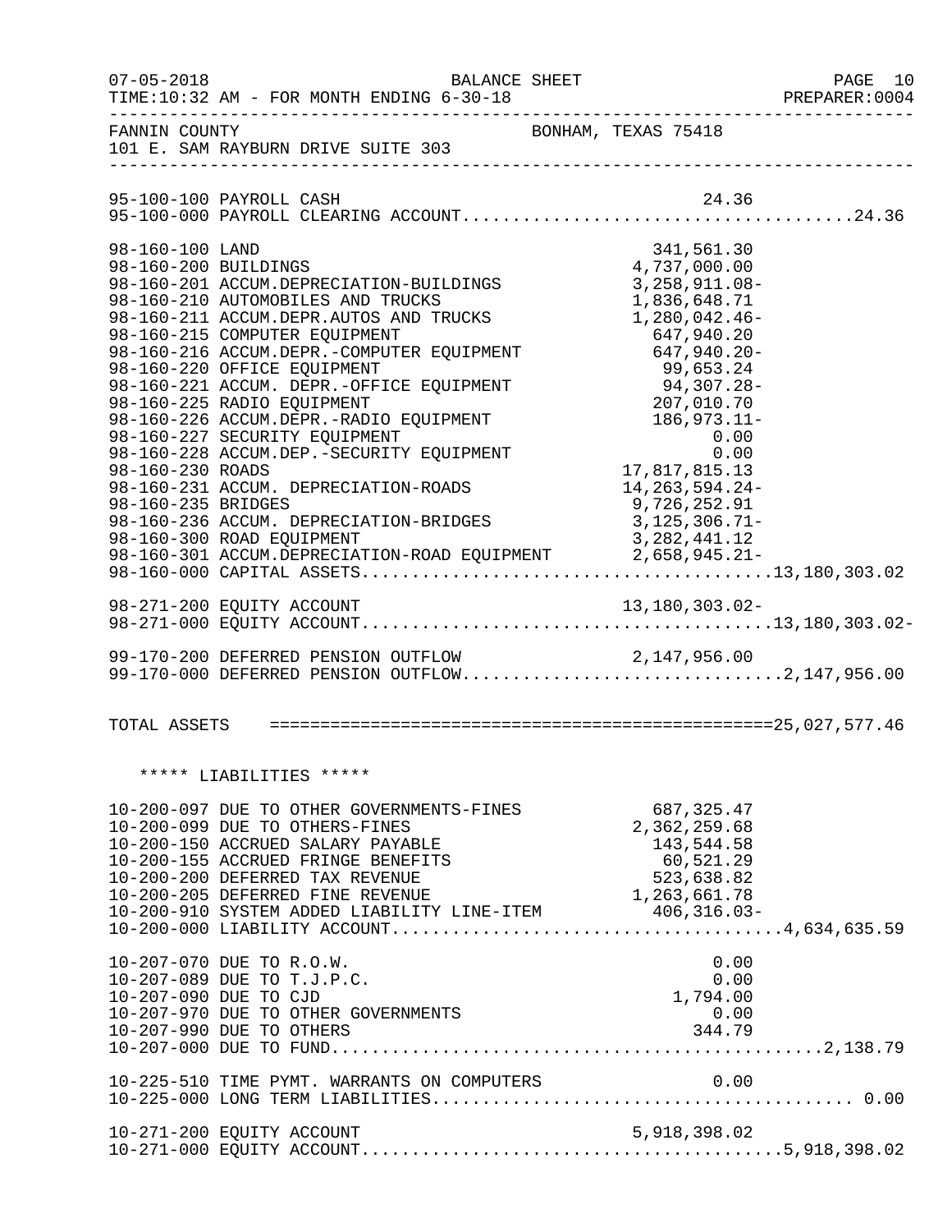FANNIN COUNTY BONHAM, TEXAS 75418
101 E. SAM RAYBURN DRIVE SUITE 303

BALANCE SHEET
FOR MONTH ENDING 6-30-18

| Account | Description | Amount | Total |
|---|---|---|---|
| 95-100-100 | PAYROLL CASH | 24.36 | |
| 95-100-000 | PAYROLL CLEARING ACCOUNT | | 24.36 |
| 98-160-100 | LAND | 341,561.30 | |
| 98-160-200 | BUILDINGS | 4,737,000.00 | |
| 98-160-201 | ACCUM.DEPRECIATION-BUILDINGS | 3,258,911.08- | |
| 98-160-210 | AUTOMOBILES AND TRUCKS | 1,836,648.71 | |
| 98-160-211 | ACCUM.DEPR.AUTOS AND TRUCKS | 1,280,042.46- | |
| 98-160-215 | COMPUTER EQUIPMENT | 647,940.20 | |
| 98-160-216 | ACCUM.DEPR.-COMPUTER EQUIPMENT | 647,940.20- | |
| 98-160-220 | OFFICE EQUIPMENT | 99,653.24 | |
| 98-160-221 | ACCUM. DEPR.-OFFICE EQUIPMENT | 94,307.28- | |
| 98-160-225 | RADIO EQUIPMENT | 207,010.70 | |
| 98-160-226 | ACCUM.DEPR.-RADIO EQUIPMENT | 186,973.11- | |
| 98-160-227 | SECURITY EQUIPMENT | 0.00 | |
| 98-160-228 | ACCUM.DEP.-SECURITY EQUIPMENT | 0.00 | |
| 98-160-230 | ROADS | 17,817,815.13 | |
| 98-160-231 | ACCUM. DEPRECIATION-ROADS | 14,263,594.24- | |
| 98-160-235 | BRIDGES | 9,726,252.91 | |
| 98-160-236 | ACCUM. DEPRECIATION-BRIDGES | 3,125,306.71- | |
| 98-160-300 | ROAD EQUIPMENT | 3,282,441.12 | |
| 98-160-301 | ACCUM.DEPRECIATION-ROAD EQUIPMENT | 2,658,945.21- | |
| 98-160-000 | CAPITAL ASSETS | | 13,180,303.02 |
| 98-271-200 | EQUITY ACCOUNT | 13,180,303.02- | |
| 98-271-000 | EQUITY ACCOUNT | | 13,180,303.02- |
| 99-170-200 | DEFERRED PENSION OUTFLOW | 2,147,956.00 | |
| 99-170-000 | DEFERRED PENSION OUTFLOW | | 2,147,956.00 |
| | TOTAL ASSETS | | 25,027,577.46 |

***** LIABILITIES *****

| Account | Description | Amount | Total |
|---|---|---|---|
| 10-200-097 | DUE TO OTHER GOVERNMENTS-FINES | 687,325.47 | |
| 10-200-099 | DUE TO OTHERS-FINES | 2,362,259.68 | |
| 10-200-150 | ACCRUED SALARY PAYABLE | 143,544.58 | |
| 10-200-155 | ACCRUED FRINGE BENEFITS | 60,521.29 | |
| 10-200-200 | DEFERRED TAX REVENUE | 523,638.82 | |
| 10-200-205 | DEFERRED FINE REVENUE | 1,263,661.78 | |
| 10-200-910 | SYSTEM ADDED LIABILITY LINE-ITEM | 406,316.03- | |
| 10-200-000 | LIABILITY ACCOUNT | | 4,634,635.59 |
| 10-207-070 | DUE TO R.O.W. | 0.00 | |
| 10-207-089 | DUE TO T.J.P.C. | 0.00 | |
| 10-207-090 | DUE TO CJD | 1,794.00 | |
| 10-207-970 | DUE TO OTHER GOVERNMENTS | 0.00 | |
| 10-207-990 | DUE TO OTHERS | 344.79 | |
| 10-207-000 | DUE TO FUND | | 2,138.79 |
| 10-225-510 | TIME PYMT. WARRANTS ON COMPUTERS | 0.00 | |
| 10-225-000 | LONG TERM LIABILITIES | | 0.00 |
| 10-271-200 | EQUITY ACCOUNT | 5,918,398.02 | |
| 10-271-000 | EQUITY ACCOUNT | | 5,918,398.02 |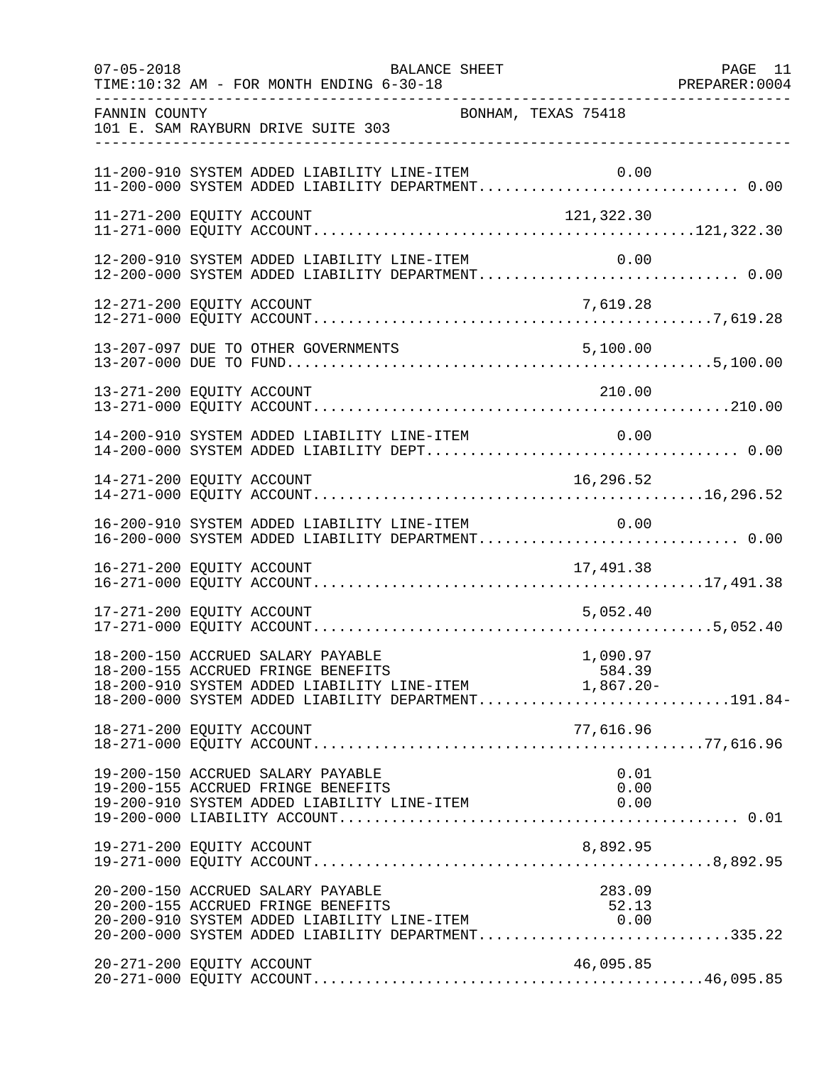FANNIN COUNTY — BONHAM, TEXAS 75418
101 E. SAM RAYBURN DRIVE SUITE 303

| Account | Line Item | Department Total |
|---|---|---|
| 11-200-910 SYSTEM ADDED LIABILITY LINE-ITEM | 0.00 | |
| 11-200-000 SYSTEM ADDED LIABILITY DEPARTMENT | | 0.00 |
| 11-271-200 EQUITY ACCOUNT | 121,322.30 | |
| 11-271-000 EQUITY ACCOUNT | | 121,322.30 |
| 12-200-910 SYSTEM ADDED LIABILITY LINE-ITEM | 0.00 | |
| 12-200-000 SYSTEM ADDED LIABILITY DEPARTMENT | | 0.00 |
| 12-271-200 EQUITY ACCOUNT | 7,619.28 | |
| 12-271-000 EQUITY ACCOUNT | | 7,619.28 |
| 13-207-097 DUE TO OTHER GOVERNMENTS | 5,100.00 | |
| 13-207-000 DUE TO FUND | | 5,100.00 |
| 13-271-200 EQUITY ACCOUNT | 210.00 | |
| 13-271-000 EQUITY ACCOUNT | | 210.00 |
| 14-200-910 SYSTEM ADDED LIABILITY LINE-ITEM | 0.00 | |
| 14-200-000 SYSTEM ADDED LIABILITY DEPT | | 0.00 |
| 14-271-200 EQUITY ACCOUNT | 16,296.52 | |
| 14-271-000 EQUITY ACCOUNT | | 16,296.52 |
| 16-200-910 SYSTEM ADDED LIABILITY LINE-ITEM | 0.00 | |
| 16-200-000 SYSTEM ADDED LIABILITY DEPARTMENT | | 0.00 |
| 16-271-200 EQUITY ACCOUNT | 17,491.38 | |
| 16-271-000 EQUITY ACCOUNT | | 17,491.38 |
| 17-271-200 EQUITY ACCOUNT | 5,052.40 | |
| 17-271-000 EQUITY ACCOUNT | | 5,052.40 |
| 18-200-150 ACCRUED SALARY PAYABLE | 1,090.97 | |
| 18-200-155 ACCRUED FRINGE BENEFITS | 584.39 | |
| 18-200-910 SYSTEM ADDED LIABILITY LINE-ITEM | 1,867.20- | |
| 18-200-000 SYSTEM ADDED LIABILITY DEPARTMENT | | 191.84- |
| 18-271-200 EQUITY ACCOUNT | 77,616.96 | |
| 18-271-000 EQUITY ACCOUNT | | 77,616.96 |
| 19-200-150 ACCRUED SALARY PAYABLE | 0.01 | |
| 19-200-155 ACCRUED FRINGE BENEFITS | 0.00 | |
| 19-200-910 SYSTEM ADDED LIABILITY LINE-ITEM | 0.00 | |
| 19-200-000 LIABILITY ACCOUNT | | 0.01 |
| 19-271-200 EQUITY ACCOUNT | 8,892.95 | |
| 19-271-000 EQUITY ACCOUNT | | 8,892.95 |
| 20-200-150 ACCRUED SALARY PAYABLE | 283.09 | |
| 20-200-155 ACCRUED FRINGE BENEFITS | 52.13 | |
| 20-200-910 SYSTEM ADDED LIABILITY LINE-ITEM | 0.00 | |
| 20-200-000 SYSTEM ADDED LIABILITY DEPARTMENT | | 335.22 |
| 20-271-200 EQUITY ACCOUNT | 46,095.85 | |
| 20-271-000 EQUITY ACCOUNT | | 46,095.85 |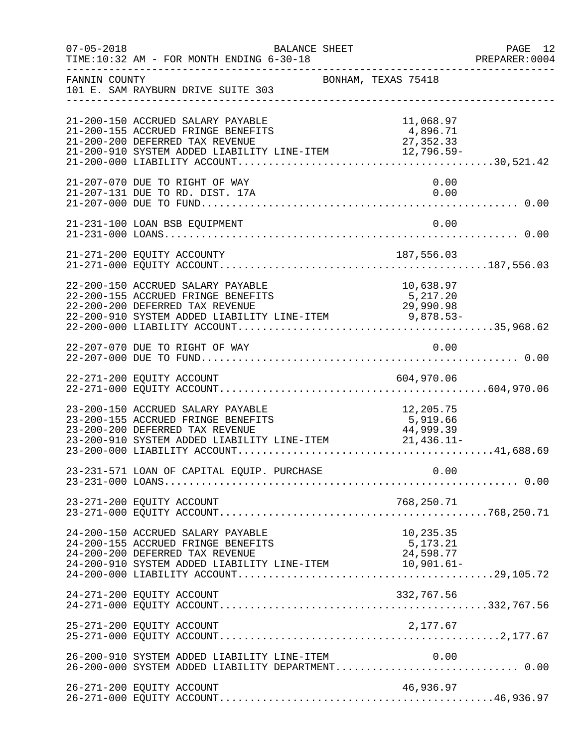FANNIN COUNTY BONHAM, TEXAS 75418
101 E. SAM RAYBURN DRIVE SUITE 303

BALANCE SHEET
FOR MONTH ENDING 6-30-18

| Account | Description | Amount | Total |
|---|---|---|---|
| 21-200-150 | ACCRUED SALARY PAYABLE | 11,068.97 | |
| 21-200-155 | ACCRUED FRINGE BENEFITS | 4,896.71 | |
| 21-200-200 | DEFERRED TAX REVENUE | 27,352.33 | |
| 21-200-910 | SYSTEM ADDED LIABILITY LINE-ITEM | 12,796.59- | |
| 21-200-000 | LIABILITY ACCOUNT | | 30,521.42 |
| 21-207-070 | DUE TO RIGHT OF WAY | 0.00 | |
| 21-207-131 | DUE TO RD. DIST. 17A | 0.00 | |
| 21-207-000 | DUE TO FUND | | 0.00 |
| 21-231-100 | LOAN BSB EQUIPMENT | 0.00 | |
| 21-231-000 | LOANS | | 0.00 |
| 21-271-200 | EQUITY ACCOUNTY | 187,556.03 | |
| 21-271-000 | EQUITY ACCOUNT | | 187,556.03 |
| 22-200-150 | ACCRUED SALARY PAYABLE | 10,638.97 | |
| 22-200-155 | ACCRUED FRINGE BENEFITS | 5,217.20 | |
| 22-200-200 | DEFERRED TAX REVENUE | 29,990.98 | |
| 22-200-910 | SYSTEM ADDED LIABILITY LINE-ITEM | 9,878.53- | |
| 22-200-000 | LIABILITY ACCOUNT | | 35,968.62 |
| 22-207-070 | DUE TO RIGHT OF WAY | 0.00 | |
| 22-207-000 | DUE TO FUND | | 0.00 |
| 22-271-200 | EQUITY ACCOUNT | 604,970.06 | |
| 22-271-000 | EQUITY ACCOUNT | | 604,970.06 |
| 23-200-150 | ACCRUED SALARY PAYABLE | 12,205.75 | |
| 23-200-155 | ACCRUED FRINGE BENEFITS | 5,919.66 | |
| 23-200-200 | DEFERRED TAX REVENUE | 44,999.39 | |
| 23-200-910 | SYSTEM ADDED LIABILITY LINE-ITEM | 21,436.11- | |
| 23-200-000 | LIABILITY ACCOUNT | | 41,688.69 |
| 23-231-571 | LOAN OF CAPITAL EQUIP. PURCHASE | 0.00 | |
| 23-231-000 | LOANS | | 0.00 |
| 23-271-200 | EQUITY ACCOUNT | 768,250.71 | |
| 23-271-000 | EQUITY ACCOUNT | | 768,250.71 |
| 24-200-150 | ACCRUED SALARY PAYABLE | 10,235.35 | |
| 24-200-155 | ACCRUED FRINGE BENEFITS | 5,173.21 | |
| 24-200-200 | DEFERRED TAX REVENUE | 24,598.77 | |
| 24-200-910 | SYSTEM ADDED LIABILITY LINE-ITEM | 10,901.61- | |
| 24-200-000 | LIABILITY ACCOUNT | | 29,105.72 |
| 24-271-200 | EQUITY ACCOUNT | 332,767.56 | |
| 24-271-000 | EQUITY ACCOUNT | | 332,767.56 |
| 25-271-200 | EQUITY ACCOUNT | 2,177.67 | |
| 25-271-000 | EQUITY ACCOUNT | | 2,177.67 |
| 26-200-910 | SYSTEM ADDED LIABILITY LINE-ITEM | 0.00 | |
| 26-200-000 | SYSTEM ADDED LIABILITY DEPARTMENT | | 0.00 |
| 26-271-200 | EQUITY ACCOUNT | 46,936.97 | |
| 26-271-000 | EQUITY ACCOUNT | | 46,936.97 |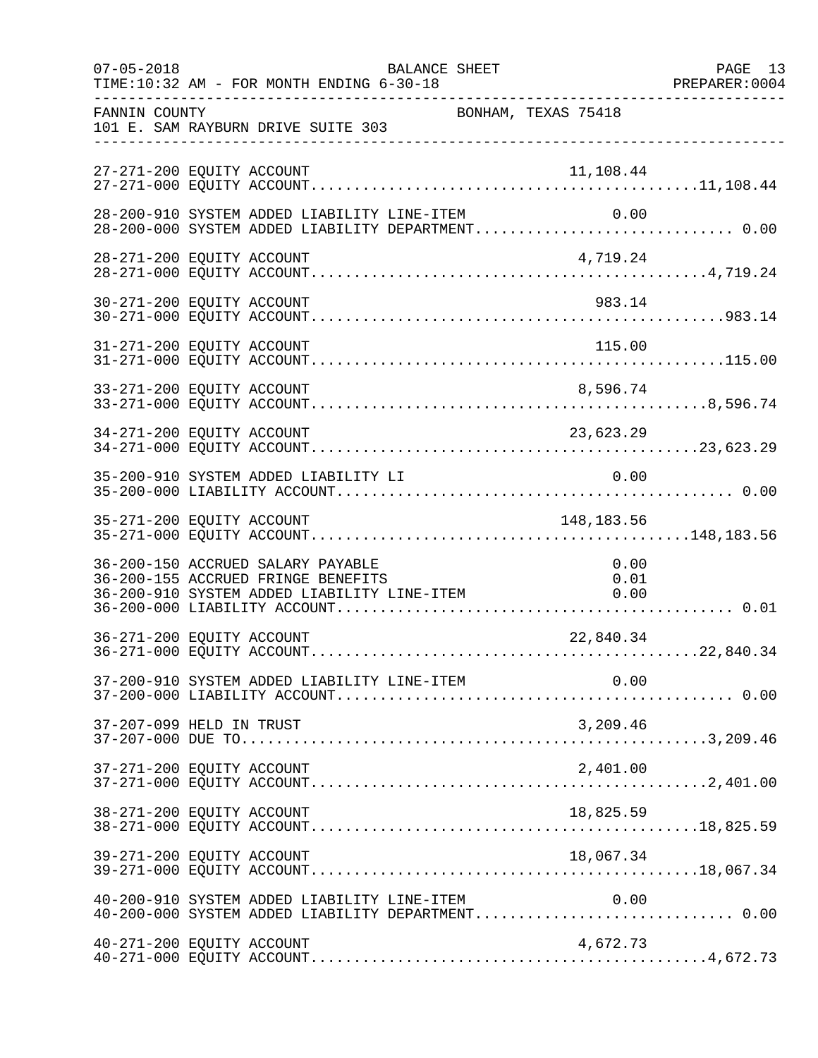FANNIN COUNTY — BONHAM, TEXAS 75418
101 E. SAM RAYBURN DRIVE SUITE 303

BALANCE SHEET — FOR MONTH ENDING 6-30-18

| Account | Description | Line-Item Amount | Total |
|---|---|---|---|
| 27-271-200 | EQUITY ACCOUNT | 11,108.44 | |
| 27-271-000 | EQUITY ACCOUNT | | 11,108.44 |
| 28-200-910 | SYSTEM ADDED LIABILITY LINE-ITEM | 0.00 | |
| 28-200-000 | SYSTEM ADDED LIABILITY DEPARTMENT | | 0.00 |
| 28-271-200 | EQUITY ACCOUNT | 4,719.24 | |
| 28-271-000 | EQUITY ACCOUNT | | 4,719.24 |
| 30-271-200 | EQUITY ACCOUNT | 983.14 | |
| 30-271-000 | EQUITY ACCOUNT | | 983.14 |
| 31-271-200 | EQUITY ACCOUNT | 115.00 | |
| 31-271-000 | EQUITY ACCOUNT | | 115.00 |
| 33-271-200 | EQUITY ACCOUNT | 8,596.74 | |
| 33-271-000 | EQUITY ACCOUNT | | 8,596.74 |
| 34-271-200 | EQUITY ACCOUNT | 23,623.29 | |
| 34-271-000 | EQUITY ACCOUNT | | 23,623.29 |
| 35-200-910 | SYSTEM ADDED LIABILITY LI | 0.00 | |
| 35-200-000 | LIABILITY ACCOUNT | | 0.00 |
| 35-271-200 | EQUITY ACCOUNT | 148,183.56 | |
| 35-271-000 | EQUITY ACCOUNT | | 148,183.56 |
| 36-200-150 | ACCRUED SALARY PAYABLE | 0.00 | |
| 36-200-155 | ACCRUED FRINGE BENEFITS | 0.01 | |
| 36-200-910 | SYSTEM ADDED LIABILITY LINE-ITEM | 0.00 | |
| 36-200-000 | LIABILITY ACCOUNT | | 0.01 |
| 36-271-200 | EQUITY ACCOUNT | 22,840.34 | |
| 36-271-000 | EQUITY ACCOUNT | | 22,840.34 |
| 37-200-910 | SYSTEM ADDED LIABILITY LINE-ITEM | 0.00 | |
| 37-200-000 | LIABILITY ACCOUNT | | 0.00 |
| 37-207-099 | HELD IN TRUST | 3,209.46 | |
| 37-207-000 | DUE TO | | 3,209.46 |
| 37-271-200 | EQUITY ACCOUNT | 2,401.00 | |
| 37-271-000 | EQUITY ACCOUNT | | 2,401.00 |
| 38-271-200 | EQUITY ACCOUNT | 18,825.59 | |
| 38-271-000 | EQUITY ACCOUNT | | 18,825.59 |
| 39-271-200 | EQUITY ACCOUNT | 18,067.34 | |
| 39-271-000 | EQUITY ACCOUNT | | 18,067.34 |
| 40-200-910 | SYSTEM ADDED LIABILITY LINE-ITEM | 0.00 | |
| 40-200-000 | SYSTEM ADDED LIABILITY DEPARTMENT | | 0.00 |
| 40-271-200 | EQUITY ACCOUNT | 4,672.73 | |
| 40-271-000 | EQUITY ACCOUNT | | 4,672.73 |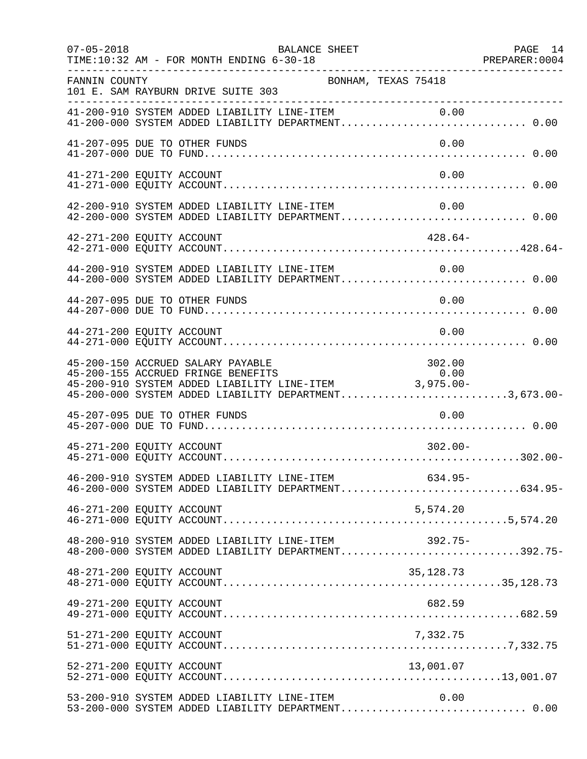FANNIN COUNTY — BONHAM, TEXAS 75418
101 E. SAM RAYBURN DRIVE SUITE 303

BALANCE SHEET — FOR MONTH ENDING 6-30-18

| Account | Description | Line-Item Amount | Department Total |
|---|---|---|---|
| 41-200-910 | SYSTEM ADDED LIABILITY LINE-ITEM | 0.00 | |
| 41-200-000 | SYSTEM ADDED LIABILITY DEPARTMENT | | 0.00 |
| 41-207-095 | DUE TO OTHER FUNDS | 0.00 | |
| 41-207-000 | DUE TO FUND | | 0.00 |
| 41-271-200 | EQUITY ACCOUNT | 0.00 | |
| 41-271-000 | EQUITY ACCOUNT | | 0.00 |
| 42-200-910 | SYSTEM ADDED LIABILITY LINE-ITEM | 0.00 | |
| 42-200-000 | SYSTEM ADDED LIABILITY DEPARTMENT | | 0.00 |
| 42-271-200 | EQUITY ACCOUNT | 428.64- | |
| 42-271-000 | EQUITY ACCOUNT | | 428.64- |
| 44-200-910 | SYSTEM ADDED LIABILITY LINE-ITEM | 0.00 | |
| 44-200-000 | SYSTEM ADDED LIABILITY DEPARTMENT | | 0.00 |
| 44-207-095 | DUE TO OTHER FUNDS | 0.00 | |
| 44-207-000 | DUE TO FUND | | 0.00 |
| 44-271-200 | EQUITY ACCOUNT | 0.00 | |
| 44-271-000 | EQUITY ACCOUNT | | 0.00 |
| 45-200-150 | ACCRUED SALARY PAYABLE | 302.00 | |
| 45-200-155 | ACCRUED FRINGE BENEFITS | 0.00 | |
| 45-200-910 | SYSTEM ADDED LIABILITY LINE-ITEM | 3,975.00- | |
| 45-200-000 | SYSTEM ADDED LIABILITY DEPARTMENT | | 3,673.00- |
| 45-207-095 | DUE TO OTHER FUNDS | 0.00 | |
| 45-207-000 | DUE TO FUND | | 0.00 |
| 45-271-200 | EQUITY ACCOUNT | 302.00- | |
| 45-271-000 | EQUITY ACCOUNT | | 302.00- |
| 46-200-910 | SYSTEM ADDED LIABILITY LINE-ITEM | 634.95- | |
| 46-200-000 | SYSTEM ADDED LIABILITY DEPARTMENT | | 634.95- |
| 46-271-200 | EQUITY ACCOUNT | 5,574.20 | |
| 46-271-000 | EQUITY ACCOUNT | | 5,574.20 |
| 48-200-910 | SYSTEM ADDED LIABILITY LINE-ITEM | 392.75- | |
| 48-200-000 | SYSTEM ADDED LIABILITY DEPARTMENT | | 392.75- |
| 48-271-200 | EQUITY ACCOUNT | 35,128.73 | |
| 48-271-000 | EQUITY ACCOUNT | | 35,128.73 |
| 49-271-200 | EQUITY ACCOUNT | 682.59 | |
| 49-271-000 | EQUITY ACCOUNT | | 682.59 |
| 51-271-200 | EQUITY ACCOUNT | 7,332.75 | |
| 51-271-000 | EQUITY ACCOUNT | | 7,332.75 |
| 52-271-200 | EQUITY ACCOUNT | 13,001.07 | |
| 52-271-000 | EQUITY ACCOUNT | | 13,001.07 |
| 53-200-910 | SYSTEM ADDED LIABILITY LINE-ITEM | 0.00 | |
| 53-200-000 | SYSTEM ADDED LIABILITY DEPARTMENT | | 0.00 |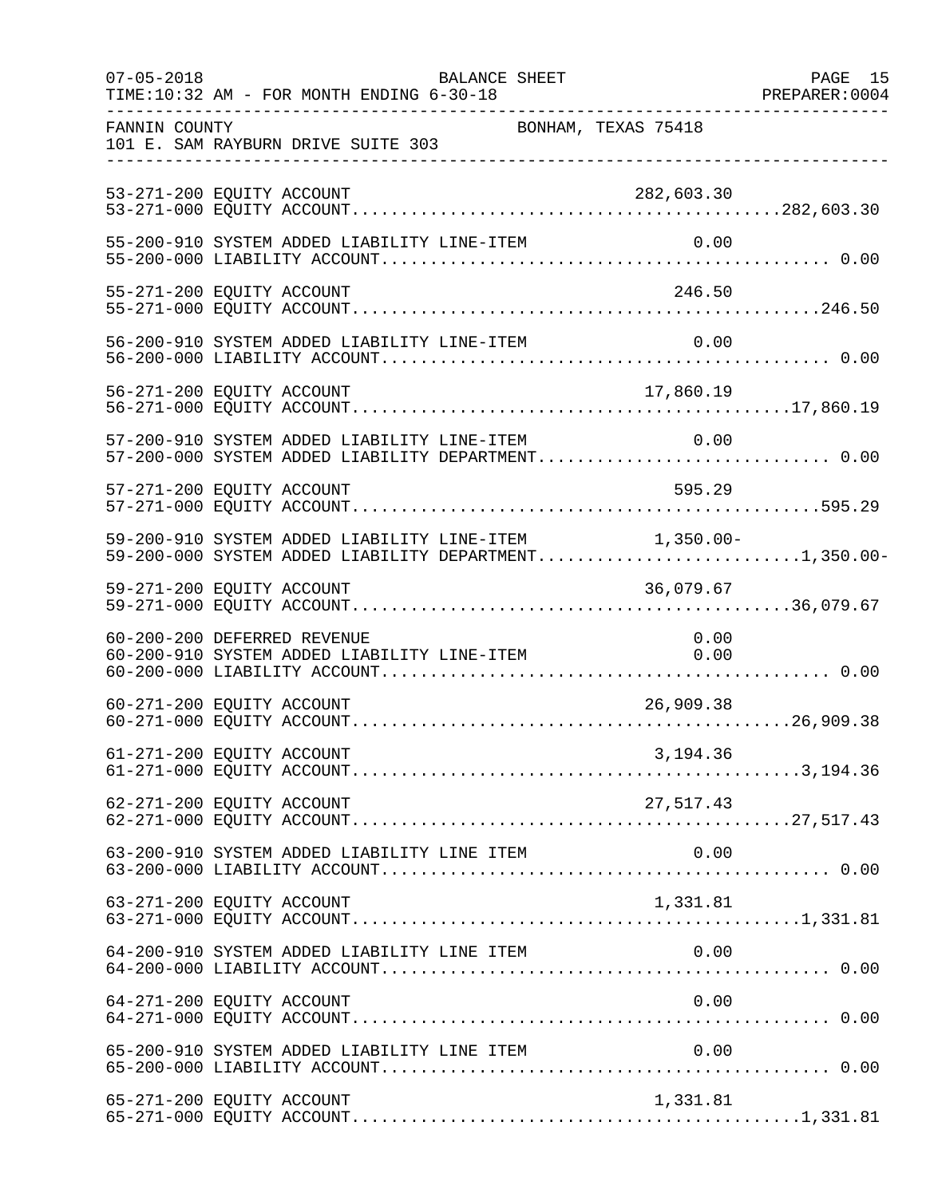FANNIN COUNTY BONHAM, TEXAS 75418
101 E. SAM RAYBURN DRIVE SUITE 303

| Account | Description | Line Amount | Total |
|---|---|---|---|
| 53-271-200 | EQUITY ACCOUNT | 282,603.30 | |
| 53-271-000 | EQUITY ACCOUNT | | 282,603.30 |
| 55-200-910 | SYSTEM ADDED LIABILITY LINE-ITEM | 0.00 | |
| 55-200-000 | LIABILITY ACCOUNT | | 0.00 |
| 55-271-200 | EQUITY ACCOUNT | 246.50 | |
| 55-271-000 | EQUITY ACCOUNT | | 246.50 |
| 56-200-910 | SYSTEM ADDED LIABILITY LINE-ITEM | 0.00 | |
| 56-200-000 | LIABILITY ACCOUNT | | 0.00 |
| 56-271-200 | EQUITY ACCOUNT | 17,860.19 | |
| 56-271-000 | EQUITY ACCOUNT | | 17,860.19 |
| 57-200-910 | SYSTEM ADDED LIABILITY LINE-ITEM | 0.00 | |
| 57-200-000 | SYSTEM ADDED LIABILITY DEPARTMENT | | 0.00 |
| 57-271-200 | EQUITY ACCOUNT | 595.29 | |
| 57-271-000 | EQUITY ACCOUNT | | 595.29 |
| 59-200-910 | SYSTEM ADDED LIABILITY LINE-ITEM | 1,350.00- | |
| 59-200-000 | SYSTEM ADDED LIABILITY DEPARTMENT | | 1,350.00- |
| 59-271-200 | EQUITY ACCOUNT | 36,079.67 | |
| 59-271-000 | EQUITY ACCOUNT | | 36,079.67 |
| 60-200-200 | DEFERRED REVENUE | 0.00 | |
| 60-200-910 | SYSTEM ADDED LIABILITY LINE-ITEM | 0.00 | |
| 60-200-000 | LIABILITY ACCOUNT | | 0.00 |
| 60-271-200 | EQUITY ACCOUNT | 26,909.38 | |
| 60-271-000 | EQUITY ACCOUNT | | 26,909.38 |
| 61-271-200 | EQUITY ACCOUNT | 3,194.36 | |
| 61-271-000 | EQUITY ACCOUNT | | 3,194.36 |
| 62-271-200 | EQUITY ACCOUNT | 27,517.43 | |
| 62-271-000 | EQUITY ACCOUNT | | 27,517.43 |
| 63-200-910 | SYSTEM ADDED LIABILITY LINE ITEM | 0.00 | |
| 63-200-000 | LIABILITY ACCOUNT | | 0.00 |
| 63-271-200 | EQUITY ACCOUNT | 1,331.81 | |
| 63-271-000 | EQUITY ACCOUNT | | 1,331.81 |
| 64-200-910 | SYSTEM ADDED LIABILITY LINE ITEM | 0.00 | |
| 64-200-000 | LIABILITY ACCOUNT | | 0.00 |
| 64-271-200 | EQUITY ACCOUNT | 0.00 | |
| 64-271-000 | EQUITY ACCOUNT | | 0.00 |
| 65-200-910 | SYSTEM ADDED LIABILITY LINE ITEM | 0.00 | |
| 65-200-000 | LIABILITY ACCOUNT | | 0.00 |
| 65-271-200 | EQUITY ACCOUNT | 1,331.81 | |
| 65-271-000 | EQUITY ACCOUNT | | 1,331.81 |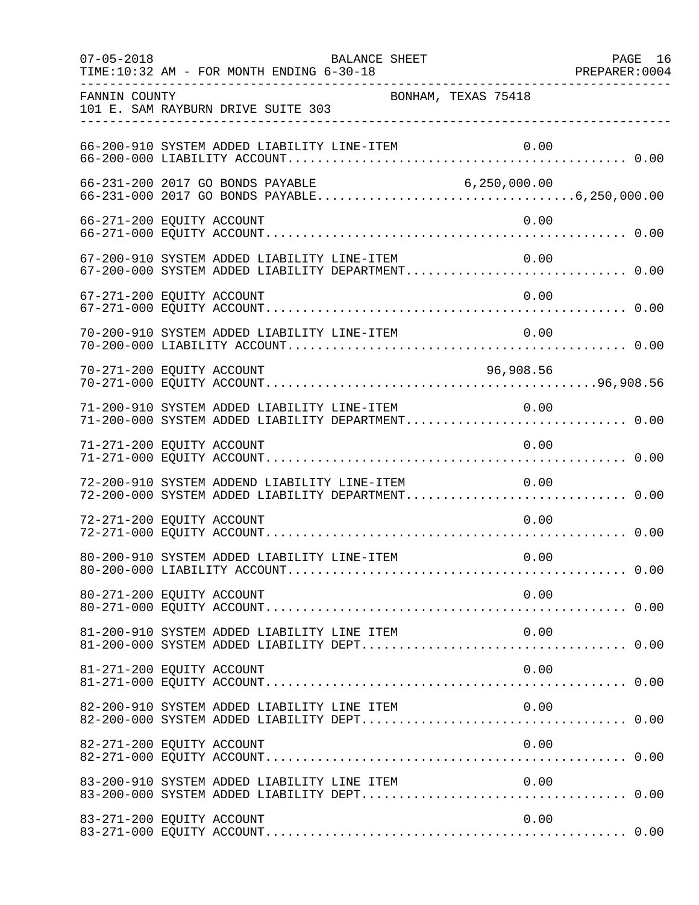FANNIN COUNTY                                  BONHAM, TEXAS 75418
101 E. SAM RAYBURN DRIVE SUITE 303

```
66-200-910 SYSTEM ADDED LIABILITY LINE-ITEM                       0.00
66-200-000 LIABILITY ACCOUNT............................................. 0.00

66-231-200 2017 GO BONDS PAYABLE                          6,250,000.00
66-231-000 2017 GO BONDS PAYABLE.................................6,250,000.00

66-271-200 EQUITY ACCOUNT                                         0.00
66-271-000 EQUITY ACCOUNT................................................ 0.00

67-200-910 SYSTEM ADDED LIABILITY LINE-ITEM                       0.00
67-200-000 SYSTEM ADDED LIABILITY DEPARTMENT............................. 0.00

67-271-200 EQUITY ACCOUNT                                         0.00
67-271-000 EQUITY ACCOUNT................................................ 0.00

70-200-910 SYSTEM ADDED LIABILITY LINE-ITEM                       0.00
70-200-000 LIABILITY ACCOUNT............................................. 0.00

70-271-200 EQUITY ACCOUNT                                    96,908.56
70-271-000 EQUITY ACCOUNT...........................................96,908.56

71-200-910 SYSTEM ADDED LIABILITY LINE-ITEM                       0.00
71-200-000 SYSTEM ADDED LIABILITY DEPARTMENT............................. 0.00

71-271-200 EQUITY ACCOUNT                                         0.00
71-271-000 EQUITY ACCOUNT................................................ 0.00

72-200-910 SYSTEM ADDEND LIABILITY LINE-ITEM                      0.00
72-200-000 SYSTEM ADDED LIABILITY DEPARTMENT............................. 0.00

72-271-200 EQUITY ACCOUNT                                         0.00
72-271-000 EQUITY ACCOUNT................................................ 0.00

80-200-910 SYSTEM ADDED LIABILITY LINE-ITEM                       0.00
80-200-000 LIABILITY ACCOUNT............................................. 0.00

80-271-200 EQUITY ACCOUNT                                         0.00
80-271-000 EQUITY ACCOUNT................................................ 0.00

81-200-910 SYSTEM ADDED LIABILITY LINE ITEM                       0.00
81-200-000 SYSTEM ADDED LIABILITY DEPT................................... 0.00

81-271-200 EQUITY ACCOUNT                                         0.00
81-271-000 EQUITY ACCOUNT................................................ 0.00

82-200-910 SYSTEM ADDED LIABILITY LINE ITEM                       0.00
82-200-000 SYSTEM ADDED LIABILITY DEPT................................... 0.00

82-271-200 EQUITY ACCOUNT                                         0.00
82-271-000 EQUITY ACCOUNT................................................ 0.00

83-200-910 SYSTEM ADDED LIABILITY LINE ITEM                       0.00
83-200-000 SYSTEM ADDED LIABILITY DEPT................................... 0.00

83-271-200 EQUITY ACCOUNT                                         0.00
83-271-000 EQUITY ACCOUNT................................................ 0.00
```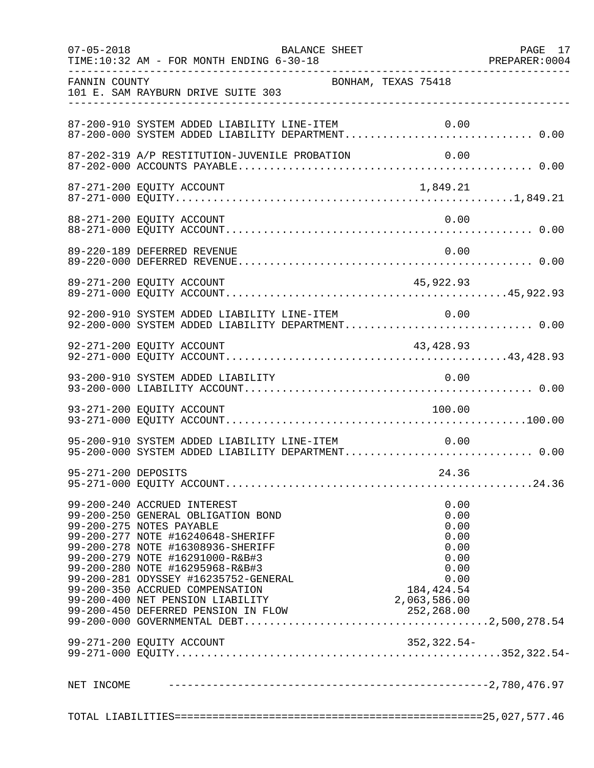FANNIN COUNTY — BONHAM, TEXAS 75418
101 E. SAM RAYBURN DRIVE SUITE 303

BALANCE SHEET — 07-05-2018 — TIME:10:32 AM - FOR MONTH ENDING 6-30-18 — PREPARER:0004

| Account | Description | Line Amount | Total |
|---|---|---|---|
| 87-200-910 | SYSTEM ADDED LIABILITY LINE-ITEM | 0.00 | |
| 87-200-000 | SYSTEM ADDED LIABILITY DEPARTMENT | | 0.00 |
| 87-202-319 | A/P RESTITUTION-JUVENILE PROBATION | 0.00 | |
| 87-202-000 | ACCOUNTS PAYABLE | | 0.00 |
| 87-271-200 | EQUITY ACCOUNT | 1,849.21 | |
| 87-271-000 | EQUITY | | 1,849.21 |
| 88-271-200 | EQUITY ACCOUNT | 0.00 | |
| 88-271-000 | EQUITY ACCOUNT | | 0.00 |
| 89-220-189 | DEFERRED REVENUE | 0.00 | |
| 89-220-000 | DEFERRED REVENUE | | 0.00 |
| 89-271-200 | EQUITY ACCOUNT | 45,922.93 | |
| 89-271-000 | EQUITY ACCOUNT | | 45,922.93 |
| 92-200-910 | SYSTEM ADDED LIABILITY LINE-ITEM | 0.00 | |
| 92-200-000 | SYSTEM ADDED LIABILITY DEPARTMENT | | 0.00 |
| 92-271-200 | EQUITY ACCOUNT | 43,428.93 | |
| 92-271-000 | EQUITY ACCOUNT | | 43,428.93 |
| 93-200-910 | SYSTEM ADDED LIABILITY | 0.00 | |
| 93-200-000 | LIABILITY ACCOUNT | | 0.00 |
| 93-271-200 | EQUITY ACCOUNT | 100.00 | |
| 93-271-000 | EQUITY ACCOUNT | | 100.00 |
| 95-200-910 | SYSTEM ADDED LIABILITY LINE-ITEM | 0.00 | |
| 95-200-000 | SYSTEM ADDED LIABILITY DEPARTMENT | | 0.00 |
| 95-271-200 | DEPOSITS | 24.36 | |
| 95-271-000 | EQUITY ACCOUNT | | 24.36 |
| 99-200-240 | ACCRUED INTEREST | 0.00 | |
| 99-200-250 | GENERAL OBLIGATION BOND | 0.00 | |
| 99-200-275 | NOTES PAYABLE | 0.00 | |
| 99-200-277 | NOTE #16240648-SHERIFF | 0.00 | |
| 99-200-278 | NOTE #16308936-SHERIFF | 0.00 | |
| 99-200-279 | NOTE #16291000-R&B#3 | 0.00 | |
| 99-200-280 | NOTE #16295968-R&B#3 | 0.00 | |
| 99-200-281 | ODYSSEY #16235752-GENERAL | 0.00 | |
| 99-200-350 | ACCRUED COMPENSATION | 184,424.54 | |
| 99-200-400 | NET PENSION LIABILITY | 2,063,586.00 | |
| 99-200-450 | DEFERRED PENSION IN FLOW | 252,268.00 | |
| 99-200-000 | GOVERNMENTAL DEBT | | 2,500,278.54 |
| 99-271-200 | EQUITY ACCOUNT | 352,322.54- | |
| 99-271-000 | EQUITY | | 352,322.54- |

| | |
|---|---|
| NET INCOME | 2,780,476.97 |
| TOTAL LIABILITIES | 25,027,577.46 |